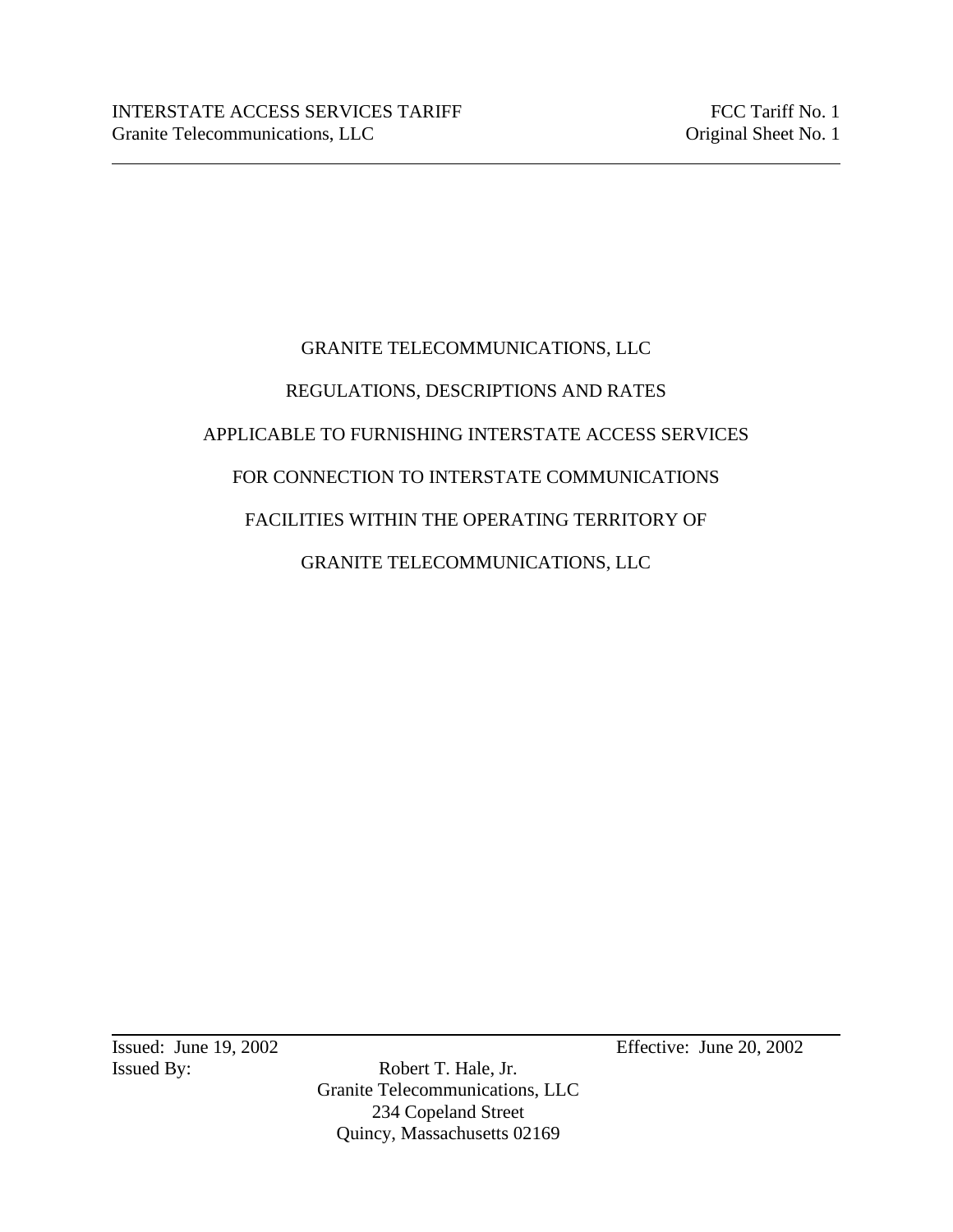GRANITE TELECOMMUNICATIONS, LLC

REGULATIONS, DESCRIPTIONS AND RATES

APPLICABLE TO FURNISHING INTERSTATE ACCESS SERVICES

FOR CONNECTION TO INTERSTATE COMMUNICATIONS

FACILITIES WITHIN THE OPERATING TERRITORY OF

GRANITE TELECOMMUNICATIONS, LLC

Issued: June 19, 2002 Effective: June 20, 2002

Issued By: Robert T. Hale, Jr.
Granite Telecommunications, LLC
234 Copeland Street
Quincy, Massachusetts 02169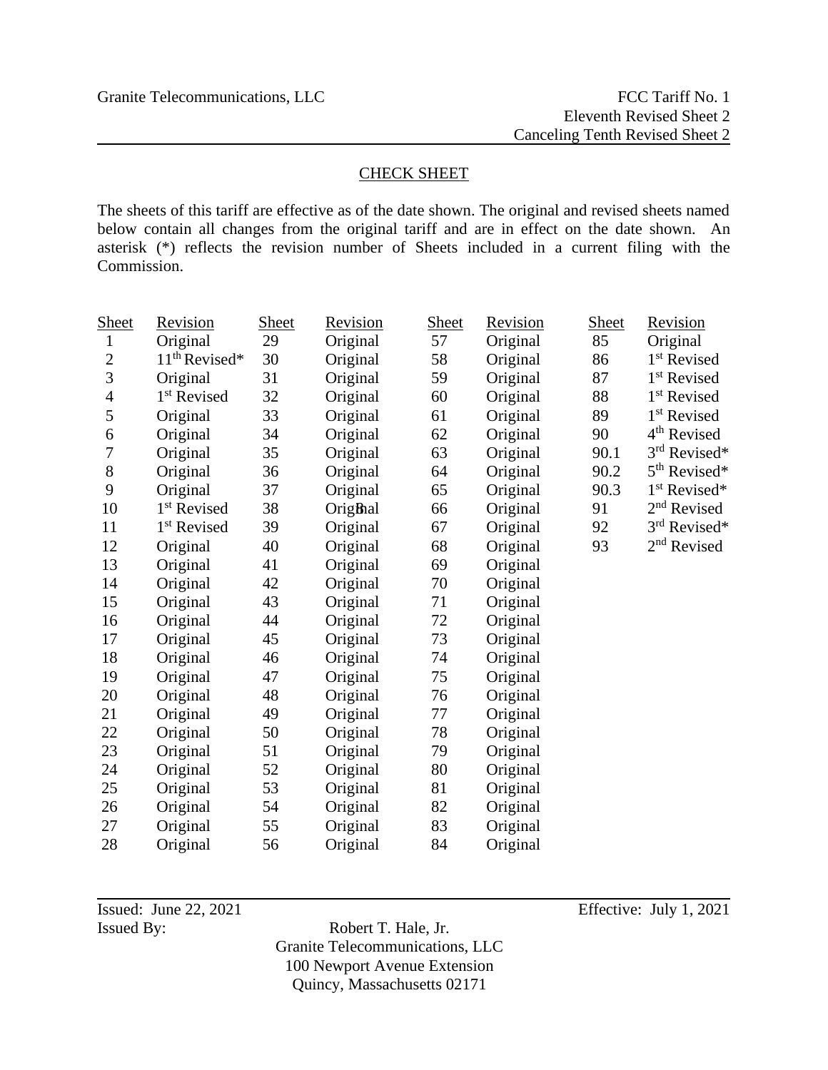Granite Telecommunications, LLC

FCC Tariff No. 1
Eleventh Revised Sheet 2
Canceling Tenth Revised Sheet 2

## CHECK SHEET

The sheets of this tariff are effective as of the date shown. The original and revised sheets named below contain all changes from the original tariff and are in effect on the date shown. An asterisk (*) reflects the revision number of Sheets included in a current filing with the Commission.

| Sheet | Revision | Sheet | Revision | Sheet | Revision | Sheet | Revision |
|---|---|---|---|---|---|---|---|
| 1 | Original | 29 | Original | 57 | Original | 85 | Original |
| 2 | 11th Revised* | 30 | Original | 58 | Original | 86 | 1st Revised |
| 3 | Original | 31 | Original | 59 | Original | 87 | 1st Revised |
| 4 | 1st Revised | 32 | Original | 60 | Original | 88 | 1st Revised |
| 5 | Original | 33 | Original | 61 | Original | 89 | 1st Revised |
| 6 | Original | 34 | Original | 62 | Original | 90 | 4th Revised |
| 7 | Original | 35 | Original | 63 | Original | 90.1 | 3rd Revised* |
| 8 | Original | 36 | Original | 64 | Original | 90.2 | 5th Revised* |
| 9 | Original | 37 | Original | 65 | Original | 90.3 | 1st Revised* |
| 10 | 1st Revised | 38 | Original | 66 | Original | 91 | 2nd Revised |
| 11 | 1st Revised | 39 | Original | 67 | Original | 92 | 3rd Revised* |
| 12 | Original | 40 | Original | 68 | Original | 93 | 2nd Revised |
| 13 | Original | 41 | Original | 69 | Original | | |
| 14 | Original | 42 | Original | 70 | Original | | |
| 15 | Original | 43 | Original | 71 | Original | | |
| 16 | Original | 44 | Original | 72 | Original | | |
| 17 | Original | 45 | Original | 73 | Original | | |
| 18 | Original | 46 | Original | 74 | Original | | |
| 19 | Original | 47 | Original | 75 | Original | | |
| 20 | Original | 48 | Original | 76 | Original | | |
| 21 | Original | 49 | Original | 77 | Original | | |
| 22 | Original | 50 | Original | 78 | Original | | |
| 23 | Original | 51 | Original | 79 | Original | | |
| 24 | Original | 52 | Original | 80 | Original | | |
| 25 | Original | 53 | Original | 81 | Original | | |
| 26 | Original | 54 | Original | 82 | Original | | |
| 27 | Original | 55 | Original | 83 | Original | | |
| 28 | Original | 56 | Original | 84 | Original | | |

Issued: June 22, 2021

Effective: July 1, 2021

Issued By:

Robert T. Hale, Jr.
Granite Telecommunications, LLC
100 Newport Avenue Extension
Quincy, Massachusetts 02171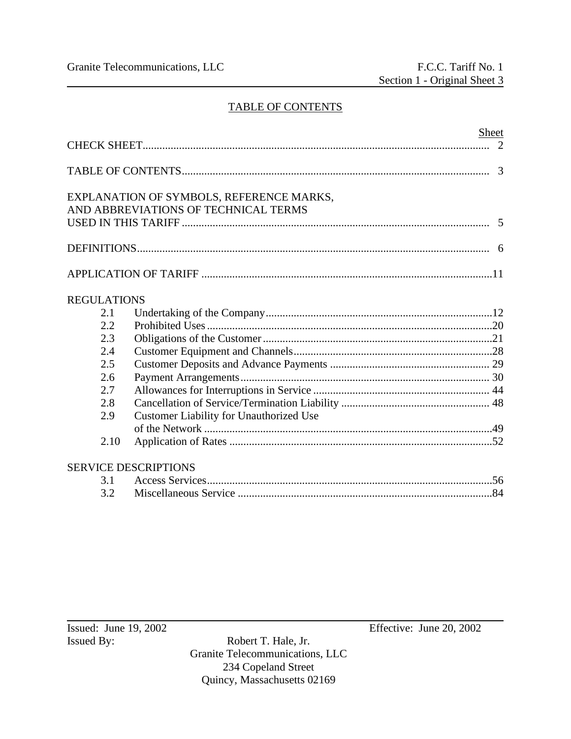# TABLE OF CONTENTS

| | | Sheet |
|---|---|---|
| CHECK SHEET | | 2 |
| TABLE OF CONTENTS | | 3 |
| EXPLANATION OF SYMBOLS, REFERENCE MARKS, AND ABBREVIATIONS OF TECHNICAL TERMS USED IN THIS TARIFF | | 5 |
| DEFINITIONS | | 6 |
| APPLICATION OF TARIFF | | 11 |
| REGULATIONS | | |
| 2.1 | Undertaking of the Company | 12 |
| 2.2 | Prohibited Uses | 20 |
| 2.3 | Obligations of the Customer | 21 |
| 2.4 | Customer Equipment and Channels | 28 |
| 2.5 | Customer Deposits and Advance Payments | 29 |
| 2.6 | Payment Arrangements | 30 |
| 2.7 | Allowances for Interruptions in Service | 44 |
| 2.8 | Cancellation of Service/Termination Liability | 48 |
| 2.9 | Customer Liability for Unauthorized Use of the Network | 49 |
| 2.10 | Application of Rates | 52 |
| SERVICE DESCRIPTIONS | | |
| 3.1 | Access Services | 56 |
| 3.2 | Miscellaneous Service | 84 |

Issued: June 19, 2002

Effective: June 20, 2002

Issued By:

Robert T. Hale, Jr.
Granite Telecommunications, LLC
234 Copeland Street
Quincy, Massachusetts 02169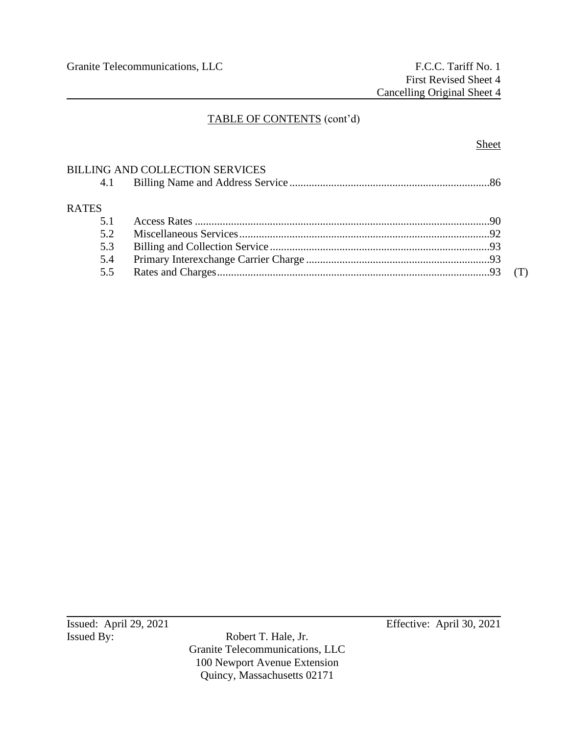## TABLE OF CONTENTS (cont'd)

| | | Sheet | |
|---|---|---|---|
| **BILLING AND COLLECTION SERVICES** | | | |
| 4.1 | Billing Name and Address Service | 86 | |
| **RATES** | | | |
| 5.1 | Access Rates | 90 | |
| 5.2 | Miscellaneous Services | 92 | |
| 5.3 | Billing and Collection Service | 93 | |
| 5.4 | Primary Interexchange Carrier Charge | 93 | |
| 5.5 | Rates and Charges | 93 | (T) |

Issued: April 29, 2021

Effective: April 30, 2021

Issued By:

Robert T. Hale, Jr.
Granite Telecommunications, LLC
100 Newport Avenue Extension
Quincy, Massachusetts 02171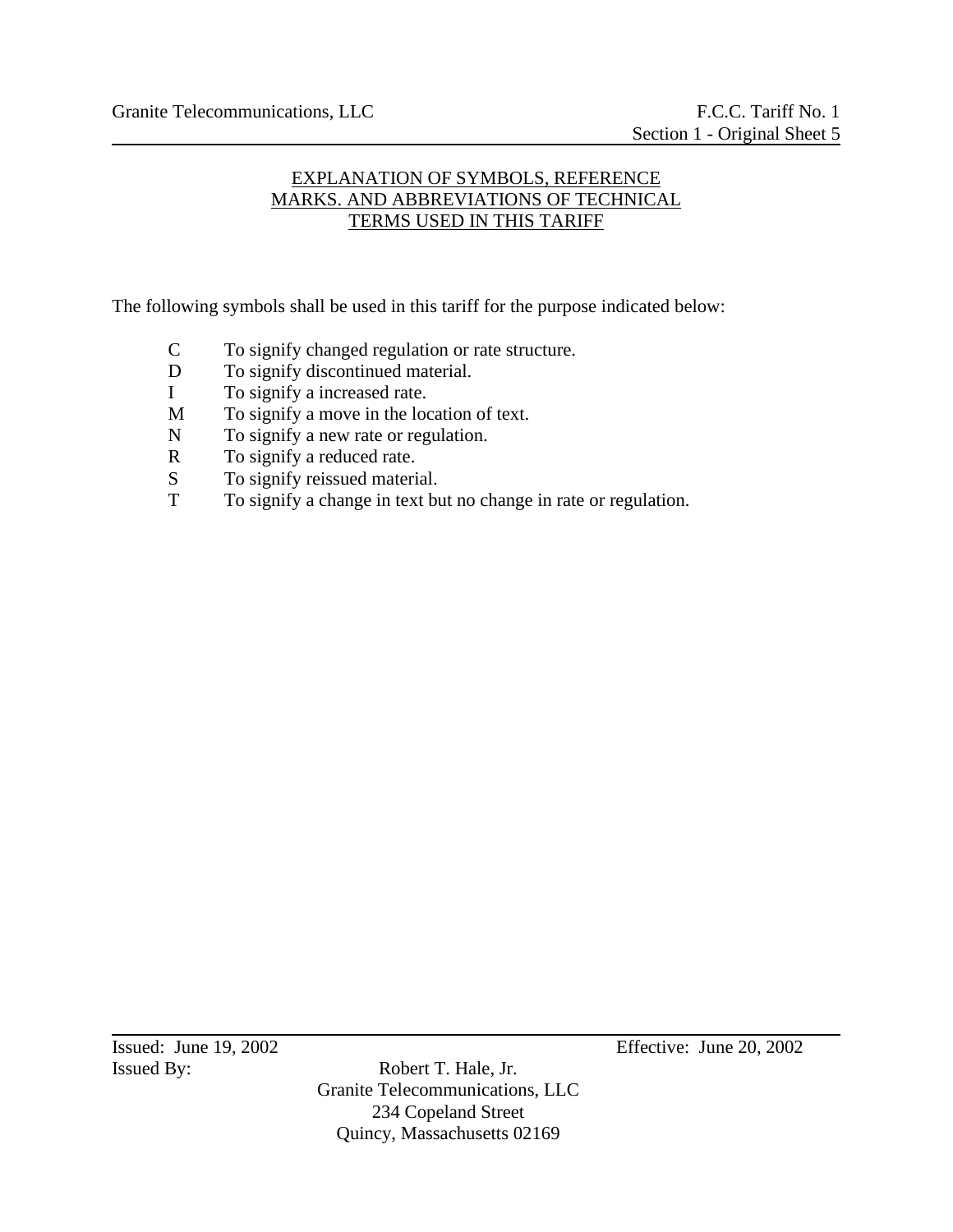## EXPLANATION OF SYMBOLS, REFERENCE MARKS. AND ABBREVIATIONS OF TECHNICAL TERMS USED IN THIS TARIFF

The following symbols shall be used in this tariff for the purpose indicated below:

- C To signify changed regulation or rate structure.
- D To signify discontinued material.
- I To signify a increased rate.
- M To signify a move in the location of text.
- N To signify a new rate or regulation.
- R To signify a reduced rate.
- S To signify reissued material.
- T To signify a change in text but no change in rate or regulation.

Issued: June 19, 2002 Effective: June 20, 2002

Issued By: Robert T. Hale, Jr.
Granite Telecommunications, LLC
234 Copeland Street
Quincy, Massachusetts 02169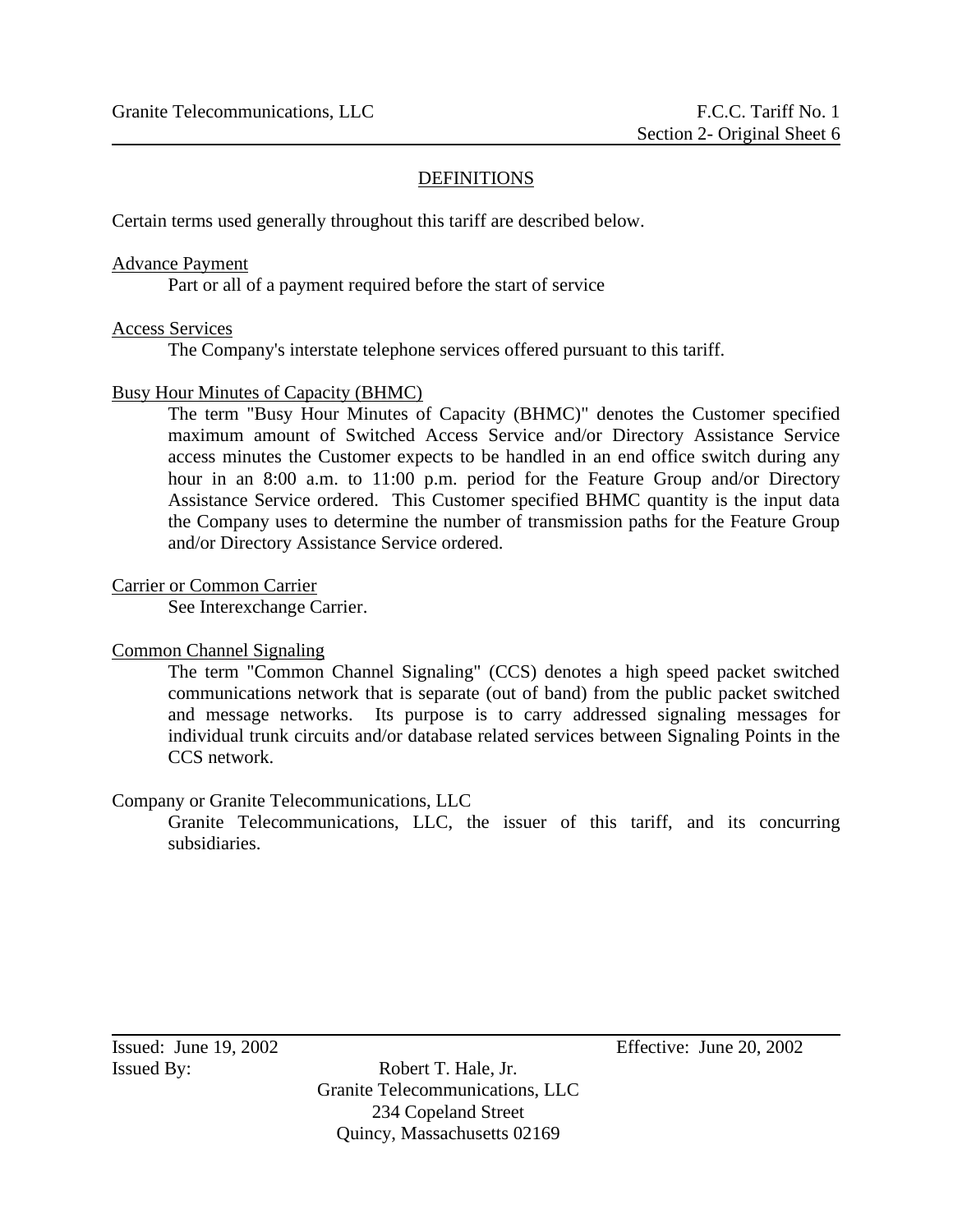## DEFINITIONS

Certain terms used generally throughout this tariff are described below.

Advance Payment

Part or all of a payment required before the start of service

Access Services

The Company's interstate telephone services offered pursuant to this tariff.

Busy Hour Minutes of Capacity (BHMC)

The term "Busy Hour Minutes of Capacity (BHMC)" denotes the Customer specified maximum amount of Switched Access Service and/or Directory Assistance Service access minutes the Customer expects to be handled in an end office switch during any hour in an 8:00 a.m. to 11:00 p.m. period for the Feature Group and/or Directory Assistance Service ordered. This Customer specified BHMC quantity is the input data the Company uses to determine the number of transmission paths for the Feature Group and/or Directory Assistance Service ordered.

Carrier or Common Carrier

See Interexchange Carrier.

Common Channel Signaling

The term "Common Channel Signaling" (CCS) denotes a high speed packet switched communications network that is separate (out of band) from the public packet switched and message networks. Its purpose is to carry addressed signaling messages for individual trunk circuits and/or database related services between Signaling Points in the CCS network.

Company or Granite Telecommunications, LLC

Granite Telecommunications, LLC, the issuer of this tariff, and its concurring subsidiaries.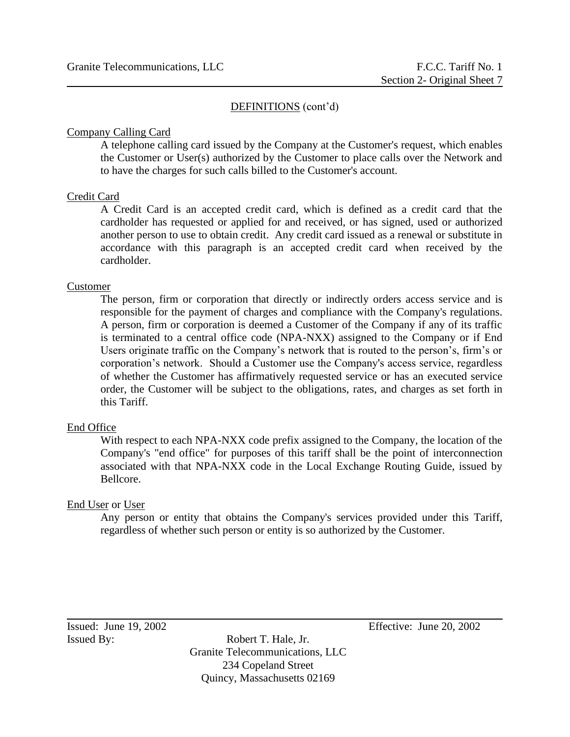## DEFINITIONS (cont'd)

Company Calling Card

A telephone calling card issued by the Company at the Customer's request, which enables the Customer or User(s) authorized by the Customer to place calls over the Network and to have the charges for such calls billed to the Customer's account.

Credit Card

A Credit Card is an accepted credit card, which is defined as a credit card that the cardholder has requested or applied for and received, or has signed, used or authorized another person to use to obtain credit. Any credit card issued as a renewal or substitute in accordance with this paragraph is an accepted credit card when received by the cardholder.

Customer

The person, firm or corporation that directly or indirectly orders access service and is responsible for the payment of charges and compliance with the Company's regulations. A person, firm or corporation is deemed a Customer of the Company if any of its traffic is terminated to a central office code (NPA-NXX) assigned to the Company or if End Users originate traffic on the Company's network that is routed to the person's, firm's or corporation's network. Should a Customer use the Company's access service, regardless of whether the Customer has affirmatively requested service or has an executed service order, the Customer will be subject to the obligations, rates, and charges as set forth in this Tariff.

End Office

With respect to each NPA-NXX code prefix assigned to the Company, the location of the Company's "end office" for purposes of this tariff shall be the point of interconnection associated with that NPA-NXX code in the Local Exchange Routing Guide, issued by Bellcore.

End User or User

Any person or entity that obtains the Company's services provided under this Tariff, regardless of whether such person or entity is so authorized by the Customer.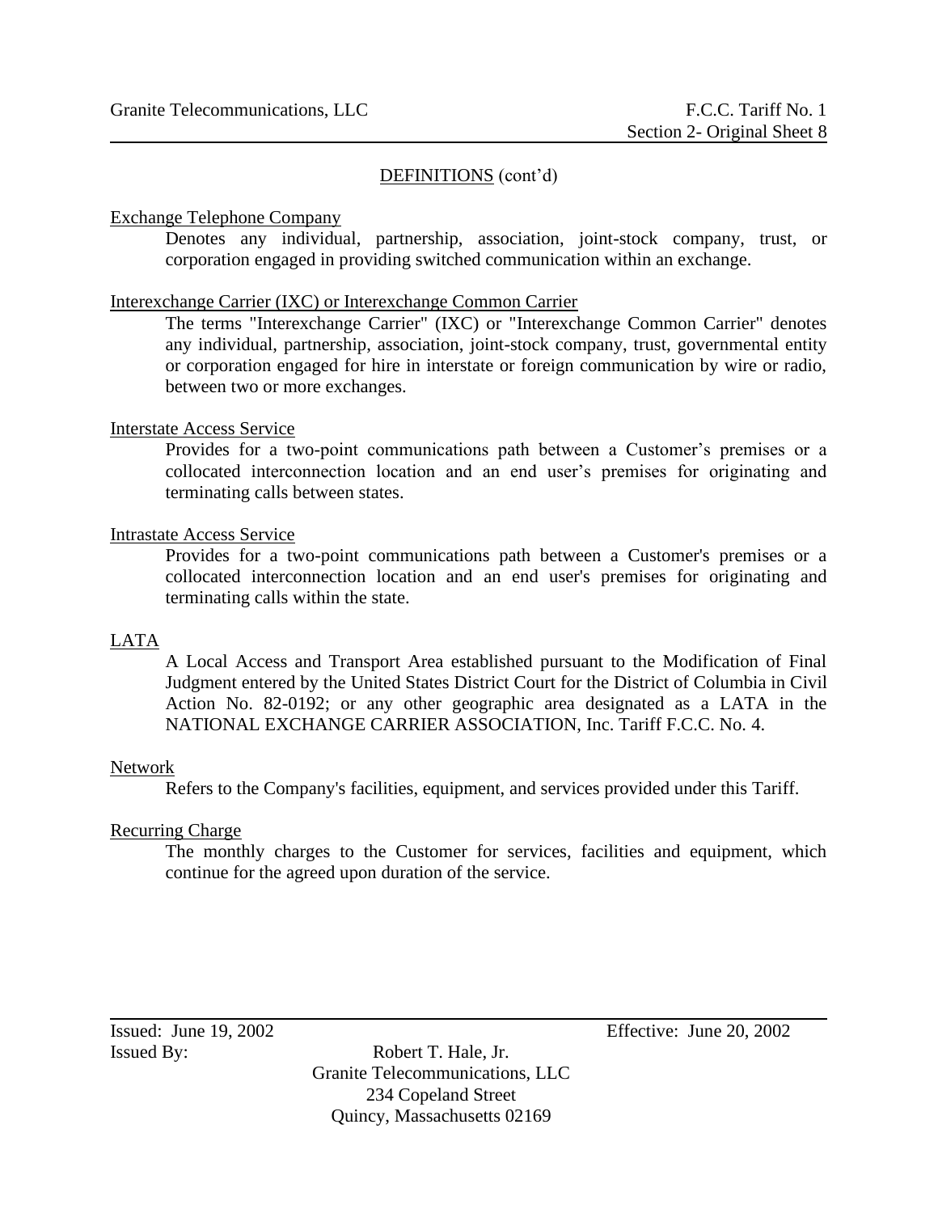## DEFINITIONS (cont'd)

Exchange Telephone Company

Denotes any individual, partnership, association, joint-stock company, trust, or corporation engaged in providing switched communication within an exchange.

Interexchange Carrier (IXC) or Interexchange Common Carrier

The terms "Interexchange Carrier" (IXC) or "Interexchange Common Carrier" denotes any individual, partnership, association, joint-stock company, trust, governmental entity or corporation engaged for hire in interstate or foreign communication by wire or radio, between two or more exchanges.

Interstate Access Service

Provides for a two-point communications path between a Customer's premises or a collocated interconnection location and an end user's premises for originating and terminating calls between states.

Intrastate Access Service

Provides for a two-point communications path between a Customer's premises or a collocated interconnection location and an end user's premises for originating and terminating calls within the state.

LATA

A Local Access and Transport Area established pursuant to the Modification of Final Judgment entered by the United States District Court for the District of Columbia in Civil Action No. 82-0192; or any other geographic area designated as a LATA in the NATIONAL EXCHANGE CARRIER ASSOCIATION, Inc. Tariff F.C.C. No. 4.

Network

Refers to the Company's facilities, equipment, and services provided under this Tariff.

Recurring Charge

The monthly charges to the Customer for services, facilities and equipment, which continue for the agreed upon duration of the service.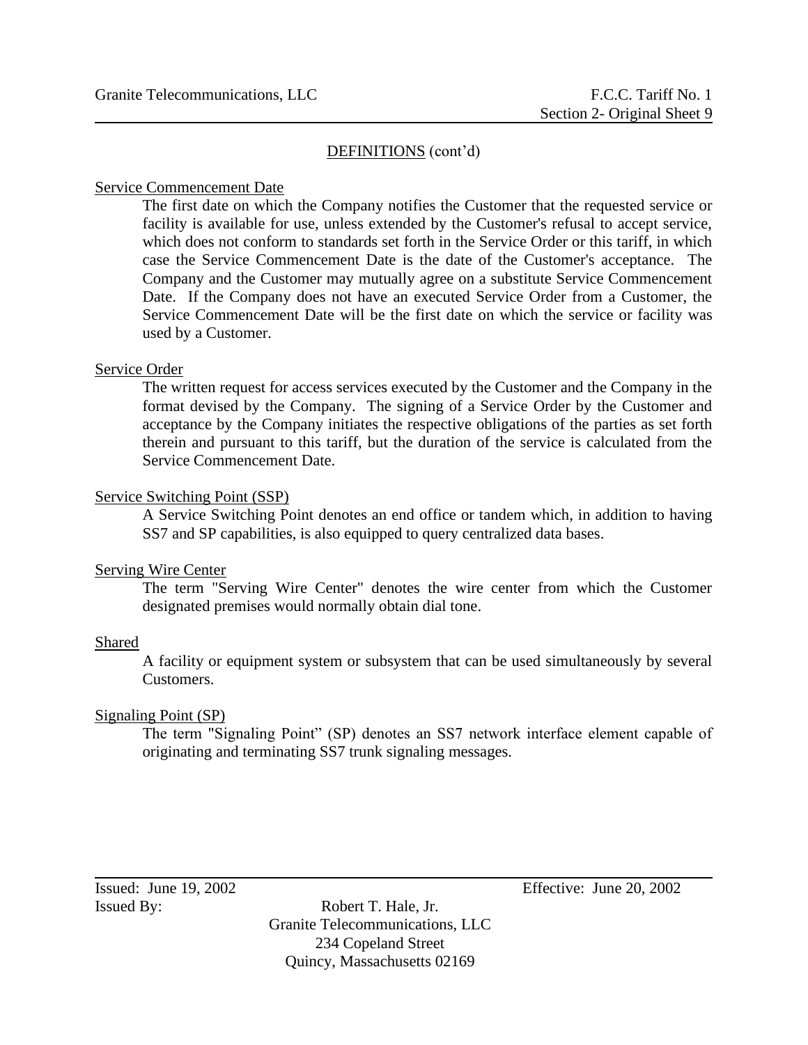## DEFINITIONS (cont'd)

Service Commencement Date

The first date on which the Company notifies the Customer that the requested service or facility is available for use, unless extended by the Customer's refusal to accept service, which does not conform to standards set forth in the Service Order or this tariff, in which case the Service Commencement Date is the date of the Customer's acceptance. The Company and the Customer may mutually agree on a substitute Service Commencement Date. If the Company does not have an executed Service Order from a Customer, the Service Commencement Date will be the first date on which the service or facility was used by a Customer.

Service Order

The written request for access services executed by the Customer and the Company in the format devised by the Company. The signing of a Service Order by the Customer and acceptance by the Company initiates the respective obligations of the parties as set forth therein and pursuant to this tariff, but the duration of the service is calculated from the Service Commencement Date.

Service Switching Point (SSP)

A Service Switching Point denotes an end office or tandem which, in addition to having SS7 and SP capabilities, is also equipped to query centralized data bases.

Serving Wire Center

The term "Serving Wire Center" denotes the wire center from which the Customer designated premises would normally obtain dial tone.

Shared

A facility or equipment system or subsystem that can be used simultaneously by several Customers.

Signaling Point (SP)

The term "Signaling Point" (SP) denotes an SS7 network interface element capable of originating and terminating SS7 trunk signaling messages.

Issued: June 19, 2002 Effective: June 20, 2002

Issued By: Robert T. Hale, Jr.
Granite Telecommunications, LLC
234 Copeland Street
Quincy, Massachusetts 02169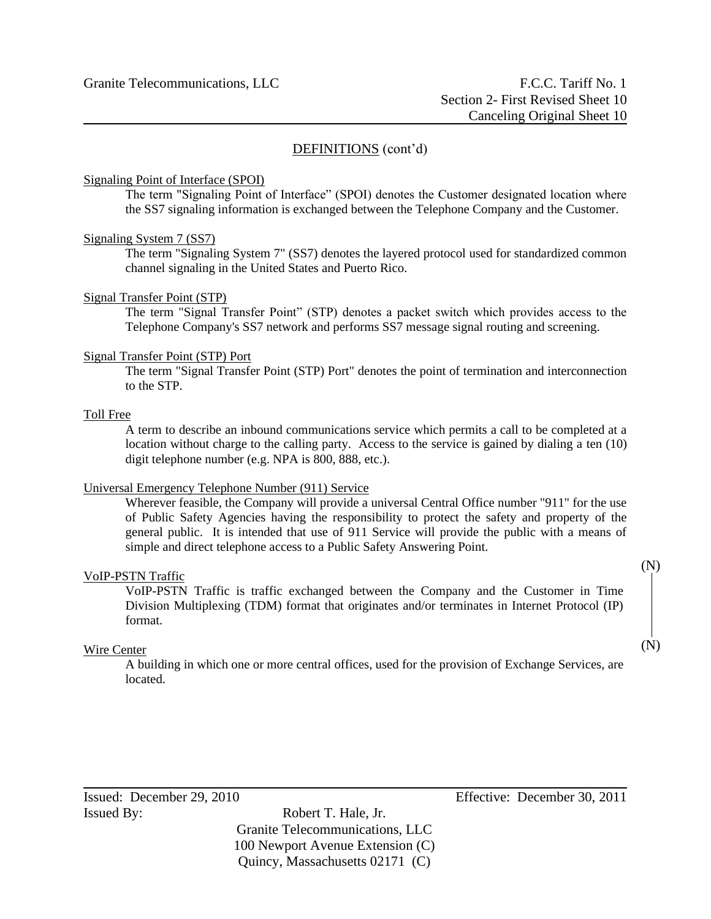## DEFINITIONS (cont'd)

Signaling Point of Interface (SPOI)

The term "Signaling Point of Interface" (SPOI) denotes the Customer designated location where the SS7 signaling information is exchanged between the Telephone Company and the Customer.

Signaling System 7 (SS7)

The term "Signaling System 7" (SS7) denotes the layered protocol used for standardized common channel signaling in the United States and Puerto Rico.

Signal Transfer Point (STP)

The term "Signal Transfer Point" (STP) denotes a packet switch which provides access to the Telephone Company's SS7 network and performs SS7 message signal routing and screening.

Signal Transfer Point (STP) Port

The term "Signal Transfer Point (STP) Port" denotes the point of termination and interconnection to the STP.

Toll Free

A term to describe an inbound communications service which permits a call to be completed at a location without charge to the calling party. Access to the service is gained by dialing a ten (10) digit telephone number (e.g. NPA is 800, 888, etc.).

Universal Emergency Telephone Number (911) Service

Wherever feasible, the Company will provide a universal Central Office number "911" for the use of Public Safety Agencies having the responsibility to protect the safety and property of the general public. It is intended that use of 911 Service will provide the public with a means of simple and direct telephone access to a Public Safety Answering Point.

VoIP-PSTN Traffic (N)

VoIP-PSTN Traffic is traffic exchanged between the Company and the Customer in Time Division Multiplexing (TDM) format that originates and/or terminates in Internet Protocol (IP) format. (N)

Wire Center

A building in which one or more central offices, used for the provision of Exchange Services, are located.

Issued: December 29, 2010 Effective: December 30, 2011

Issued By: Robert T. Hale, Jr.
Granite Telecommunications, LLC
100 Newport Avenue Extension (C)
Quincy, Massachusetts 02171 (C)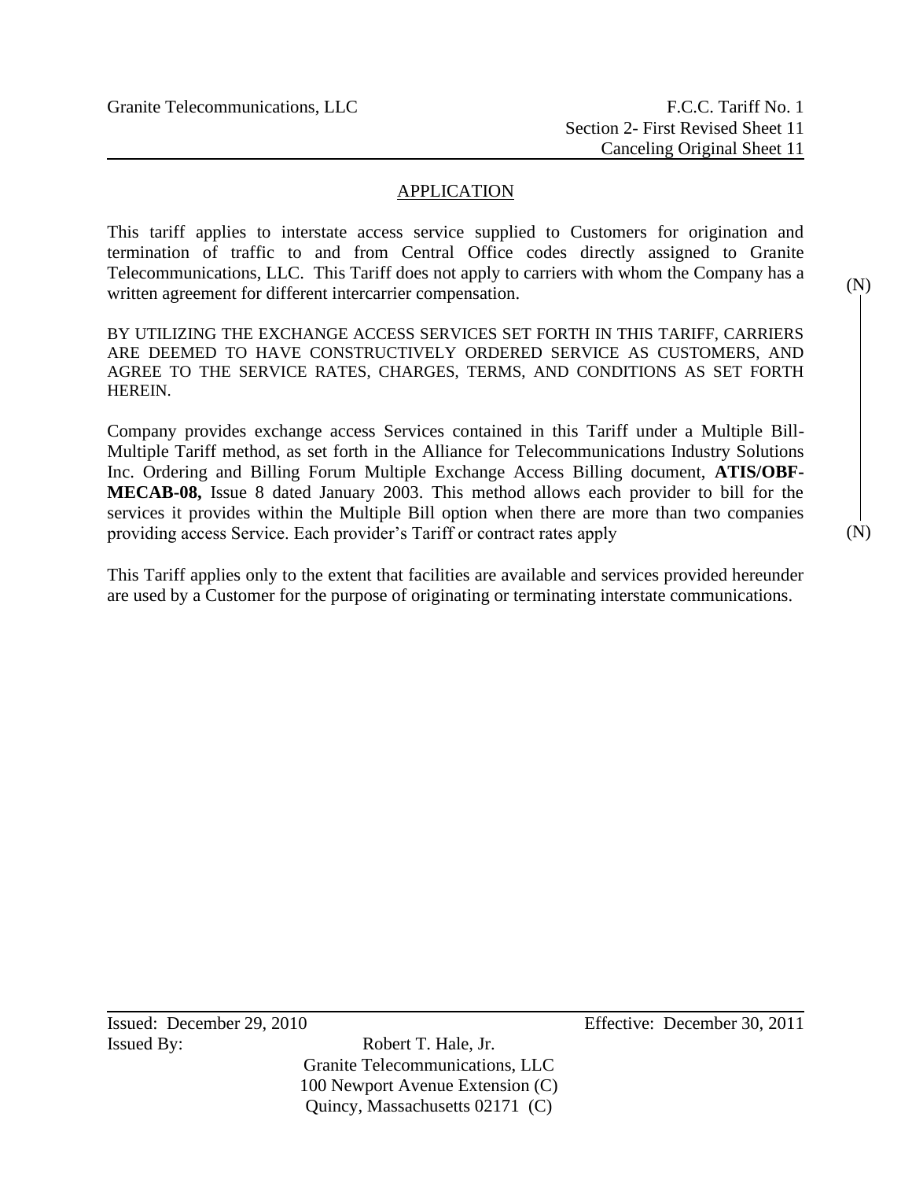## APPLICATION

This tariff applies to interstate access service supplied to Customers for origination and termination of traffic to and from Central Office codes directly assigned to Granite Telecommunications, LLC. This Tariff does not apply to carriers with whom the Company has a written agreement for different intercarrier compensation. (N)

BY UTILIZING THE EXCHANGE ACCESS SERVICES SET FORTH IN THIS TARIFF, CARRIERS ARE DEEMED TO HAVE CONSTRUCTIVELY ORDERED SERVICE AS CUSTOMERS, AND AGREE TO THE SERVICE RATES, CHARGES, TERMS, AND CONDITIONS AS SET FORTH HEREIN.

Company provides exchange access Services contained in this Tariff under a Multiple Bill-Multiple Tariff method, as set forth in the Alliance for Telecommunications Industry Solutions Inc. Ordering and Billing Forum Multiple Exchange Access Billing document, **ATIS/OBF-MECAB-08,** Issue 8 dated January 2003. This method allows each provider to bill for the services it provides within the Multiple Bill option when there are more than two companies providing access Service. Each provider's Tariff or contract rates apply (N)

This Tariff applies only to the extent that facilities are available and services provided hereunder are used by a Customer for the purpose of originating or terminating interstate communications.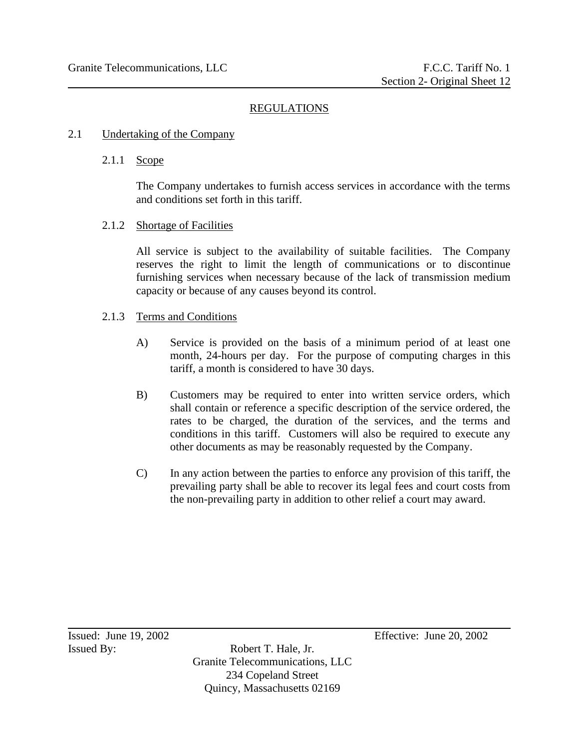# REGULATIONS

## 2.1 Undertaking of the Company

### 2.1.1 Scope

The Company undertakes to furnish access services in accordance with the terms and conditions set forth in this tariff.

### 2.1.2 Shortage of Facilities

All service is subject to the availability of suitable facilities. The Company reserves the right to limit the length of communications or to discontinue furnishing services when necessary because of the lack of transmission medium capacity or because of any causes beyond its control.

### 2.1.3 Terms and Conditions

A) Service is provided on the basis of a minimum period of at least one month, 24-hours per day. For the purpose of computing charges in this tariff, a month is considered to have 30 days.

B) Customers may be required to enter into written service orders, which shall contain or reference a specific description of the service ordered, the rates to be charged, the duration of the services, and the terms and conditions in this tariff. Customers will also be required to execute any other documents as may be reasonably requested by the Company.

C) In any action between the parties to enforce any provision of this tariff, the prevailing party shall be able to recover its legal fees and court costs from the non-prevailing party in addition to other relief a court may award.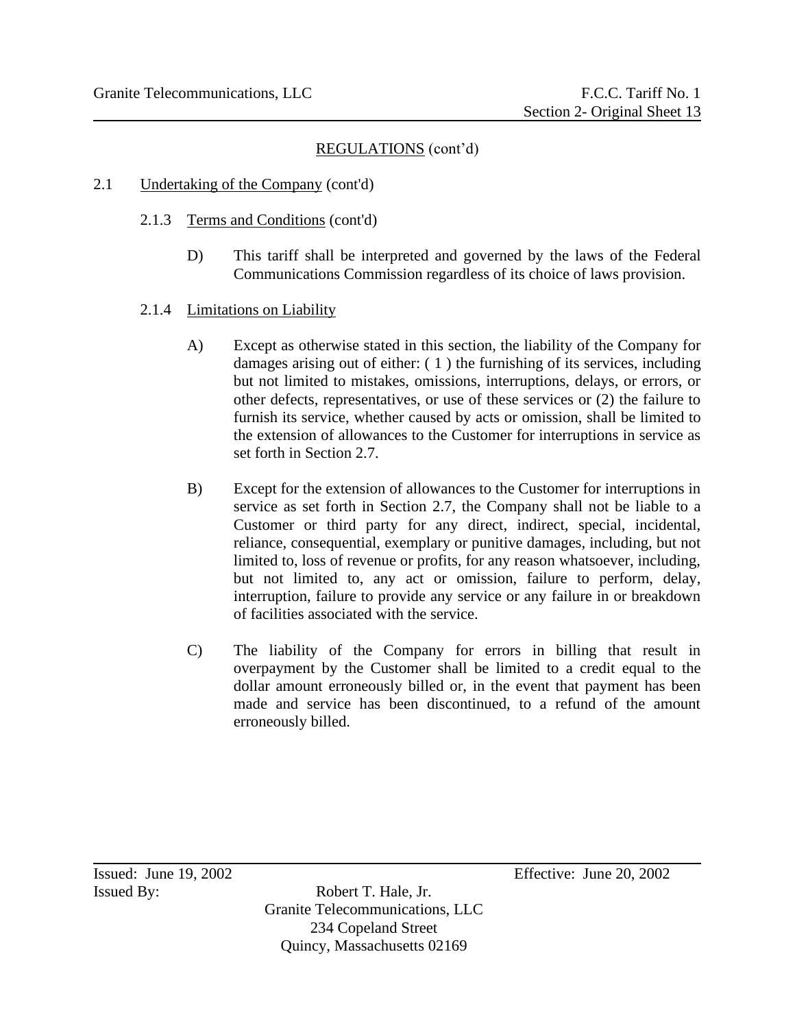REGULATIONS (cont'd)

2.1 Undertaking of the Company (cont'd)

2.1.3 Terms and Conditions (cont'd)

D) This tariff shall be interpreted and governed by the laws of the Federal Communications Commission regardless of its choice of laws provision.

2.1.4 Limitations on Liability

A) Except as otherwise stated in this section, the liability of the Company for damages arising out of either: ( 1 ) the furnishing of its services, including but not limited to mistakes, omissions, interruptions, delays, or errors, or other defects, representatives, or use of these services or (2) the failure to furnish its service, whether caused by acts or omission, shall be limited to the extension of allowances to the Customer for interruptions in service as set forth in Section 2.7.

B) Except for the extension of allowances to the Customer for interruptions in service as set forth in Section 2.7, the Company shall not be liable to a Customer or third party for any direct, indirect, special, incidental, reliance, consequential, exemplary or punitive damages, including, but not limited to, loss of revenue or profits, for any reason whatsoever, including, but not limited to, any act or omission, failure to perform, delay, interruption, failure to provide any service or any failure in or breakdown of facilities associated with the service.

C) The liability of the Company for errors in billing that result in overpayment by the Customer shall be limited to a credit equal to the dollar amount erroneously billed or, in the event that payment has been made and service has been discontinued, to a refund of the amount erroneously billed.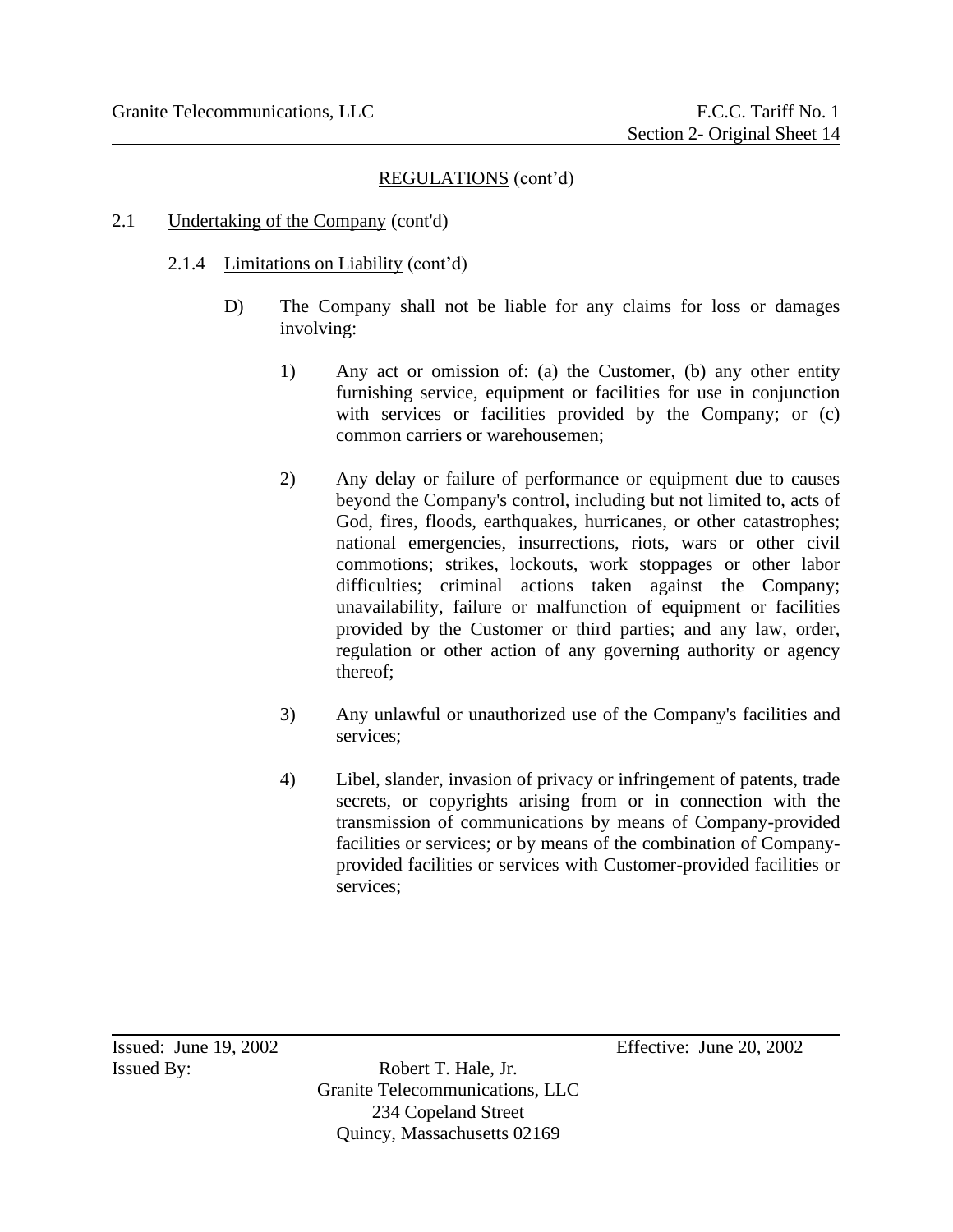REGULATIONS (cont'd)

2.1 Undertaking of the Company (cont'd)

2.1.4 Limitations on Liability (cont'd)

D) The Company shall not be liable for any claims for loss or damages involving:

1) Any act or omission of: (a) the Customer, (b) any other entity furnishing service, equipment or facilities for use in conjunction with services or facilities provided by the Company; or (c) common carriers or warehousemen;

2) Any delay or failure of performance or equipment due to causes beyond the Company's control, including but not limited to, acts of God, fires, floods, earthquakes, hurricanes, or other catastrophes; national emergencies, insurrections, riots, wars or other civil commotions; strikes, lockouts, work stoppages or other labor difficulties; criminal actions taken against the Company; unavailability, failure or malfunction of equipment or facilities provided by the Customer or third parties; and any law, order, regulation or other action of any governing authority or agency thereof;

3) Any unlawful or unauthorized use of the Company's facilities and services;

4) Libel, slander, invasion of privacy or infringement of patents, trade secrets, or copyrights arising from or in connection with the transmission of communications by means of Company-provided facilities or services; or by means of the combination of Company-provided facilities or services with Customer-provided facilities or services;

Issued: June 19, 2002 Effective: June 20, 2002

Issued By: Robert T. Hale, Jr.
Granite Telecommunications, LLC
234 Copeland Street
Quincy, Massachusetts 02169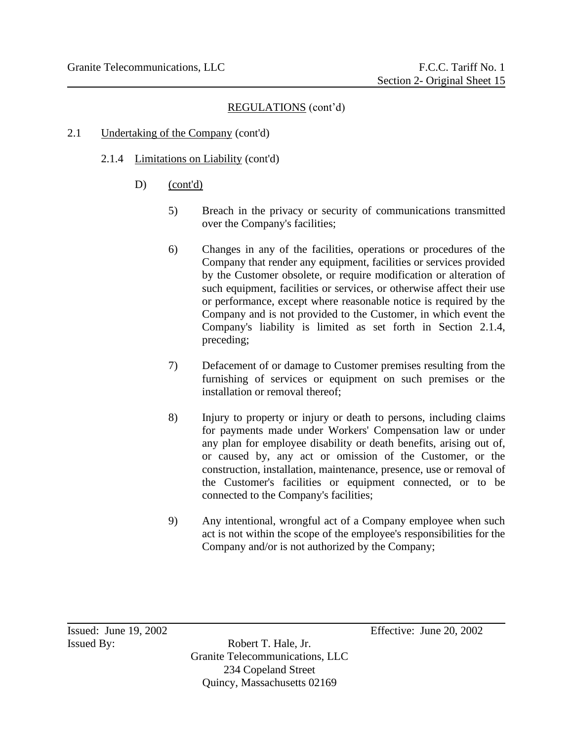## REGULATIONS (cont'd)

2.1 Undertaking of the Company (cont'd)

2.1.4 Limitations on Liability (cont'd)

D) (cont'd)

5) Breach in the privacy or security of communications transmitted over the Company's facilities;

6) Changes in any of the facilities, operations or procedures of the Company that render any equipment, facilities or services provided by the Customer obsolete, or require modification or alteration of such equipment, facilities or services, or otherwise affect their use or performance, except where reasonable notice is required by the Company and is not provided to the Customer, in which event the Company's liability is limited as set forth in Section 2.1.4, preceding;

7) Defacement of or damage to Customer premises resulting from the furnishing of services or equipment on such premises or the installation or removal thereof;

8) Injury to property or injury or death to persons, including claims for payments made under Workers' Compensation law or under any plan for employee disability or death benefits, arising out of, or caused by, any act or omission of the Customer, or the construction, installation, maintenance, presence, use or removal of the Customer's facilities or equipment connected, or to be connected to the Company's facilities;

9) Any intentional, wrongful act of a Company employee when such act is not within the scope of the employee's responsibilities for the Company and/or is not authorized by the Company;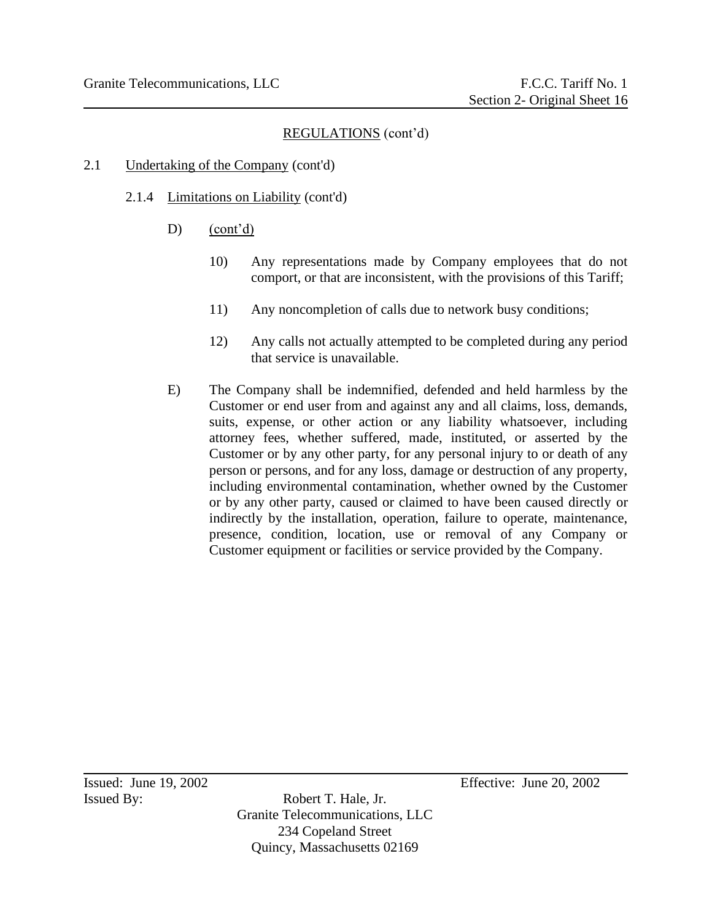REGULATIONS (cont'd)

2.1 Undertaking of the Company (cont'd)

2.1.4 Limitations on Liability (cont'd)

D) (cont'd)

10) Any representations made by Company employees that do not comport, or that are inconsistent, with the provisions of this Tariff;

11) Any noncompletion of calls due to network busy conditions;

12) Any calls not actually attempted to be completed during any period that service is unavailable.

E) The Company shall be indemnified, defended and held harmless by the Customer or end user from and against any and all claims, loss, demands, suits, expense, or other action or any liability whatsoever, including attorney fees, whether suffered, made, instituted, or asserted by the Customer or by any other party, for any personal injury to or death of any person or persons, and for any loss, damage or destruction of any property, including environmental contamination, whether owned by the Customer or by any other party, caused or claimed to have been caused directly or indirectly by the installation, operation, failure to operate, maintenance, presence, condition, location, use or removal of any Company or Customer equipment or facilities or service provided by the Company.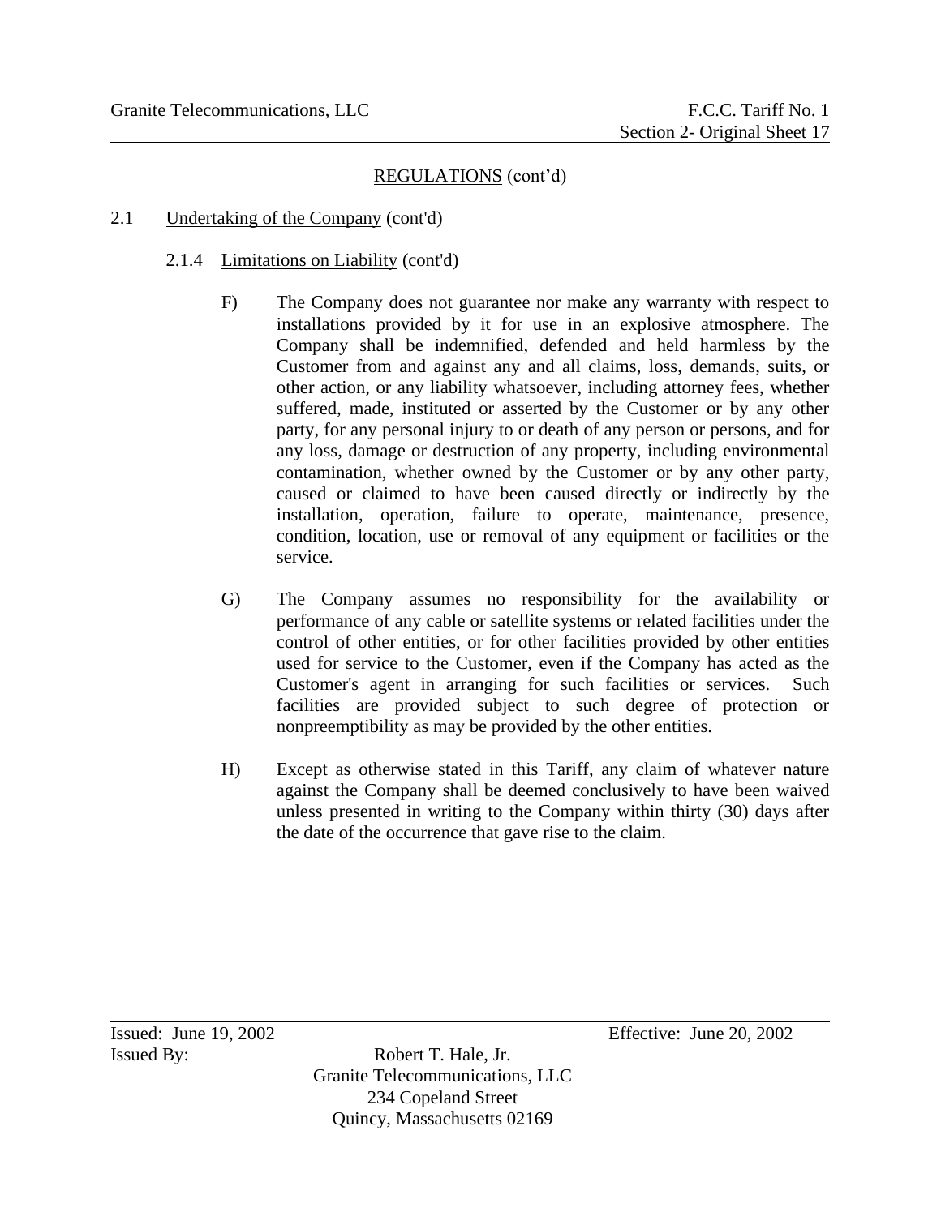REGULATIONS (cont'd)

2.1 Undertaking of the Company (cont'd)

2.1.4 Limitations on Liability (cont'd)

F) The Company does not guarantee nor make any warranty with respect to installations provided by it for use in an explosive atmosphere. The Company shall be indemnified, defended and held harmless by the Customer from and against any and all claims, loss, demands, suits, or other action, or any liability whatsoever, including attorney fees, whether suffered, made, instituted or asserted by the Customer or by any other party, for any personal injury to or death of any person or persons, and for any loss, damage or destruction of any property, including environmental contamination, whether owned by the Customer or by any other party, caused or claimed to have been caused directly or indirectly by the installation, operation, failure to operate, maintenance, presence, condition, location, use or removal of any equipment or facilities or the service.

G) The Company assumes no responsibility for the availability or performance of any cable or satellite systems or related facilities under the control of other entities, or for other facilities provided by other entities used for service to the Customer, even if the Company has acted as the Customer's agent in arranging for such facilities or services. Such facilities are provided subject to such degree of protection or nonpreemptibility as may be provided by the other entities.

H) Except as otherwise stated in this Tariff, any claim of whatever nature against the Company shall be deemed conclusively to have been waived unless presented in writing to the Company within thirty (30) days after the date of the occurrence that gave rise to the claim.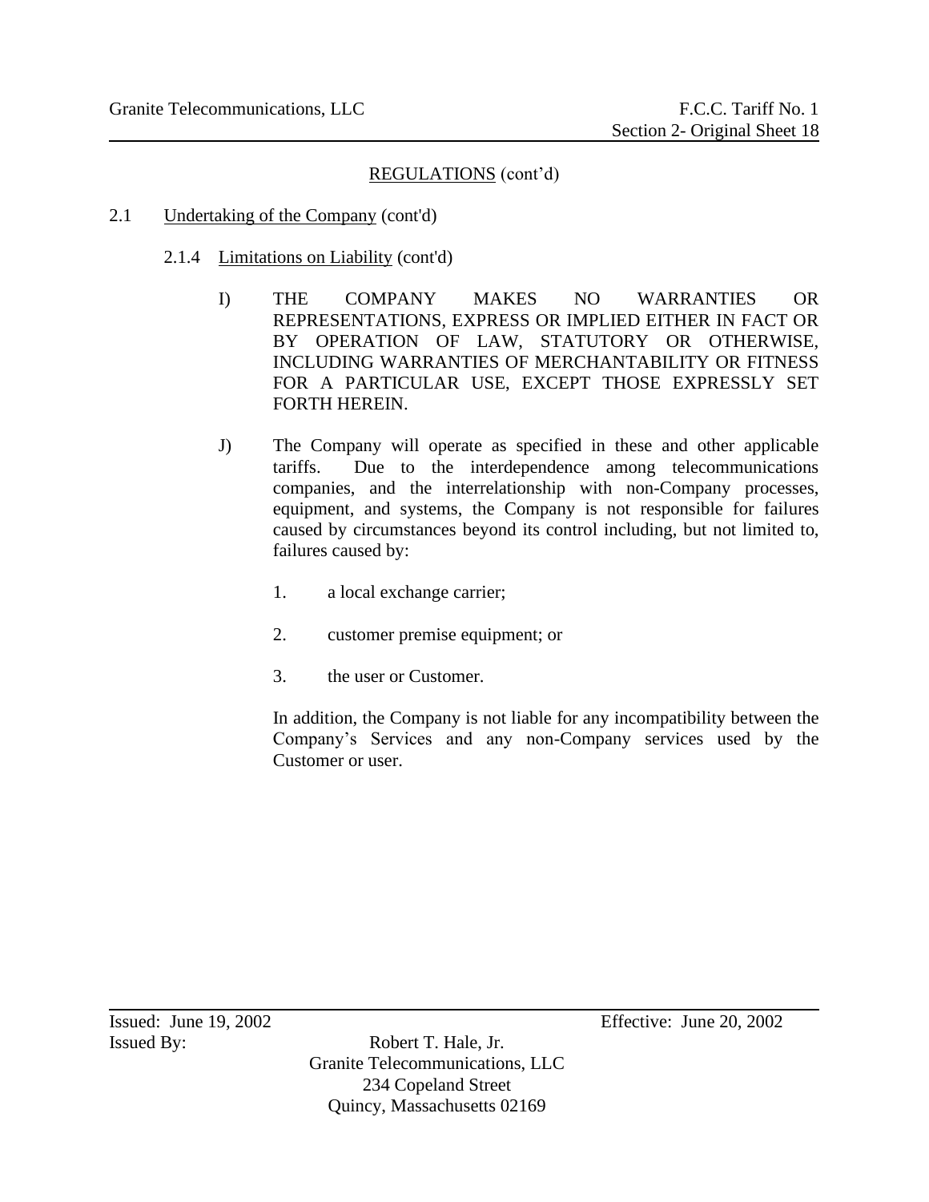REGULATIONS (cont'd)

2.1 Undertaking of the Company (cont'd)

2.1.4 Limitations on Liability (cont'd)

I) THE COMPANY MAKES NO WARRANTIES OR REPRESENTATIONS, EXPRESS OR IMPLIED EITHER IN FACT OR BY OPERATION OF LAW, STATUTORY OR OTHERWISE, INCLUDING WARRANTIES OF MERCHANTABILITY OR FITNESS FOR A PARTICULAR USE, EXCEPT THOSE EXPRESSLY SET FORTH HEREIN.

J) The Company will operate as specified in these and other applicable tariffs. Due to the interdependence among telecommunications companies, and the interrelationship with non-Company processes, equipment, and systems, the Company is not responsible for failures caused by circumstances beyond its control including, but not limited to, failures caused by:

1. a local exchange carrier;
2. customer premise equipment; or
3. the user or Customer.

In addition, the Company is not liable for any incompatibility between the Company's Services and any non-Company services used by the Customer or user.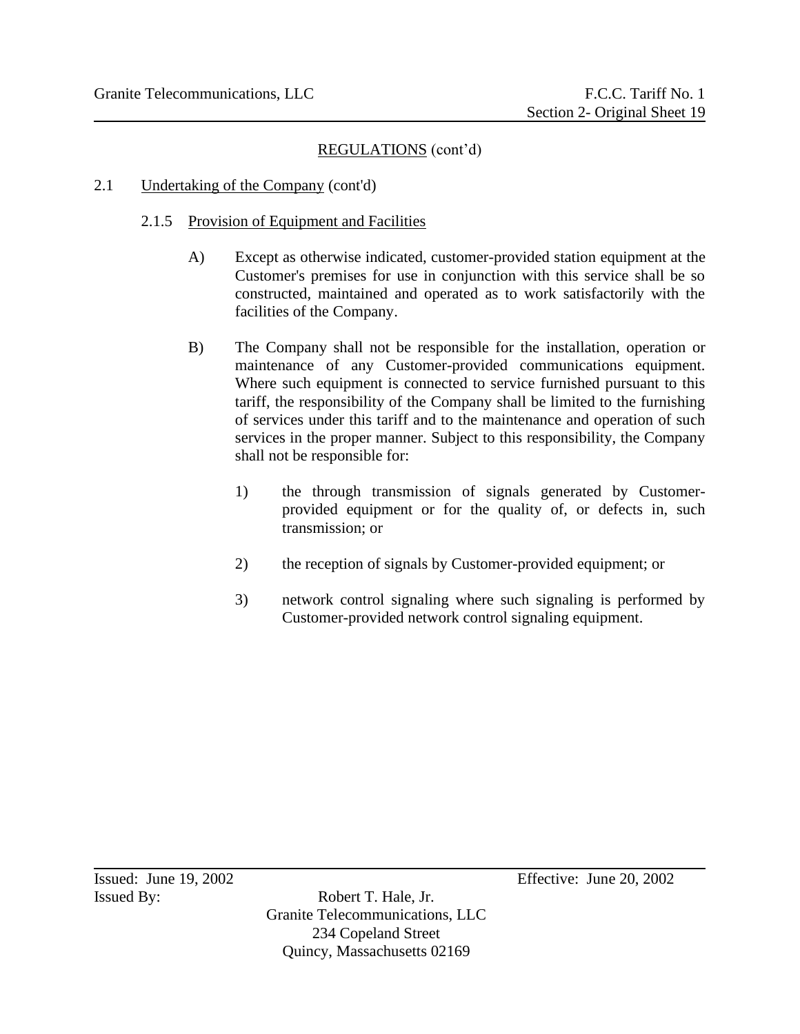## REGULATIONS (cont'd)

### 2.1 Undertaking of the Company (cont'd)

#### 2.1.5 Provision of Equipment and Facilities

A) Except as otherwise indicated, customer-provided station equipment at the Customer's premises for use in conjunction with this service shall be so constructed, maintained and operated as to work satisfactorily with the facilities of the Company.

B) The Company shall not be responsible for the installation, operation or maintenance of any Customer-provided communications equipment. Where such equipment is connected to service furnished pursuant to this tariff, the responsibility of the Company shall be limited to the furnishing of services under this tariff and to the maintenance and operation of such services in the proper manner. Subject to this responsibility, the Company shall not be responsible for:

1) the through transmission of signals generated by Customer-provided equipment or for the quality of, or defects in, such transmission; or

2) the reception of signals by Customer-provided equipment; or

3) network control signaling where such signaling is performed by Customer-provided network control signaling equipment.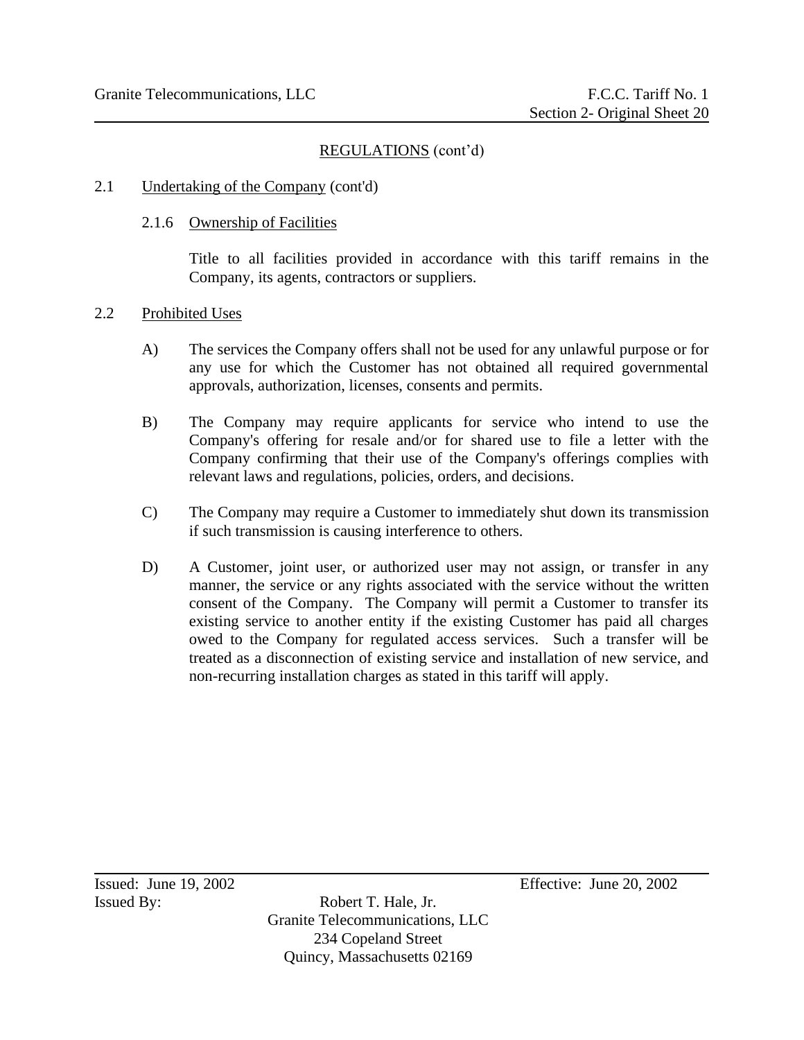## REGULATIONS (cont'd)

### 2.1 Undertaking of the Company (cont'd)

#### 2.1.6 Ownership of Facilities

Title to all facilities provided in accordance with this tariff remains in the Company, its agents, contractors or suppliers.

### 2.2 Prohibited Uses

A) The services the Company offers shall not be used for any unlawful purpose or for any use for which the Customer has not obtained all required governmental approvals, authorization, licenses, consents and permits.

B) The Company may require applicants for service who intend to use the Company's offering for resale and/or for shared use to file a letter with the Company confirming that their use of the Company's offerings complies with relevant laws and regulations, policies, orders, and decisions.

C) The Company may require a Customer to immediately shut down its transmission if such transmission is causing interference to others.

D) A Customer, joint user, or authorized user may not assign, or transfer in any manner, the service or any rights associated with the service without the written consent of the Company. The Company will permit a Customer to transfer its existing service to another entity if the existing Customer has paid all charges owed to the Company for regulated access services. Such a transfer will be treated as a disconnection of existing service and installation of new service, and non-recurring installation charges as stated in this tariff will apply.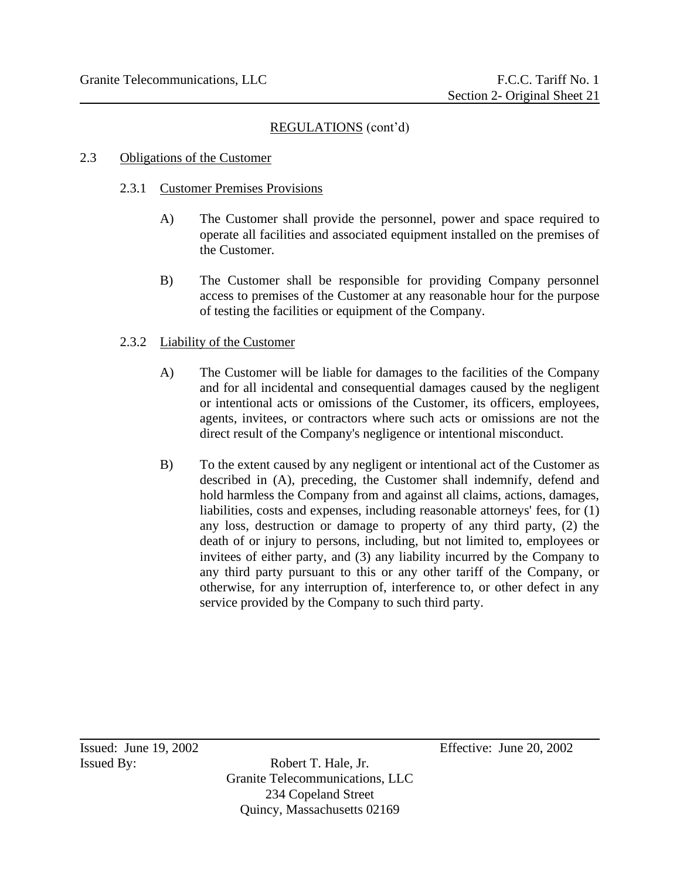## REGULATIONS (cont'd)

### 2.3 Obligations of the Customer

#### 2.3.1 Customer Premises Provisions

A) The Customer shall provide the personnel, power and space required to operate all facilities and associated equipment installed on the premises of the Customer.

B) The Customer shall be responsible for providing Company personnel access to premises of the Customer at any reasonable hour for the purpose of testing the facilities or equipment of the Company.

#### 2.3.2 Liability of the Customer

A) The Customer will be liable for damages to the facilities of the Company and for all incidental and consequential damages caused by the negligent or intentional acts or omissions of the Customer, its officers, employees, agents, invitees, or contractors where such acts or omissions are not the direct result of the Company's negligence or intentional misconduct.

B) To the extent caused by any negligent or intentional act of the Customer as described in (A), preceding, the Customer shall indemnify, defend and hold harmless the Company from and against all claims, actions, damages, liabilities, costs and expenses, including reasonable attorneys' fees, for (1) any loss, destruction or damage to property of any third party, (2) the death of or injury to persons, including, but not limited to, employees or invitees of either party, and (3) any liability incurred by the Company to any third party pursuant to this or any other tariff of the Company, or otherwise, for any interruption of, interference to, or other defect in any service provided by the Company to such third party.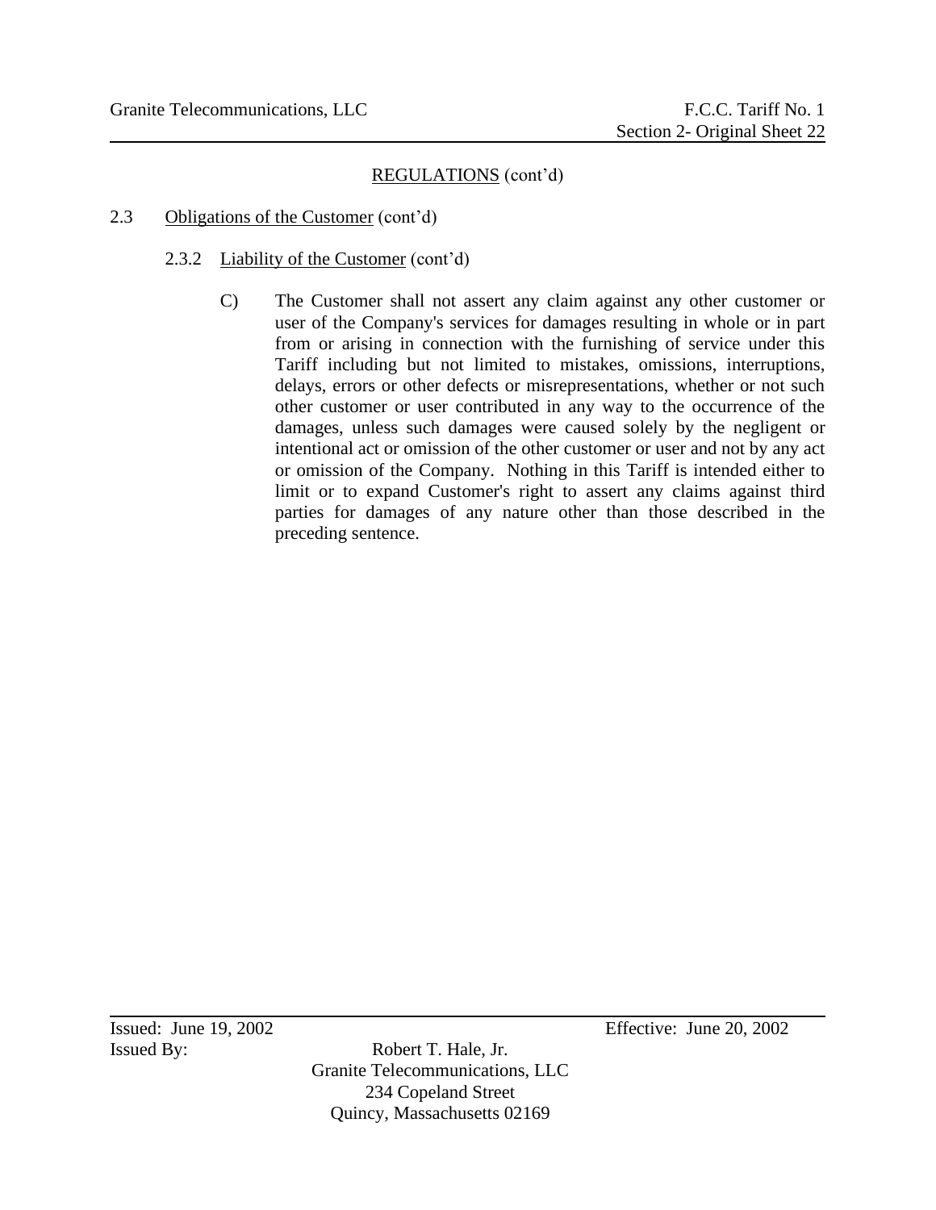## REGULATIONS (cont'd)

### 2.3 Obligations of the Customer (cont'd)

#### 2.3.2 Liability of the Customer (cont'd)

C) The Customer shall not assert any claim against any other customer or user of the Company's services for damages resulting in whole or in part from or arising in connection with the furnishing of service under this Tariff including but not limited to mistakes, omissions, interruptions, delays, errors or other defects or misrepresentations, whether or not such other customer or user contributed in any way to the occurrence of the damages, unless such damages were caused solely by the negligent or intentional act or omission of the other customer or user and not by any act or omission of the Company. Nothing in this Tariff is intended either to limit or to expand Customer's right to assert any claims against third parties for damages of any nature other than those described in the preceding sentence.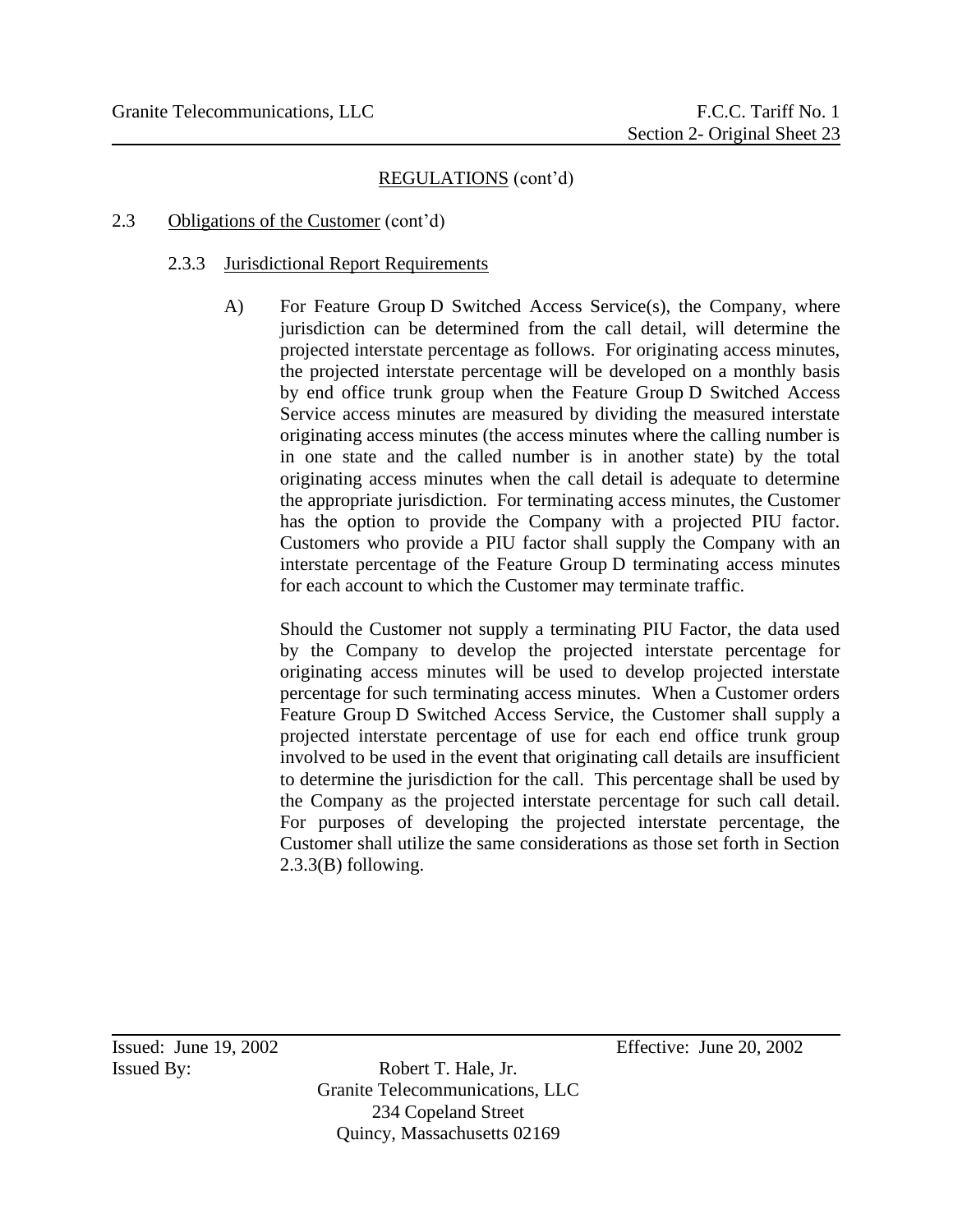## REGULATIONS (cont'd)

### 2.3 Obligations of the Customer (cont'd)

#### 2.3.3 Jurisdictional Report Requirements

A) For Feature Group D Switched Access Service(s), the Company, where jurisdiction can be determined from the call detail, will determine the projected interstate percentage as follows. For originating access minutes, the projected interstate percentage will be developed on a monthly basis by end office trunk group when the Feature Group D Switched Access Service access minutes are measured by dividing the measured interstate originating access minutes (the access minutes where the calling number is in one state and the called number is in another state) by the total originating access minutes when the call detail is adequate to determine the appropriate jurisdiction. For terminating access minutes, the Customer has the option to provide the Company with a projected PIU factor. Customers who provide a PIU factor shall supply the Company with an interstate percentage of the Feature Group D terminating access minutes for each account to which the Customer may terminate traffic.

Should the Customer not supply a terminating PIU Factor, the data used by the Company to develop the projected interstate percentage for originating access minutes will be used to develop projected interstate percentage for such terminating access minutes. When a Customer orders Feature Group D Switched Access Service, the Customer shall supply a projected interstate percentage of use for each end office trunk group involved to be used in the event that originating call details are insufficient to determine the jurisdiction for the call. This percentage shall be used by the Company as the projected interstate percentage for such call detail. For purposes of developing the projected interstate percentage, the Customer shall utilize the same considerations as those set forth in Section 2.3.3(B) following.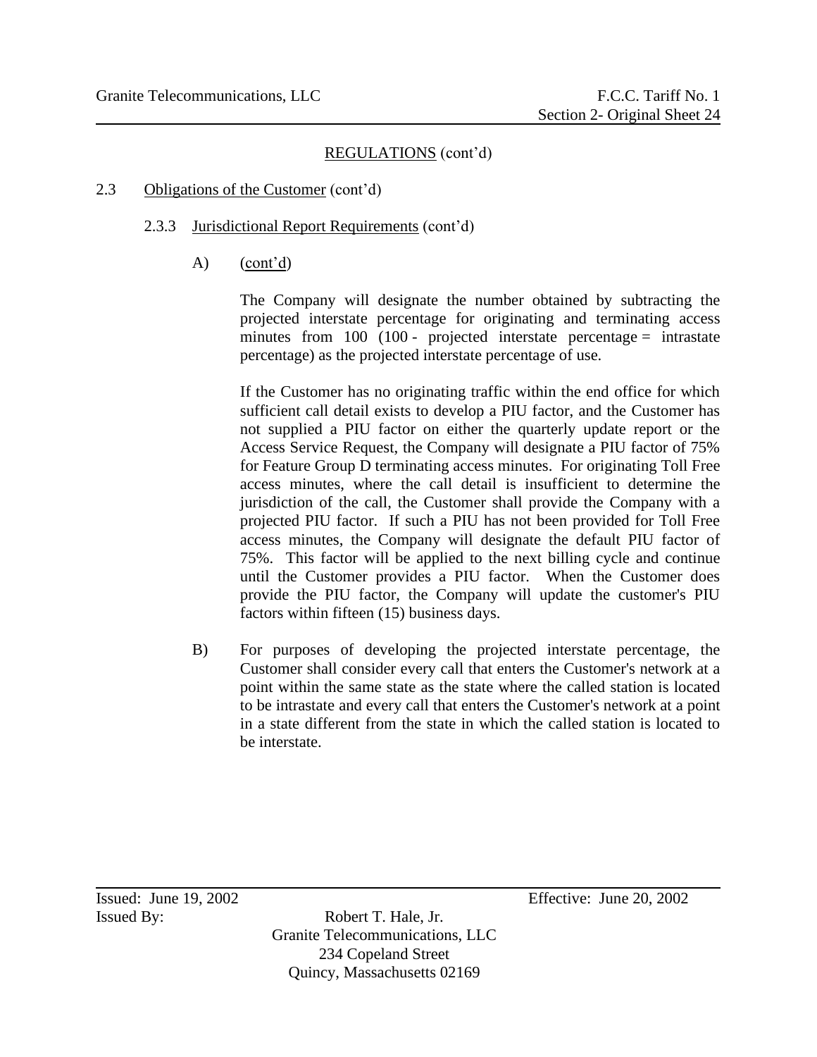REGULATIONS (cont'd)

2.3 Obligations of the Customer (cont'd)

2.3.3 Jurisdictional Report Requirements (cont'd)

A) (cont'd)

The Company will designate the number obtained by subtracting the projected interstate percentage for originating and terminating access minutes from 100 (100 - projected interstate percentage = intrastate percentage) as the projected interstate percentage of use.

If the Customer has no originating traffic within the end office for which sufficient call detail exists to develop a PIU factor, and the Customer has not supplied a PIU factor on either the quarterly update report or the Access Service Request, the Company will designate a PIU factor of 75% for Feature Group D terminating access minutes. For originating Toll Free access minutes, where the call detail is insufficient to determine the jurisdiction of the call, the Customer shall provide the Company with a projected PIU factor. If such a PIU has not been provided for Toll Free access minutes, the Company will designate the default PIU factor of 75%. This factor will be applied to the next billing cycle and continue until the Customer provides a PIU factor. When the Customer does provide the PIU factor, the Company will update the customer's PIU factors within fifteen (15) business days.

B) For purposes of developing the projected interstate percentage, the Customer shall consider every call that enters the Customer's network at a point within the same state as the state where the called station is located to be intrastate and every call that enters the Customer's network at a point in a state different from the state in which the called station is located to be interstate.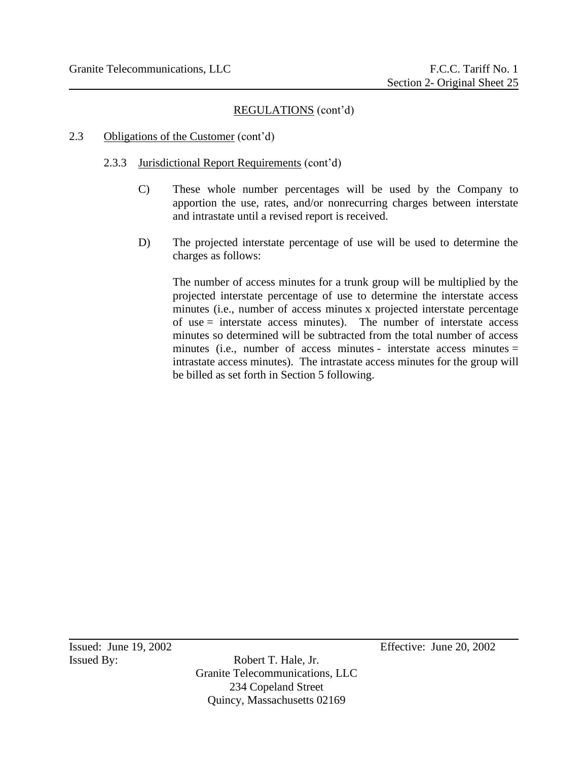## REGULATIONS (cont'd)

### 2.3 Obligations of the Customer (cont'd)

#### 2.3.3 Jurisdictional Report Requirements (cont'd)

C) These whole number percentages will be used by the Company to apportion the use, rates, and/or nonrecurring charges between interstate and intrastate until a revised report is received.

D) The projected interstate percentage of use will be used to determine the charges as follows:

The number of access minutes for a trunk group will be multiplied by the projected interstate percentage of use to determine the interstate access minutes (i.e., number of access minutes x projected interstate percentage of use = interstate access minutes). The number of interstate access minutes so determined will be subtracted from the total number of access minutes (i.e., number of access minutes - interstate access minutes = intrastate access minutes). The intrastate access minutes for the group will be billed as set forth in Section 5 following.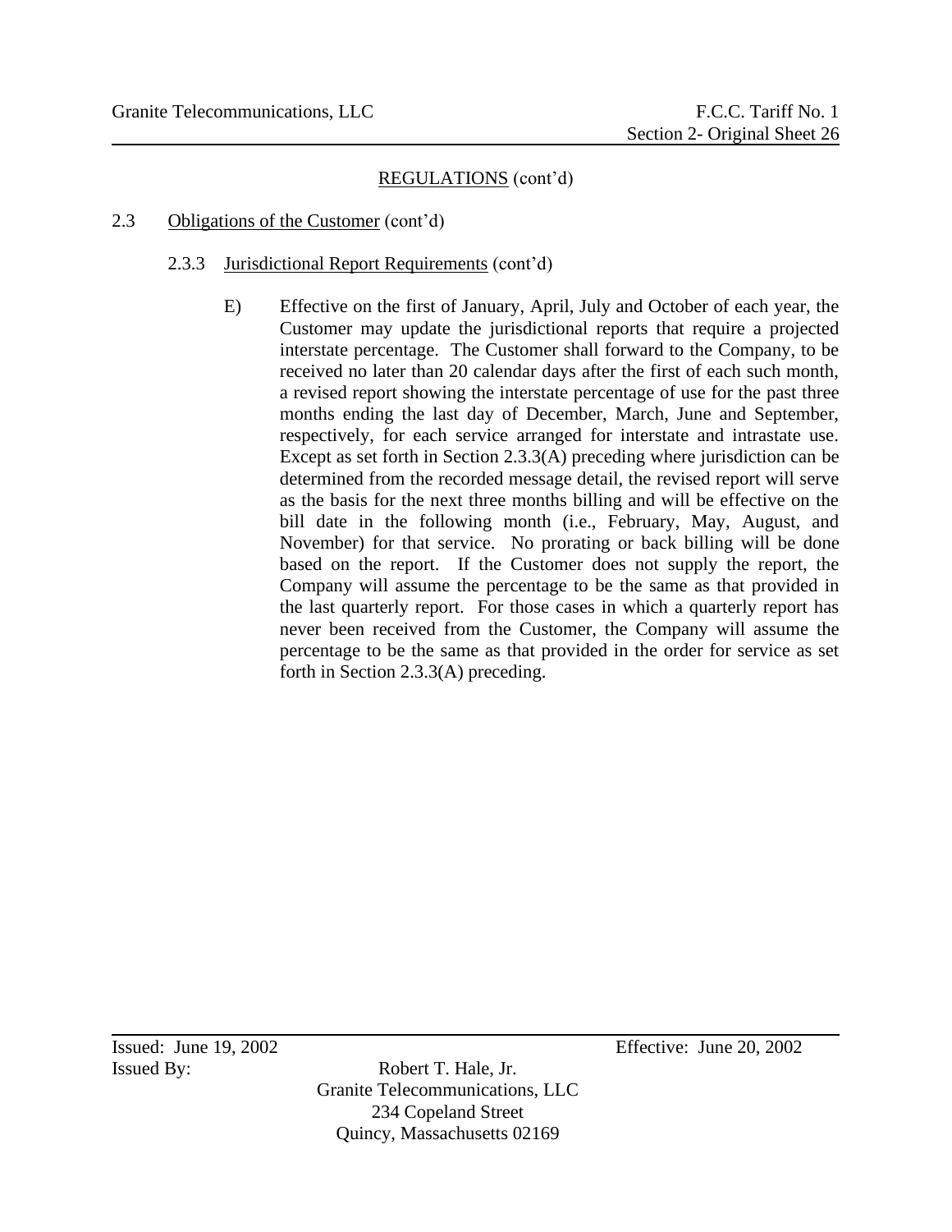REGULATIONS (cont'd)

2.3 Obligations of the Customer (cont'd)

2.3.3 Jurisdictional Report Requirements (cont'd)

E) Effective on the first of January, April, July and October of each year, the Customer may update the jurisdictional reports that require a projected interstate percentage. The Customer shall forward to the Company, to be received no later than 20 calendar days after the first of each such month, a revised report showing the interstate percentage of use for the past three months ending the last day of December, March, June and September, respectively, for each service arranged for interstate and intrastate use. Except as set forth in Section 2.3.3(A) preceding where jurisdiction can be determined from the recorded message detail, the revised report will serve as the basis for the next three months billing and will be effective on the bill date in the following month (i.e., February, May, August, and November) for that service. No prorating or back billing will be done based on the report. If the Customer does not supply the report, the Company will assume the percentage to be the same as that provided in the last quarterly report. For those cases in which a quarterly report has never been received from the Customer, the Company will assume the percentage to be the same as that provided in the order for service as set forth in Section 2.3.3(A) preceding.

Issued: June 19, 2002 Effective: June 20, 2002

Issued By: Robert T. Hale, Jr.
Granite Telecommunications, LLC
234 Copeland Street
Quincy, Massachusetts 02169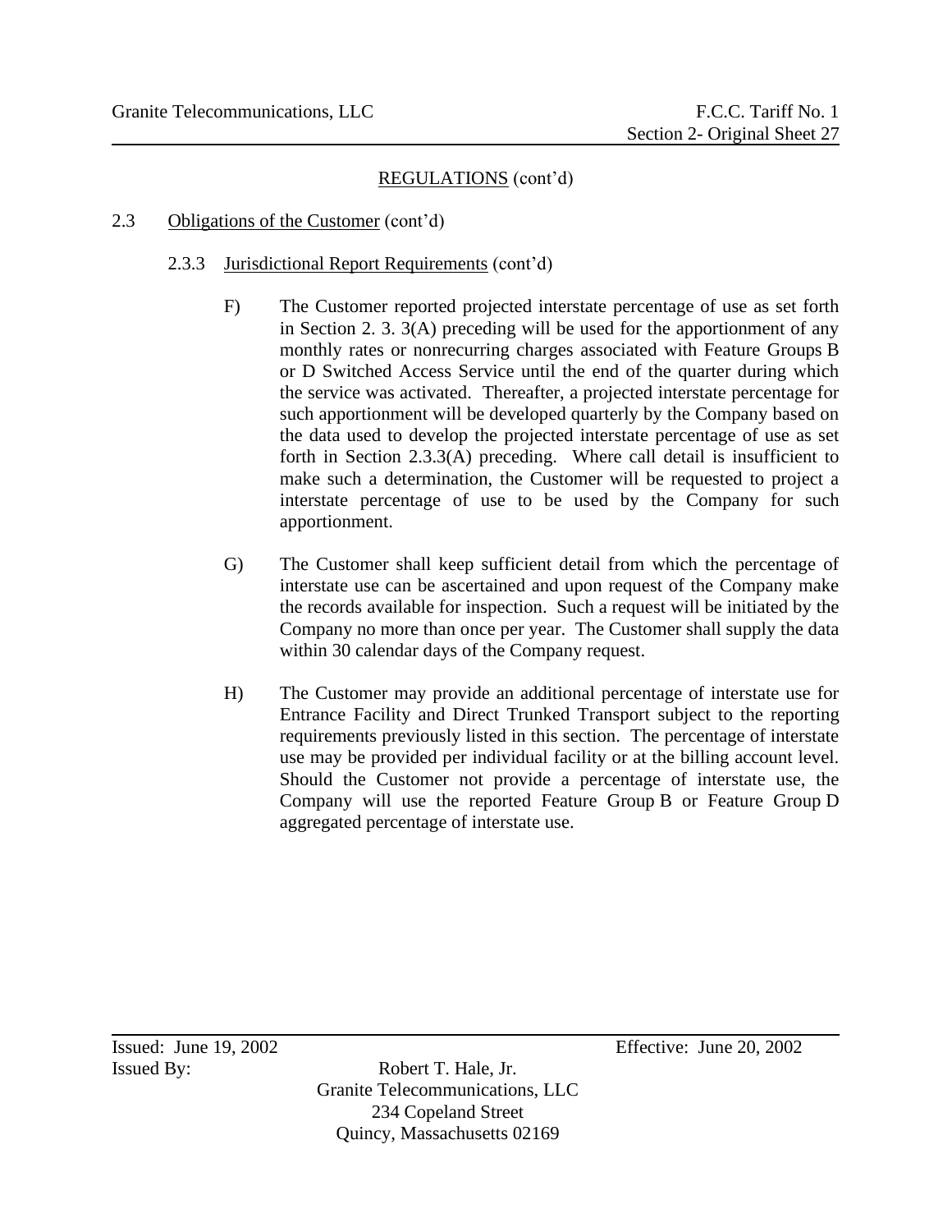## REGULATIONS (cont'd)

### 2.3 Obligations of the Customer (cont'd)

#### 2.3.3 Jurisdictional Report Requirements (cont'd)

F) The Customer reported projected interstate percentage of use as set forth in Section 2. 3. 3(A) preceding will be used for the apportionment of any monthly rates or nonrecurring charges associated with Feature Groups B or D Switched Access Service until the end of the quarter during which the service was activated. Thereafter, a projected interstate percentage for such apportionment will be developed quarterly by the Company based on the data used to develop the projected interstate percentage of use as set forth in Section 2.3.3(A) preceding. Where call detail is insufficient to make such a determination, the Customer will be requested to project a interstate percentage of use to be used by the Company for such apportionment.

G) The Customer shall keep sufficient detail from which the percentage of interstate use can be ascertained and upon request of the Company make the records available for inspection. Such a request will be initiated by the Company no more than once per year. The Customer shall supply the data within 30 calendar days of the Company request.

H) The Customer may provide an additional percentage of interstate use for Entrance Facility and Direct Trunked Transport subject to the reporting requirements previously listed in this section. The percentage of interstate use may be provided per individual facility or at the billing account level. Should the Customer not provide a percentage of interstate use, the Company will use the reported Feature Group B or Feature Group D aggregated percentage of interstate use.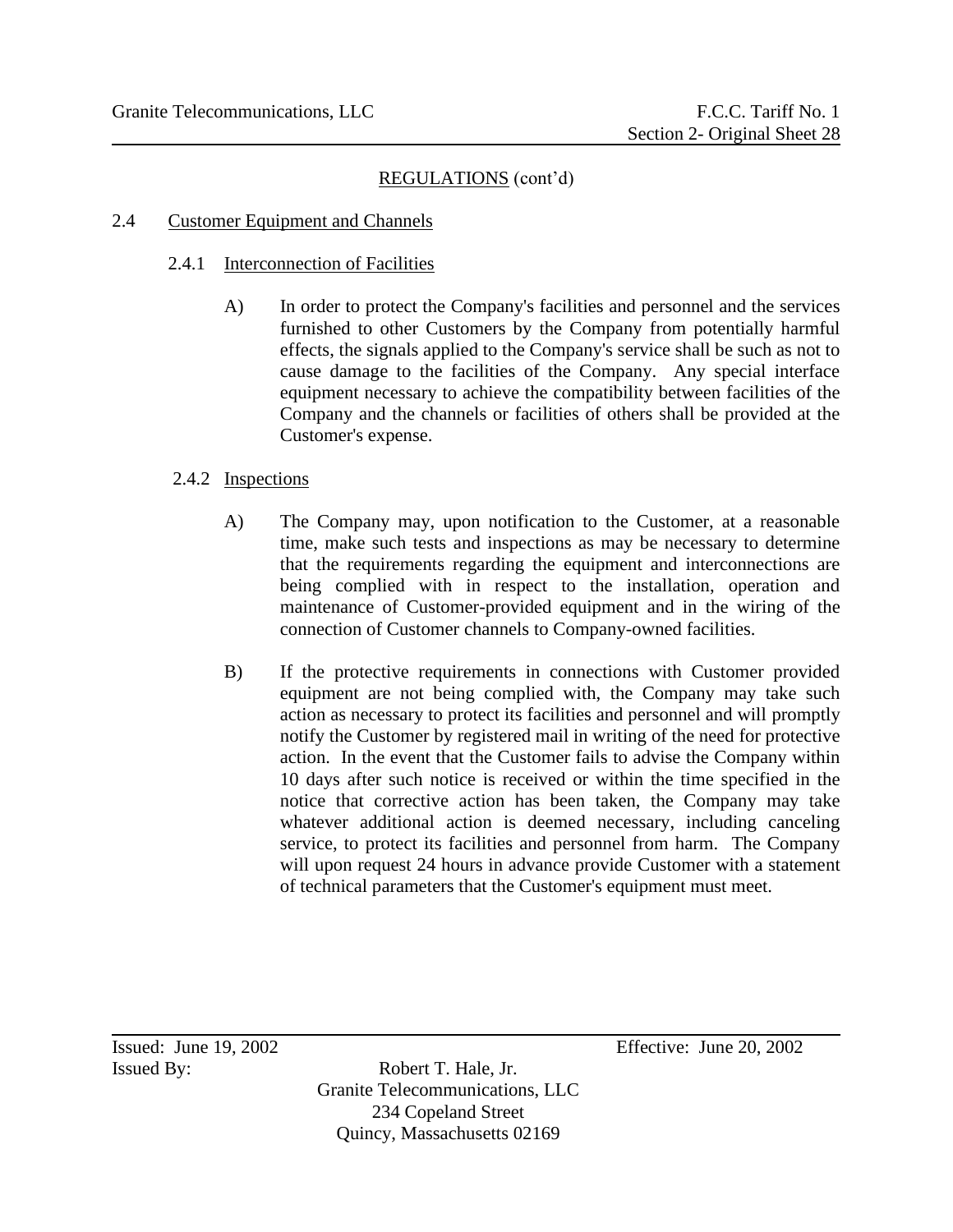REGULATIONS (cont'd)

## 2.4 Customer Equipment and Channels

### 2.4.1 Interconnection of Facilities

A) In order to protect the Company's facilities and personnel and the services furnished to other Customers by the Company from potentially harmful effects, the signals applied to the Company's service shall be such as not to cause damage to the facilities of the Company. Any special interface equipment necessary to achieve the compatibility between facilities of the Company and the channels or facilities of others shall be provided at the Customer's expense.

### 2.4.2 Inspections

A) The Company may, upon notification to the Customer, at a reasonable time, make such tests and inspections as may be necessary to determine that the requirements regarding the equipment and interconnections are being complied with in respect to the installation, operation and maintenance of Customer-provided equipment and in the wiring of the connection of Customer channels to Company-owned facilities.

B) If the protective requirements in connections with Customer provided equipment are not being complied with, the Company may take such action as necessary to protect its facilities and personnel and will promptly notify the Customer by registered mail in writing of the need for protective action. In the event that the Customer fails to advise the Company within 10 days after such notice is received or within the time specified in the notice that corrective action has been taken, the Company may take whatever additional action is deemed necessary, including canceling service, to protect its facilities and personnel from harm. The Company will upon request 24 hours in advance provide Customer with a statement of technical parameters that the Customer's equipment must meet.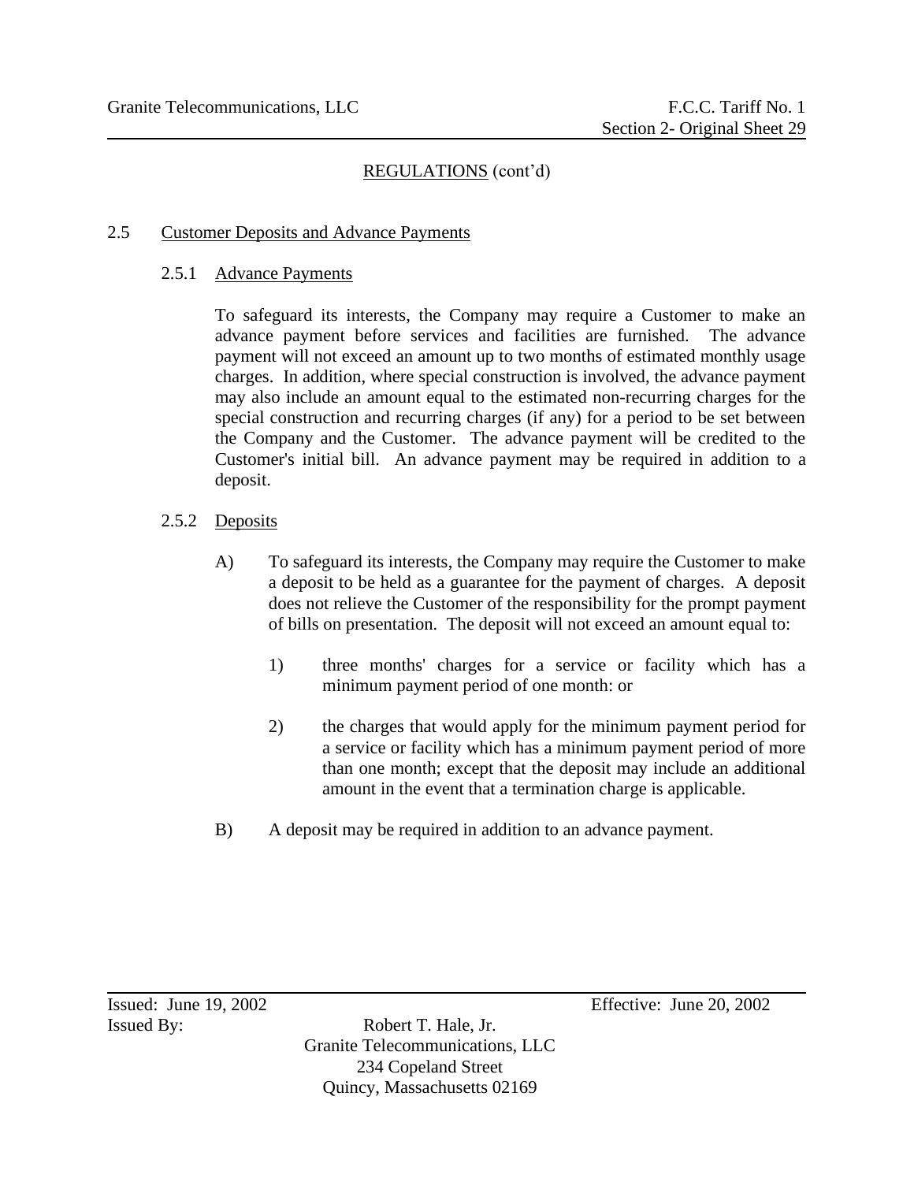REGULATIONS (cont'd)

## 2.5 Customer Deposits and Advance Payments

### 2.5.1 Advance Payments

To safeguard its interests, the Company may require a Customer to make an advance payment before services and facilities are furnished. The advance payment will not exceed an amount up to two months of estimated monthly usage charges. In addition, where special construction is involved, the advance payment may also include an amount equal to the estimated non-recurring charges for the special construction and recurring charges (if any) for a period to be set between the Company and the Customer. The advance payment will be credited to the Customer's initial bill. An advance payment may be required in addition to a deposit.

### 2.5.2 Deposits

A) To safeguard its interests, the Company may require the Customer to make a deposit to be held as a guarantee for the payment of charges. A deposit does not relieve the Customer of the responsibility for the prompt payment of bills on presentation. The deposit will not exceed an amount equal to:

1) three months' charges for a service or facility which has a minimum payment period of one month: or

2) the charges that would apply for the minimum payment period for a service or facility which has a minimum payment period of more than one month; except that the deposit may include an additional amount in the event that a termination charge is applicable.

B) A deposit may be required in addition to an advance payment.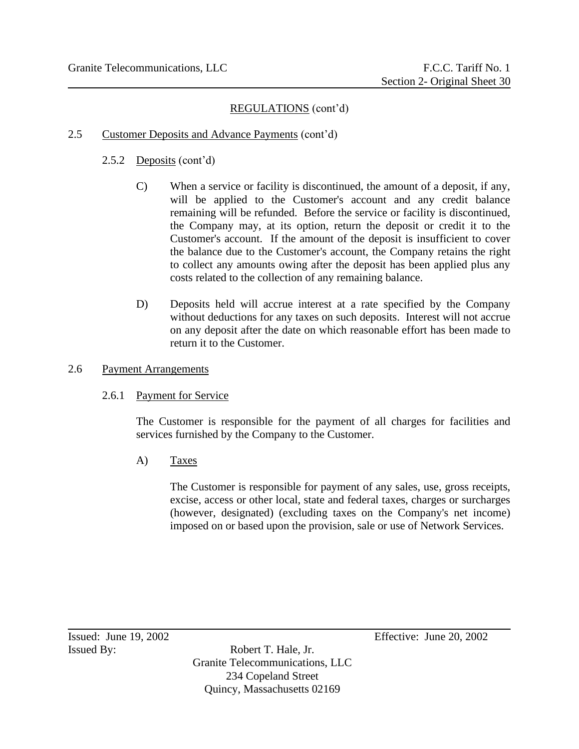REGULATIONS (cont'd)

2.5 Customer Deposits and Advance Payments (cont'd)

2.5.2 Deposits (cont'd)

C) When a service or facility is discontinued, the amount of a deposit, if any, will be applied to the Customer's account and any credit balance remaining will be refunded. Before the service or facility is discontinued, the Company may, at its option, return the deposit or credit it to the Customer's account. If the amount of the deposit is insufficient to cover the balance due to the Customer's account, the Company retains the right to collect any amounts owing after the deposit has been applied plus any costs related to the collection of any remaining balance.

D) Deposits held will accrue interest at a rate specified by the Company without deductions for any taxes on such deposits. Interest will not accrue on any deposit after the date on which reasonable effort has been made to return it to the Customer.

2.6 Payment Arrangements

2.6.1 Payment for Service

The Customer is responsible for the payment of all charges for facilities and services furnished by the Company to the Customer.

A) Taxes

The Customer is responsible for payment of any sales, use, gross receipts, excise, access or other local, state and federal taxes, charges or surcharges (however, designated) (excluding taxes on the Company's net income) imposed on or based upon the provision, sale or use of Network Services.

Issued: June 19, 2002 Effective: June 20, 2002

Issued By: Robert T. Hale, Jr.
Granite Telecommunications, LLC
234 Copeland Street
Quincy, Massachusetts 02169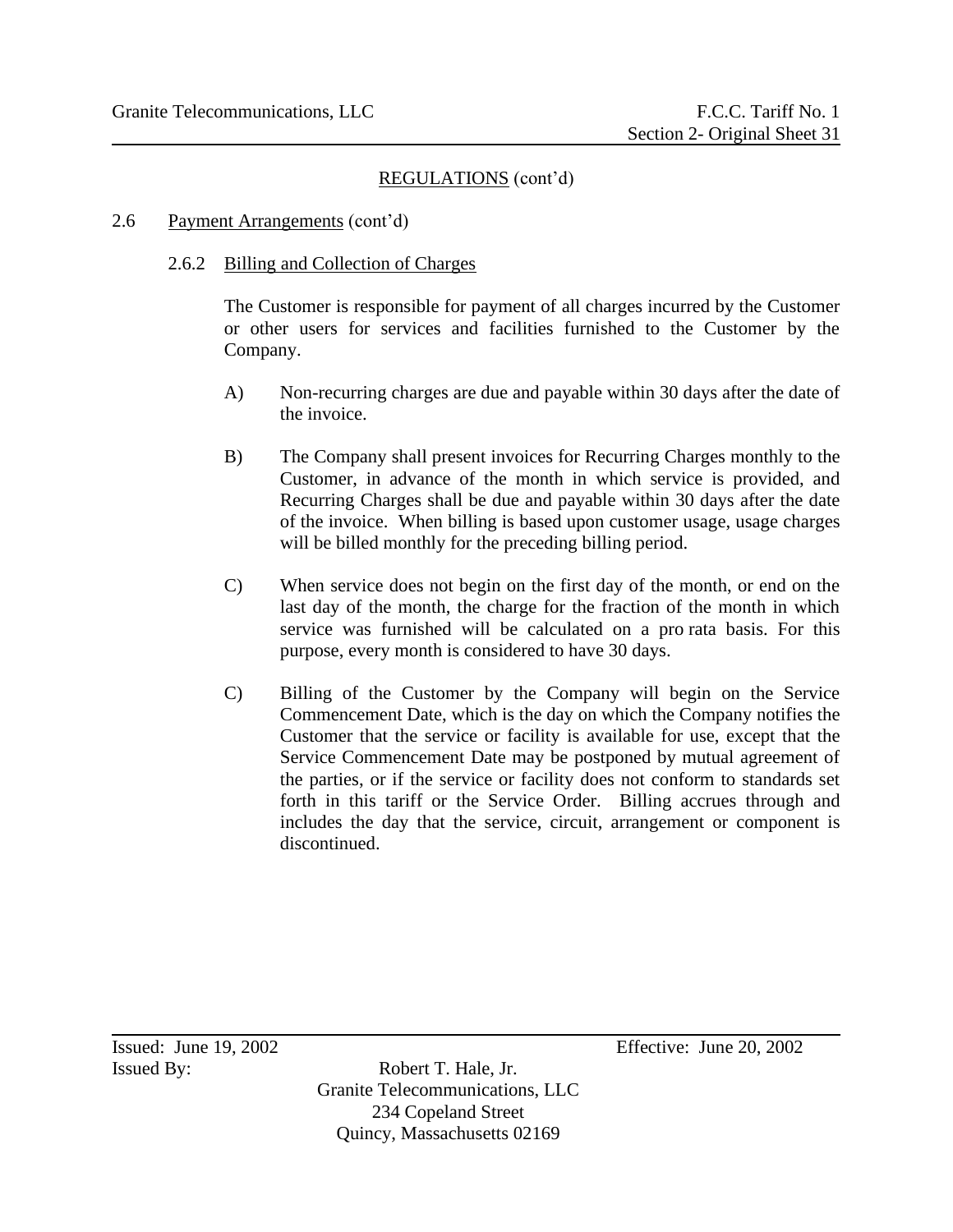## REGULATIONS (cont'd)

### 2.6 Payment Arrangements (cont'd)

#### 2.6.2 Billing and Collection of Charges

The Customer is responsible for payment of all charges incurred by the Customer or other users for services and facilities furnished to the Customer by the Company.

A) Non-recurring charges are due and payable within 30 days after the date of the invoice.

B) The Company shall present invoices for Recurring Charges monthly to the Customer, in advance of the month in which service is provided, and Recurring Charges shall be due and payable within 30 days after the date of the invoice. When billing is based upon customer usage, usage charges will be billed monthly for the preceding billing period.

C) When service does not begin on the first day of the month, or end on the last day of the month, the charge for the fraction of the month in which service was furnished will be calculated on a pro rata basis. For this purpose, every month is considered to have 30 days.

C) Billing of the Customer by the Company will begin on the Service Commencement Date, which is the day on which the Company notifies the Customer that the service or facility is available for use, except that the Service Commencement Date may be postponed by mutual agreement of the parties, or if the service or facility does not conform to standards set forth in this tariff or the Service Order. Billing accrues through and includes the day that the service, circuit, arrangement or component is discontinued.

Issued: June 19, 2002 Effective: June 20, 2002

Issued By: Robert T. Hale, Jr.
Granite Telecommunications, LLC
234 Copeland Street
Quincy, Massachusetts 02169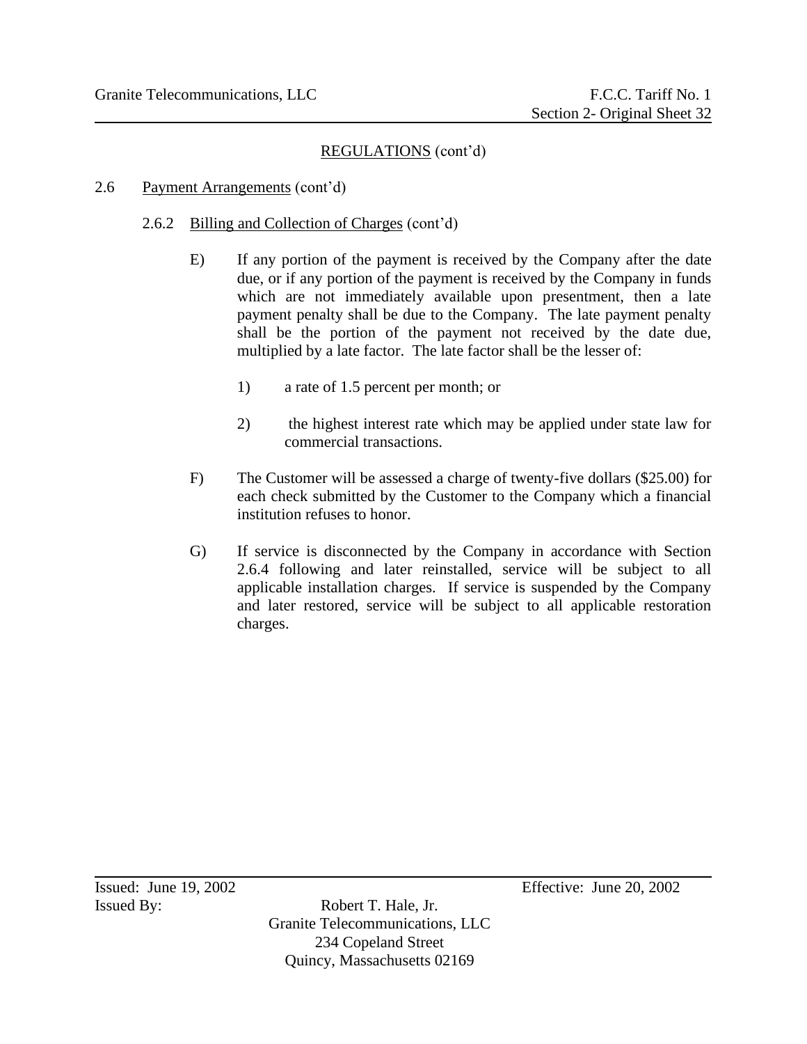## REGULATIONS (cont'd)

### 2.6 Payment Arrangements (cont'd)

#### 2.6.2 Billing and Collection of Charges (cont'd)

E) If any portion of the payment is received by the Company after the date due, or if any portion of the payment is received by the Company in funds which are not immediately available upon presentment, then a late payment penalty shall be due to the Company. The late payment penalty shall be the portion of the payment not received by the date due, multiplied by a late factor. The late factor shall be the lesser of:

1) a rate of 1.5 percent per month; or

2) the highest interest rate which may be applied under state law for commercial transactions.

F) The Customer will be assessed a charge of twenty-five dollars ($25.00) for each check submitted by the Customer to the Company which a financial institution refuses to honor.

G) If service is disconnected by the Company in accordance with Section 2.6.4 following and later reinstalled, service will be subject to all applicable installation charges. If service is suspended by the Company and later restored, service will be subject to all applicable restoration charges.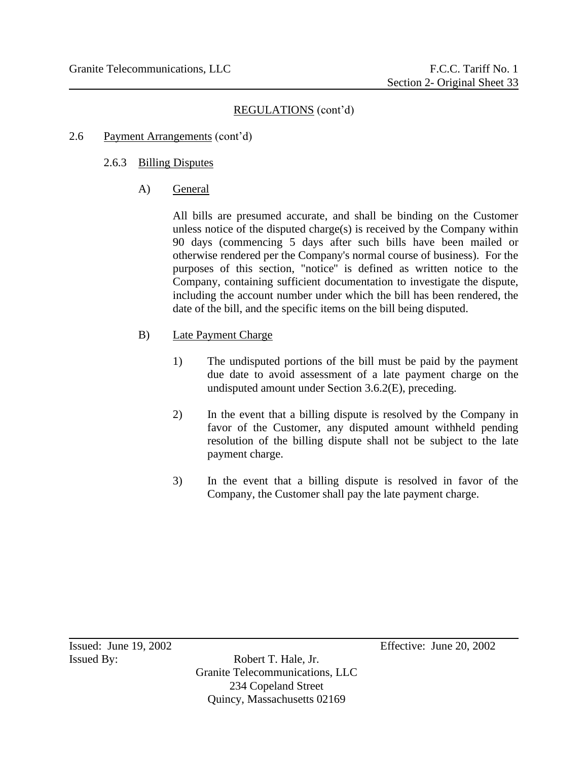REGULATIONS (cont'd)

## 2.6 Payment Arrangements (cont'd)

### 2.6.3 Billing Disputes

#### A) General

All bills are presumed accurate, and shall be binding on the Customer unless notice of the disputed charge(s) is received by the Company within 90 days (commencing 5 days after such bills have been mailed or otherwise rendered per the Company's normal course of business). For the purposes of this section, "notice" is defined as written notice to the Company, containing sufficient documentation to investigate the dispute, including the account number under which the bill has been rendered, the date of the bill, and the specific items on the bill being disputed.

#### B) Late Payment Charge

1) The undisputed portions of the bill must be paid by the payment due date to avoid assessment of a late payment charge on the undisputed amount under Section 3.6.2(E), preceding.

2) In the event that a billing dispute is resolved by the Company in favor of the Customer, any disputed amount withheld pending resolution of the billing dispute shall not be subject to the late payment charge.

3) In the event that a billing dispute is resolved in favor of the Company, the Customer shall pay the late payment charge.

Issued: June 19, 2002 Effective: June 20, 2002

Issued By: Robert T. Hale, Jr.
Granite Telecommunications, LLC
234 Copeland Street
Quincy, Massachusetts 02169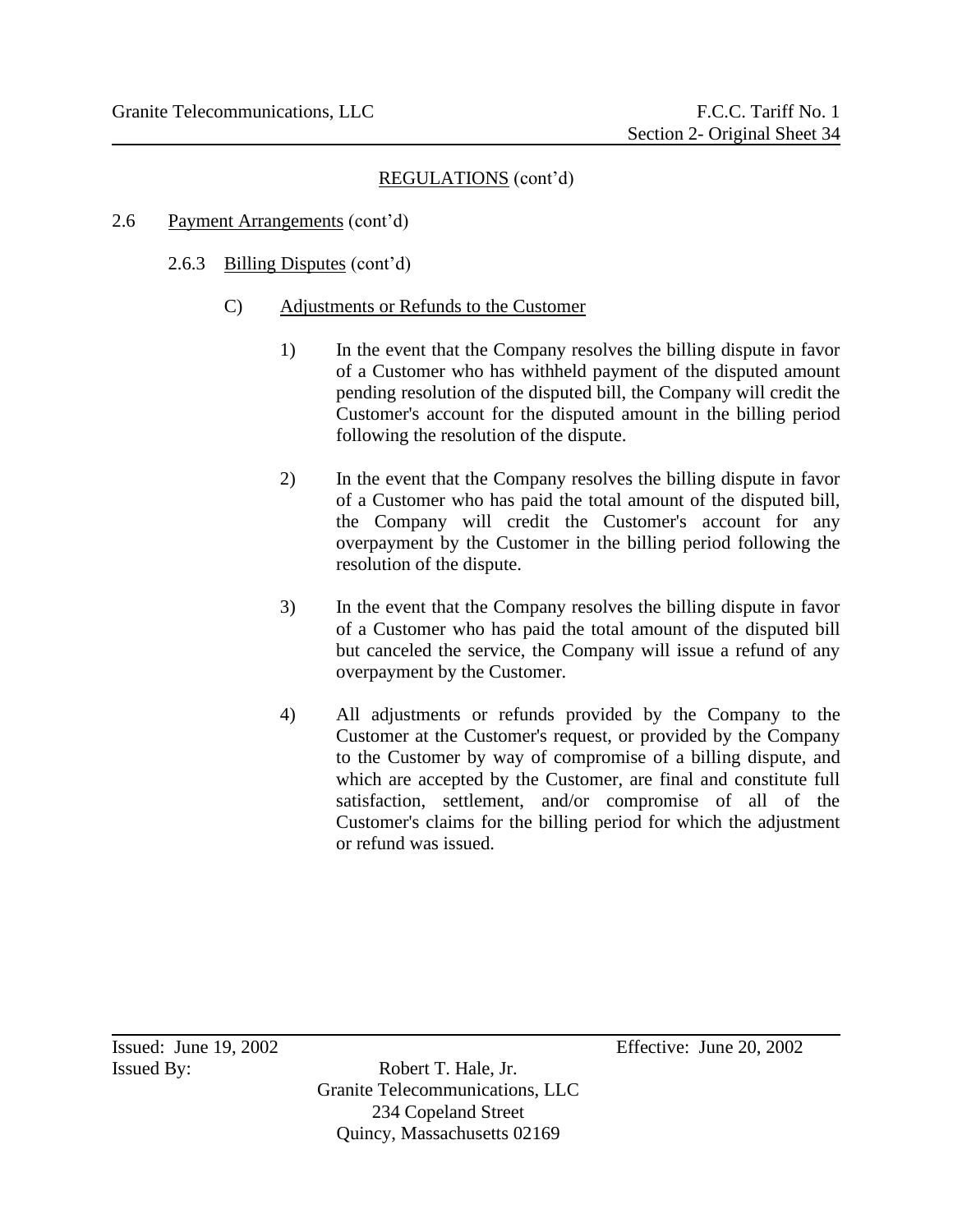## REGULATIONS (cont'd)

### 2.6 Payment Arrangements (cont'd)

#### 2.6.3 Billing Disputes (cont'd)

##### C) Adjustments or Refunds to the Customer

1) In the event that the Company resolves the billing dispute in favor of a Customer who has withheld payment of the disputed amount pending resolution of the disputed bill, the Company will credit the Customer's account for the disputed amount in the billing period following the resolution of the dispute.

2) In the event that the Company resolves the billing dispute in favor of a Customer who has paid the total amount of the disputed bill, the Company will credit the Customer's account for any overpayment by the Customer in the billing period following the resolution of the dispute.

3) In the event that the Company resolves the billing dispute in favor of a Customer who has paid the total amount of the disputed bill but canceled the service, the Company will issue a refund of any overpayment by the Customer.

4) All adjustments or refunds provided by the Company to the Customer at the Customer's request, or provided by the Company to the Customer by way of compromise of a billing dispute, and which are accepted by the Customer, are final and constitute full satisfaction, settlement, and/or compromise of all of the Customer's claims for the billing period for which the adjustment or refund was issued.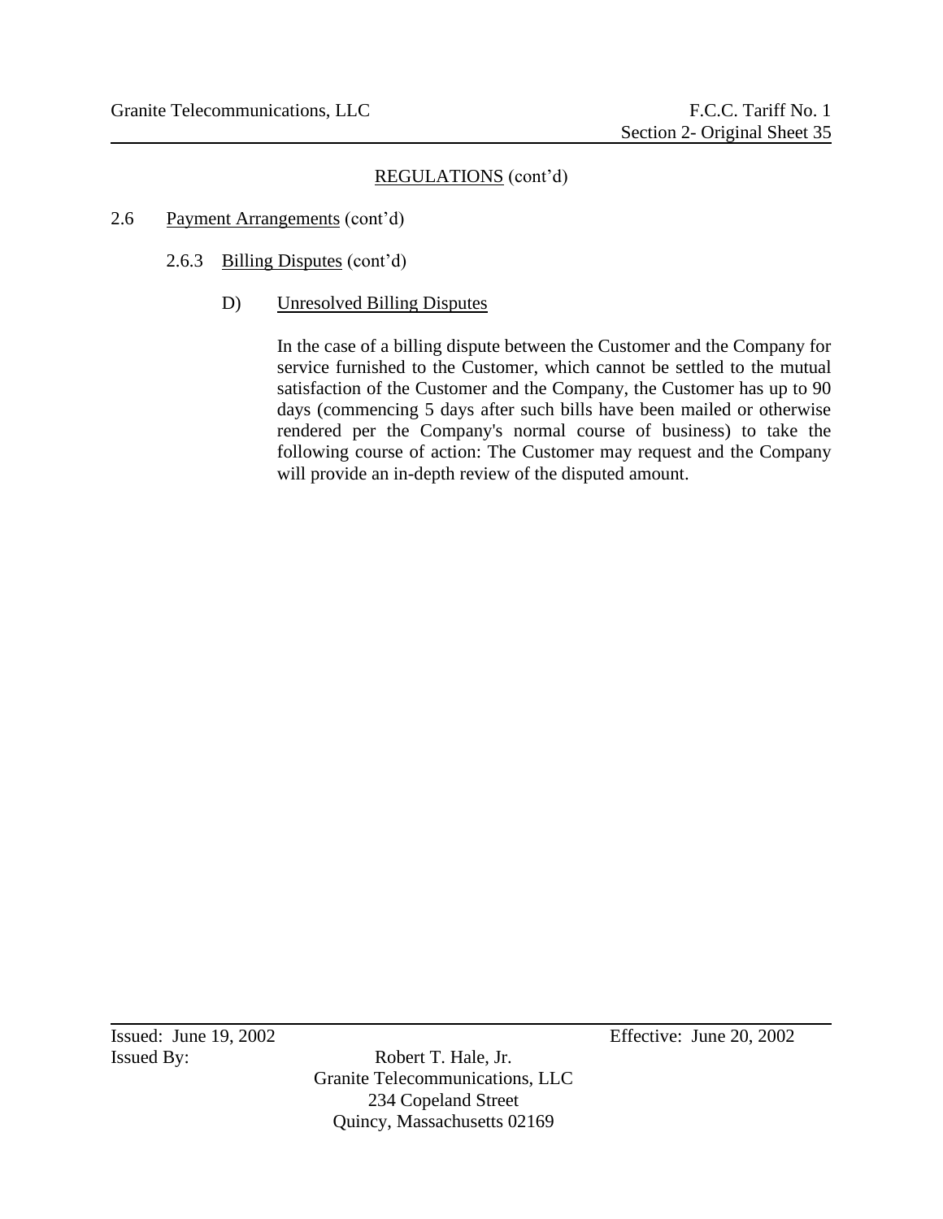## REGULATIONS (cont'd)

### 2.6 Payment Arrangements (cont'd)

#### 2.6.3 Billing Disputes (cont'd)

##### D) Unresolved Billing Disputes

In the case of a billing dispute between the Customer and the Company for service furnished to the Customer, which cannot be settled to the mutual satisfaction of the Customer and the Company, the Customer has up to 90 days (commencing 5 days after such bills have been mailed or otherwise rendered per the Company's normal course of business) to take the following course of action: The Customer may request and the Company will provide an in-depth review of the disputed amount.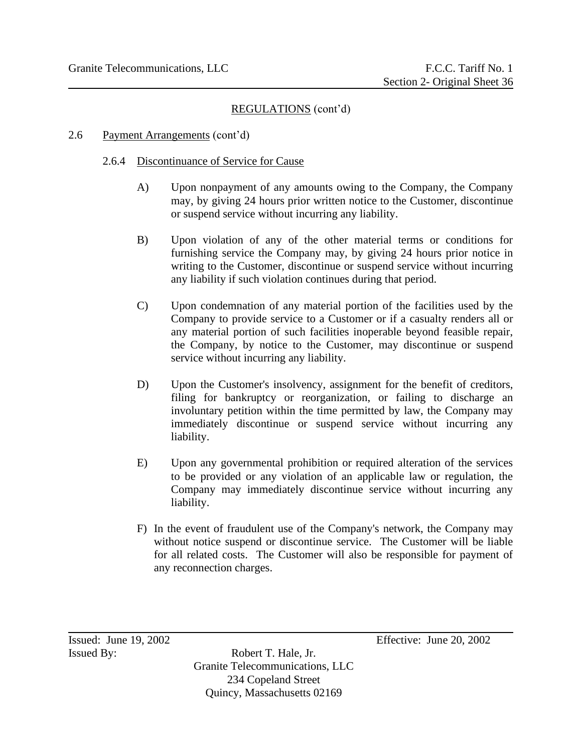## REGULATIONS (cont'd)

### 2.6 Payment Arrangements (cont'd)

#### 2.6.4 Discontinuance of Service for Cause

A) Upon nonpayment of any amounts owing to the Company, the Company may, by giving 24 hours prior written notice to the Customer, discontinue or suspend service without incurring any liability.

B) Upon violation of any of the other material terms or conditions for furnishing service the Company may, by giving 24 hours prior notice in writing to the Customer, discontinue or suspend service without incurring any liability if such violation continues during that period.

C) Upon condemnation of any material portion of the facilities used by the Company to provide service to a Customer or if a casualty renders all or any material portion of such facilities inoperable beyond feasible repair, the Company, by notice to the Customer, may discontinue or suspend service without incurring any liability.

D) Upon the Customer's insolvency, assignment for the benefit of creditors, filing for bankruptcy or reorganization, or failing to discharge an involuntary petition within the time permitted by law, the Company may immediately discontinue or suspend service without incurring any liability.

E) Upon any governmental prohibition or required alteration of the services to be provided or any violation of an applicable law or regulation, the Company may immediately discontinue service without incurring any liability.

F) In the event of fraudulent use of the Company's network, the Company may without notice suspend or discontinue service. The Customer will be liable for all related costs. The Customer will also be responsible for payment of any reconnection charges.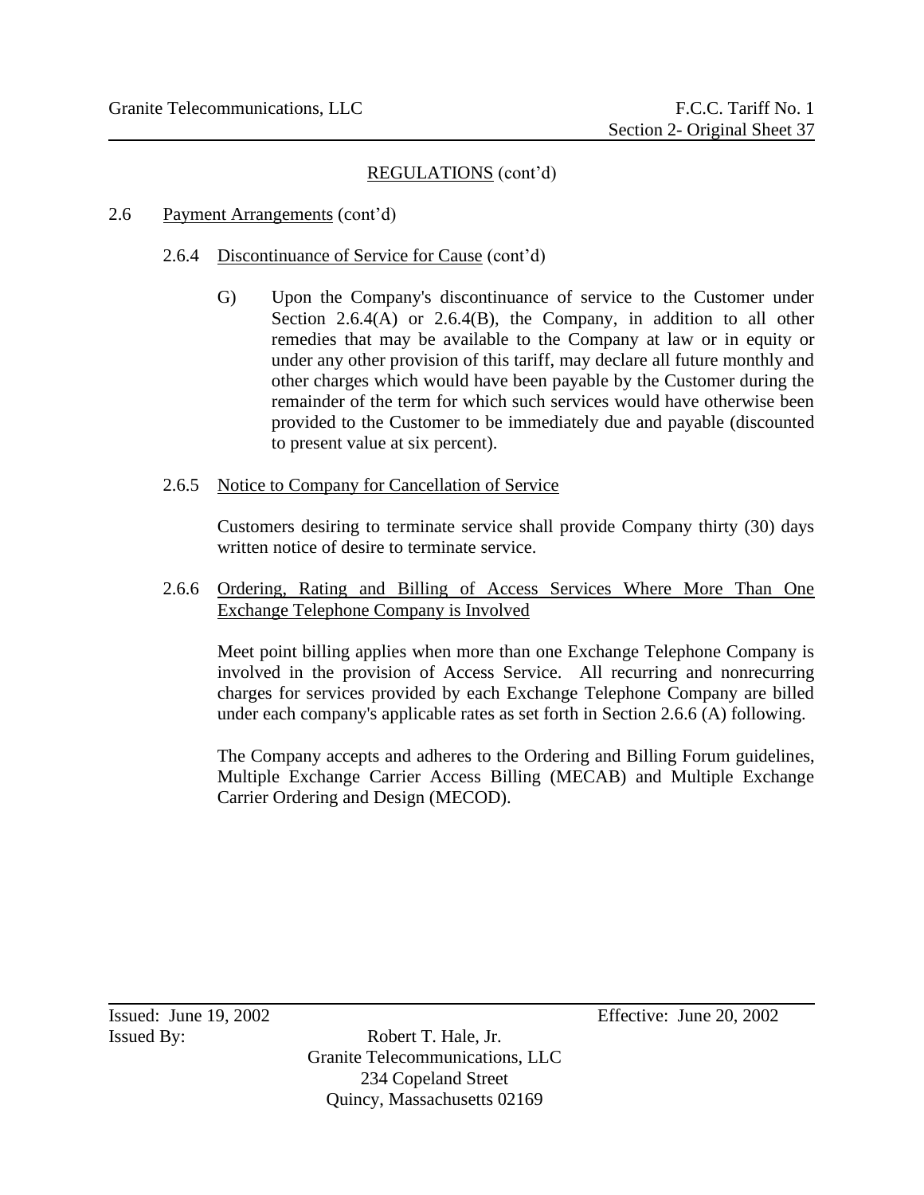## REGULATIONS (cont'd)

### 2.6 Payment Arrangements (cont'd)

#### 2.6.4 Discontinuance of Service for Cause (cont'd)

G) Upon the Company's discontinuance of service to the Customer under Section 2.6.4(A) or 2.6.4(B), the Company, in addition to all other remedies that may be available to the Company at law or in equity or under any other provision of this tariff, may declare all future monthly and other charges which would have been payable by the Customer during the remainder of the term for which such services would have otherwise been provided to the Customer to be immediately due and payable (discounted to present value at six percent).

#### 2.6.5 Notice to Company for Cancellation of Service

Customers desiring to terminate service shall provide Company thirty (30) days written notice of desire to terminate service.

#### 2.6.6 Ordering, Rating and Billing of Access Services Where More Than One Exchange Telephone Company is Involved

Meet point billing applies when more than one Exchange Telephone Company is involved in the provision of Access Service. All recurring and nonrecurring charges for services provided by each Exchange Telephone Company are billed under each company's applicable rates as set forth in Section 2.6.6 (A) following.

The Company accepts and adheres to the Ordering and Billing Forum guidelines, Multiple Exchange Carrier Access Billing (MECAB) and Multiple Exchange Carrier Ordering and Design (MECOD).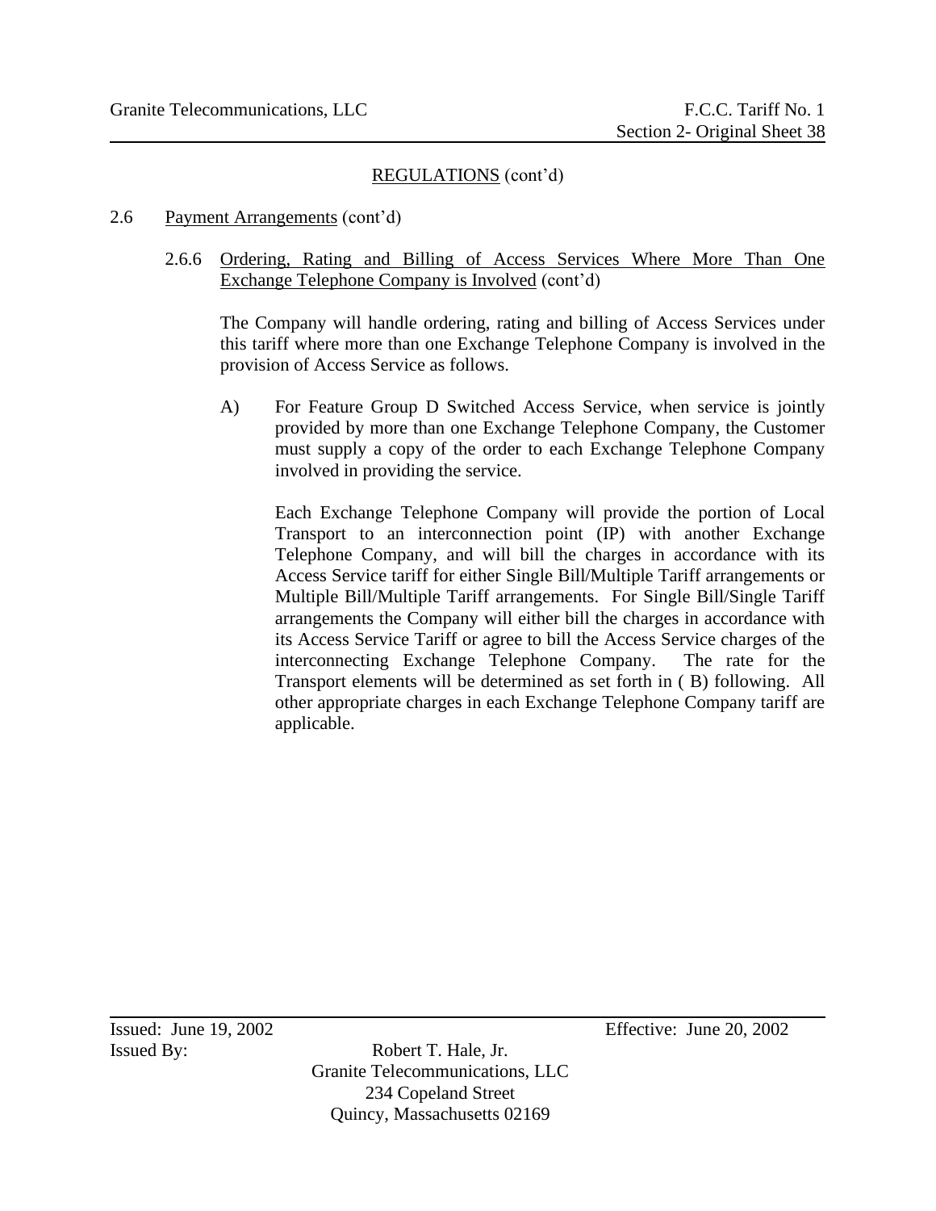## REGULATIONS (cont'd)

### 2.6 Payment Arrangements (cont'd)

#### 2.6.6 Ordering, Rating and Billing of Access Services Where More Than One Exchange Telephone Company is Involved (cont'd)

The Company will handle ordering, rating and billing of Access Services under this tariff where more than one Exchange Telephone Company is involved in the provision of Access Service as follows.

A) For Feature Group D Switched Access Service, when service is jointly provided by more than one Exchange Telephone Company, the Customer must supply a copy of the order to each Exchange Telephone Company involved in providing the service.

Each Exchange Telephone Company will provide the portion of Local Transport to an interconnection point (IP) with another Exchange Telephone Company, and will bill the charges in accordance with its Access Service tariff for either Single Bill/Multiple Tariff arrangements or Multiple Bill/Multiple Tariff arrangements. For Single Bill/Single Tariff arrangements the Company will either bill the charges in accordance with its Access Service Tariff or agree to bill the Access Service charges of the interconnecting Exchange Telephone Company. The rate for the Transport elements will be determined as set forth in ( B) following. All other appropriate charges in each Exchange Telephone Company tariff are applicable.

Issued: June 19, 2002 Effective: June 20, 2002

Issued By: Robert T. Hale, Jr.
Granite Telecommunications, LLC
234 Copeland Street
Quincy, Massachusetts 02169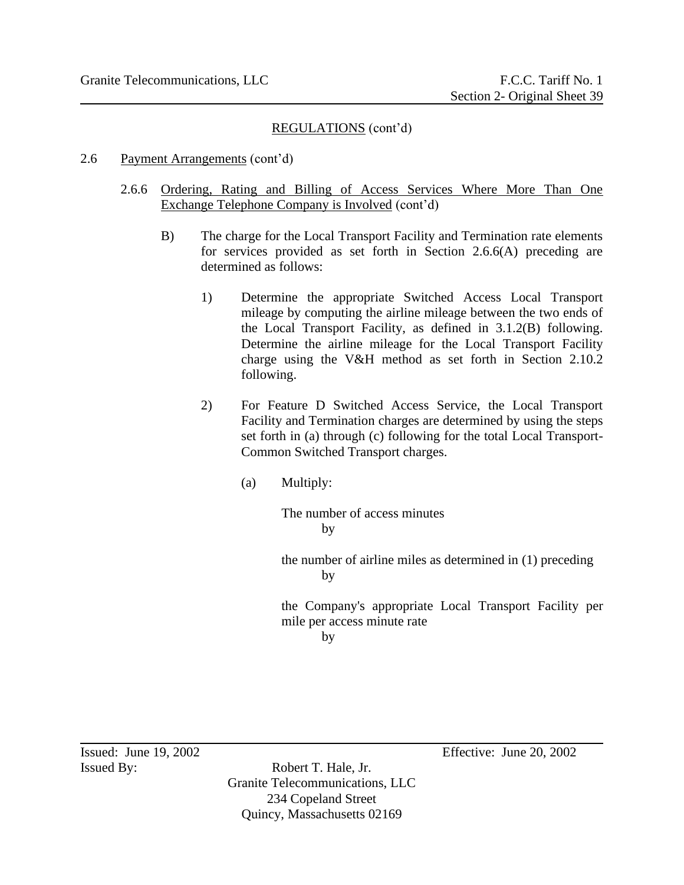## REGULATIONS (cont'd)

2.6 Payment Arrangements (cont'd)

2.6.6 Ordering, Rating and Billing of Access Services Where More Than One Exchange Telephone Company is Involved (cont'd)

B) The charge for the Local Transport Facility and Termination rate elements for services provided as set forth in Section 2.6.6(A) preceding are determined as follows:

1) Determine the appropriate Switched Access Local Transport mileage by computing the airline mileage between the two ends of the Local Transport Facility, as defined in 3.1.2(B) following. Determine the airline mileage for the Local Transport Facility charge using the V&H method as set forth in Section 2.10.2 following.

2) For Feature D Switched Access Service, the Local Transport Facility and Termination charges are determined by using the steps set forth in (a) through (c) following for the total Local Transport-Common Switched Transport charges.

(a) Multiply:

The number of access minutes
by

the number of airline miles as determined in (1) preceding
by

the Company's appropriate Local Transport Facility per mile per access minute rate
by

Issued: June 19, 2002  Effective: June 20, 2002

Issued By: Robert T. Hale, Jr.
Granite Telecommunications, LLC
234 Copeland Street
Quincy, Massachusetts 02169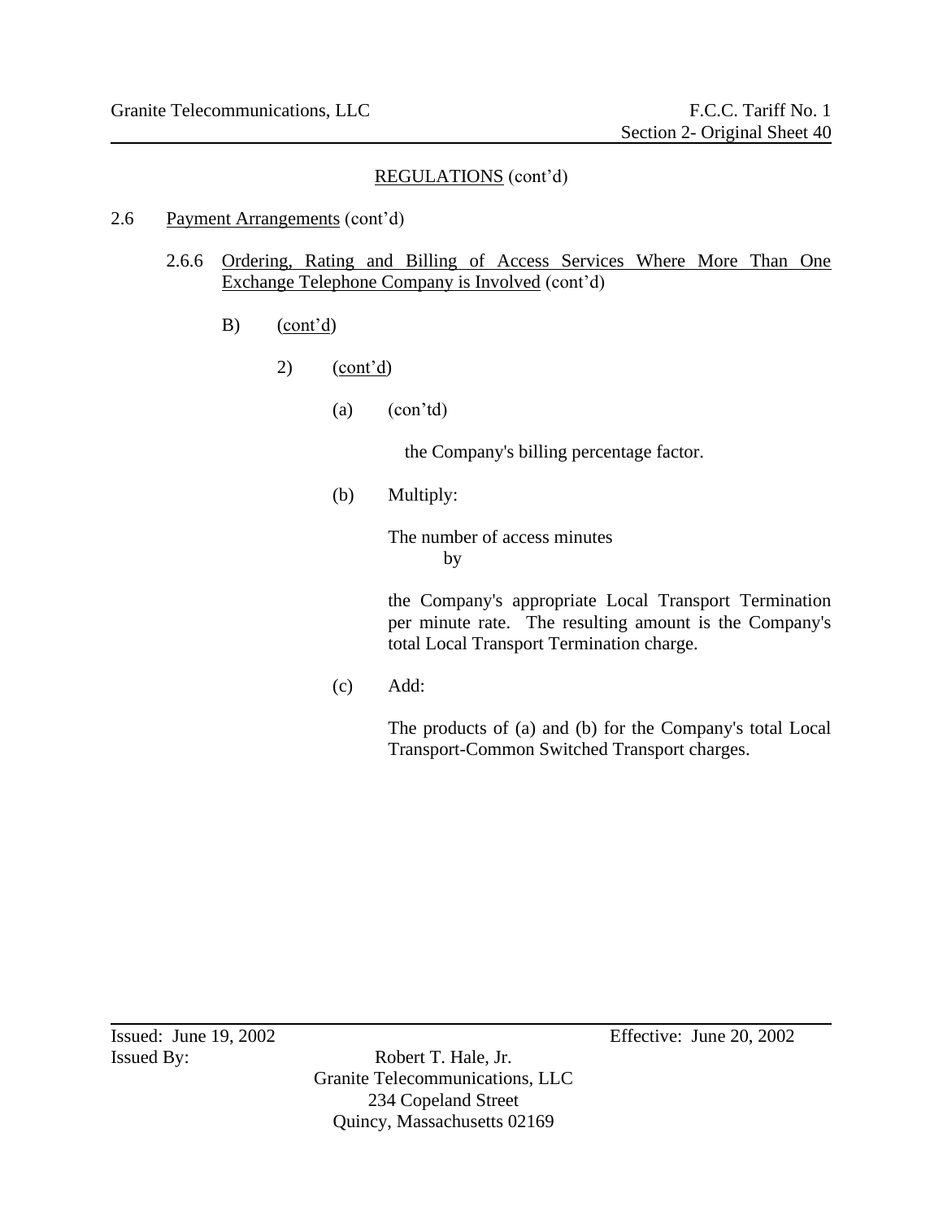## REGULATIONS (cont'd)

2.6 Payment Arrangements (cont'd)

2.6.6 Ordering, Rating and Billing of Access Services Where More Than One Exchange Telephone Company is Involved (cont'd)

B) (cont'd)

2) (cont'd)

(a) (con'td)

the Company's billing percentage factor.

(b) Multiply:

The number of access minutes
by

the Company's appropriate Local Transport Termination per minute rate. The resulting amount is the Company's total Local Transport Termination charge.

(c) Add:

The products of (a) and (b) for the Company's total Local Transport-Common Switched Transport charges.

Issued: June 19, 2002 Effective: June 20, 2002

Issued By: Robert T. Hale, Jr.
Granite Telecommunications, LLC
234 Copeland Street
Quincy, Massachusetts 02169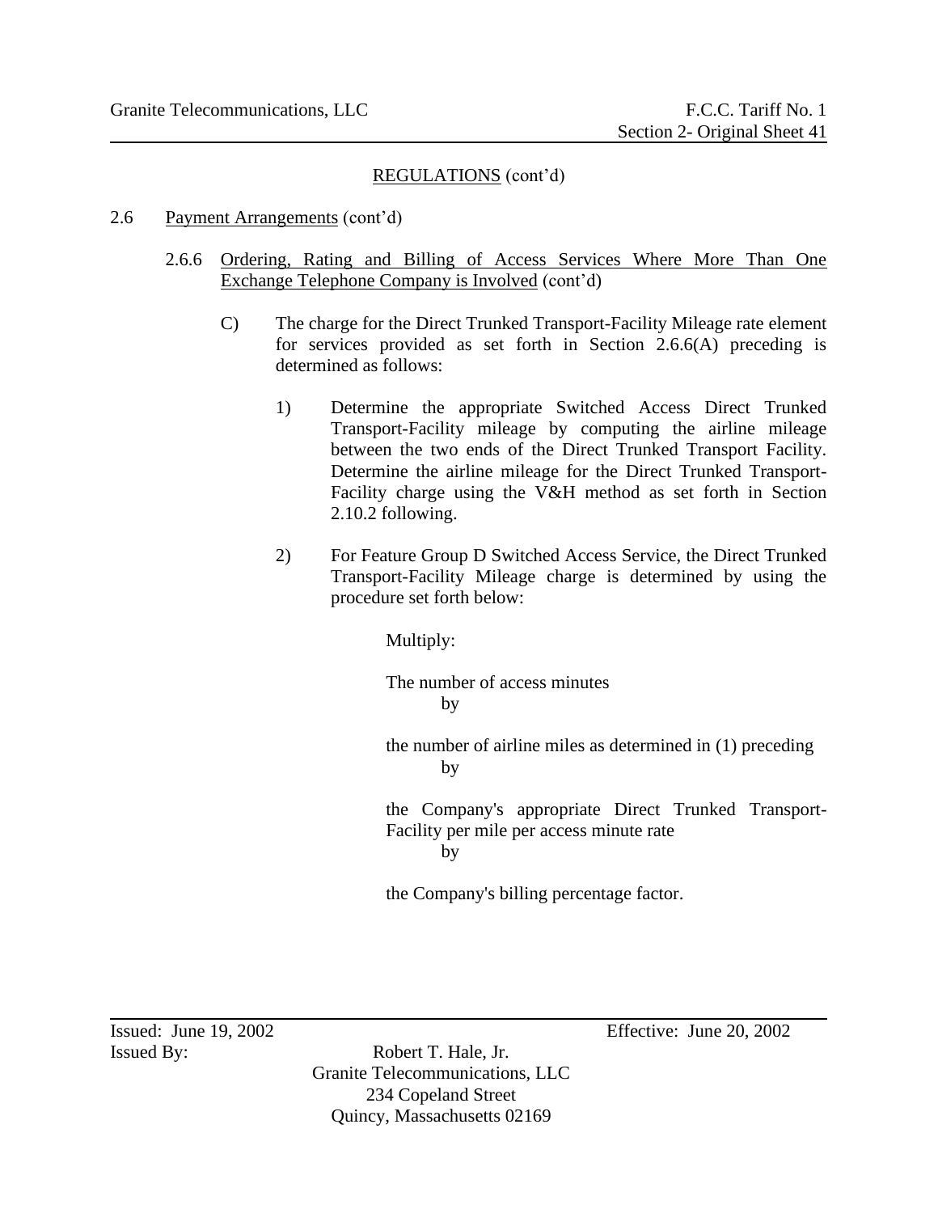## REGULATIONS (cont'd)

2.6 Payment Arrangements (cont'd)

2.6.6 Ordering, Rating and Billing of Access Services Where More Than One Exchange Telephone Company is Involved (cont'd)

C) The charge for the Direct Trunked Transport-Facility Mileage rate element for services provided as set forth in Section 2.6.6(A) preceding is determined as follows:

1) Determine the appropriate Switched Access Direct Trunked Transport-Facility mileage by computing the airline mileage between the two ends of the Direct Trunked Transport Facility. Determine the airline mileage for the Direct Trunked Transport-Facility charge using the V&H method as set forth in Section 2.10.2 following.

2) For Feature Group D Switched Access Service, the Direct Trunked Transport-Facility Mileage charge is determined by using the procedure set forth below:

Multiply:

The number of access minutes
by

the number of airline miles as determined in (1) preceding
by

the Company's appropriate Direct Trunked Transport-Facility per mile per access minute rate
by

the Company's billing percentage factor.

Issued: June 19, 2002 Effective: June 20, 2002

Issued By: Robert T. Hale, Jr.
Granite Telecommunications, LLC
234 Copeland Street
Quincy, Massachusetts 02169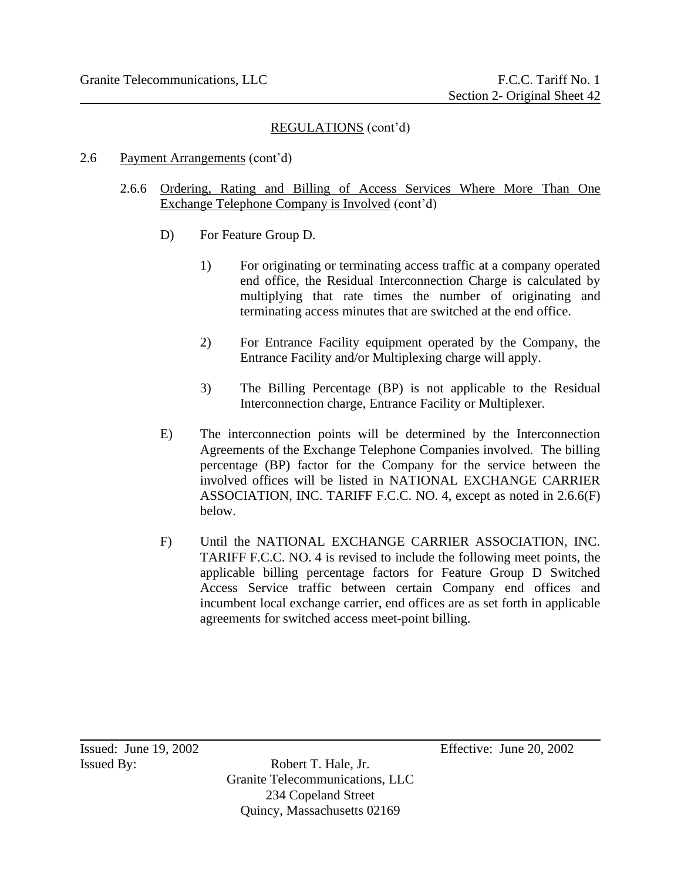## REGULATIONS (cont'd)

### 2.6 Payment Arrangements (cont'd)

#### 2.6.6 Ordering, Rating and Billing of Access Services Where More Than One Exchange Telephone Company is Involved (cont'd)

D) For Feature Group D.

1) For originating or terminating access traffic at a company operated end office, the Residual Interconnection Charge is calculated by multiplying that rate times the number of originating and terminating access minutes that are switched at the end office.

2) For Entrance Facility equipment operated by the Company, the Entrance Facility and/or Multiplexing charge will apply.

3) The Billing Percentage (BP) is not applicable to the Residual Interconnection charge, Entrance Facility or Multiplexer.

E) The interconnection points will be determined by the Interconnection Agreements of the Exchange Telephone Companies involved. The billing percentage (BP) factor for the Company for the service between the involved offices will be listed in NATIONAL EXCHANGE CARRIER ASSOCIATION, INC. TARIFF F.C.C. NO. 4, except as noted in 2.6.6(F) below.

F) Until the NATIONAL EXCHANGE CARRIER ASSOCIATION, INC. TARIFF F.C.C. NO. 4 is revised to include the following meet points, the applicable billing percentage factors for Feature Group D Switched Access Service traffic between certain Company end offices and incumbent local exchange carrier, end offices are as set forth in applicable agreements for switched access meet-point billing.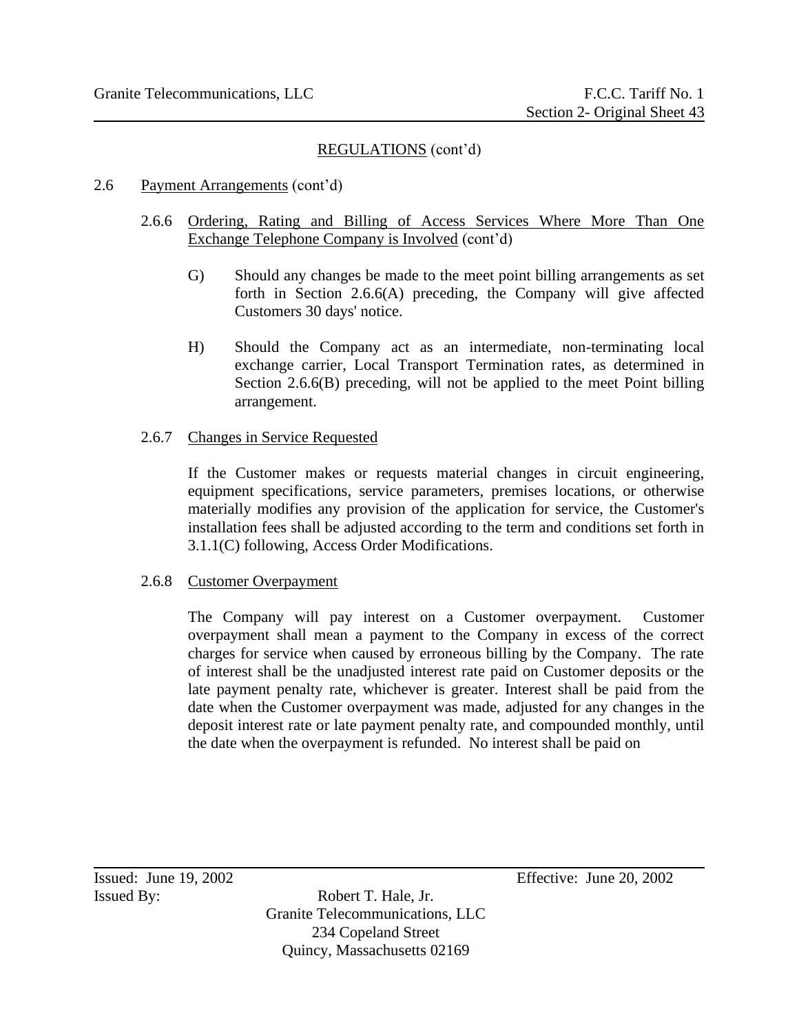REGULATIONS (cont'd)

2.6 Payment Arrangements (cont'd)

2.6.6 Ordering, Rating and Billing of Access Services Where More Than One Exchange Telephone Company is Involved (cont'd)

G) Should any changes be made to the meet point billing arrangements as set forth in Section 2.6.6(A) preceding, the Company will give affected Customers 30 days' notice.

H) Should the Company act as an intermediate, non-terminating local exchange carrier, Local Transport Termination rates, as determined in Section 2.6.6(B) preceding, will not be applied to the meet Point billing arrangement.

2.6.7 Changes in Service Requested

If the Customer makes or requests material changes in circuit engineering, equipment specifications, service parameters, premises locations, or otherwise materially modifies any provision of the application for service, the Customer's installation fees shall be adjusted according to the term and conditions set forth in 3.1.1(C) following, Access Order Modifications.

2.6.8 Customer Overpayment

The Company will pay interest on a Customer overpayment. Customer overpayment shall mean a payment to the Company in excess of the correct charges for service when caused by erroneous billing by the Company. The rate of interest shall be the unadjusted interest rate paid on Customer deposits or the late payment penalty rate, whichever is greater. Interest shall be paid from the date when the Customer overpayment was made, adjusted for any changes in the deposit interest rate or late payment penalty rate, and compounded monthly, until the date when the overpayment is refunded. No interest shall be paid on

Issued: June 19, 2002 Effective: June 20, 2002

Issued By: Robert T. Hale, Jr.
Granite Telecommunications, LLC
234 Copeland Street
Quincy, Massachusetts 02169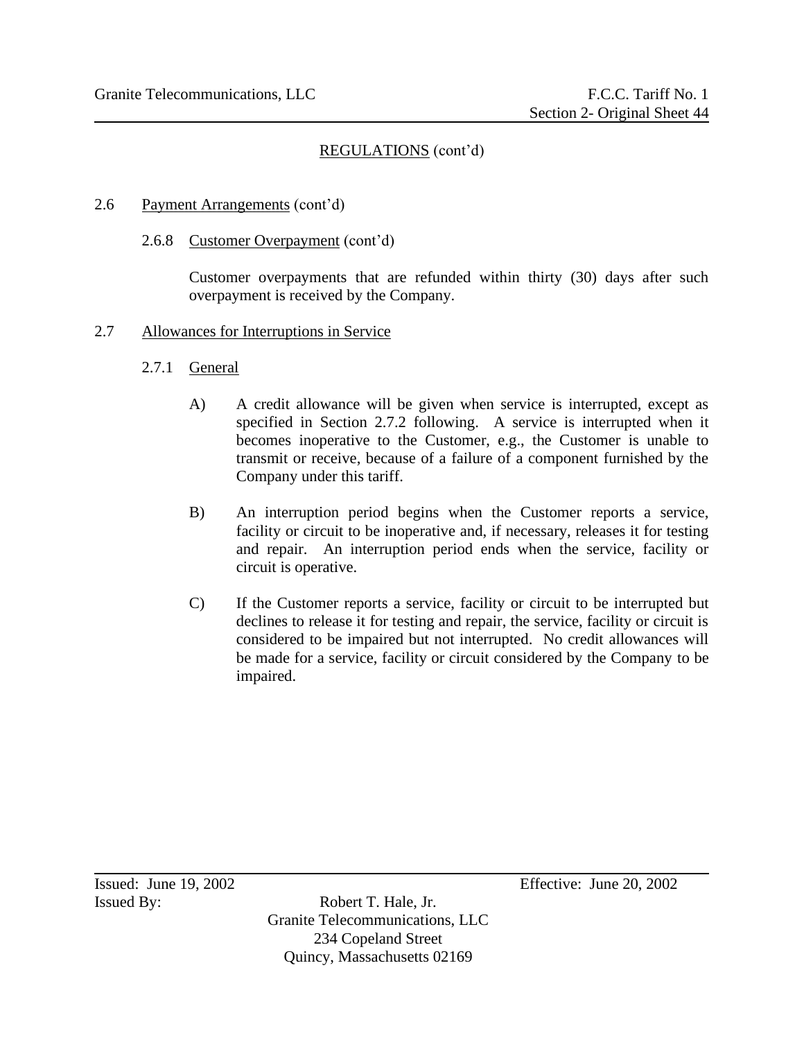## REGULATIONS (cont'd)

2.6 Payment Arrangements (cont'd)

2.6.8 Customer Overpayment (cont'd)

Customer overpayments that are refunded within thirty (30) days after such overpayment is received by the Company.

2.7 Allowances for Interruptions in Service

2.7.1 General

A) A credit allowance will be given when service is interrupted, except as specified in Section 2.7.2 following. A service is interrupted when it becomes inoperative to the Customer, e.g., the Customer is unable to transmit or receive, because of a failure of a component furnished by the Company under this tariff.

B) An interruption period begins when the Customer reports a service, facility or circuit to be inoperative and, if necessary, releases it for testing and repair. An interruption period ends when the service, facility or circuit is operative.

C) If the Customer reports a service, facility or circuit to be interrupted but declines to release it for testing and repair, the service, facility or circuit is considered to be impaired but not interrupted. No credit allowances will be made for a service, facility or circuit considered by the Company to be impaired.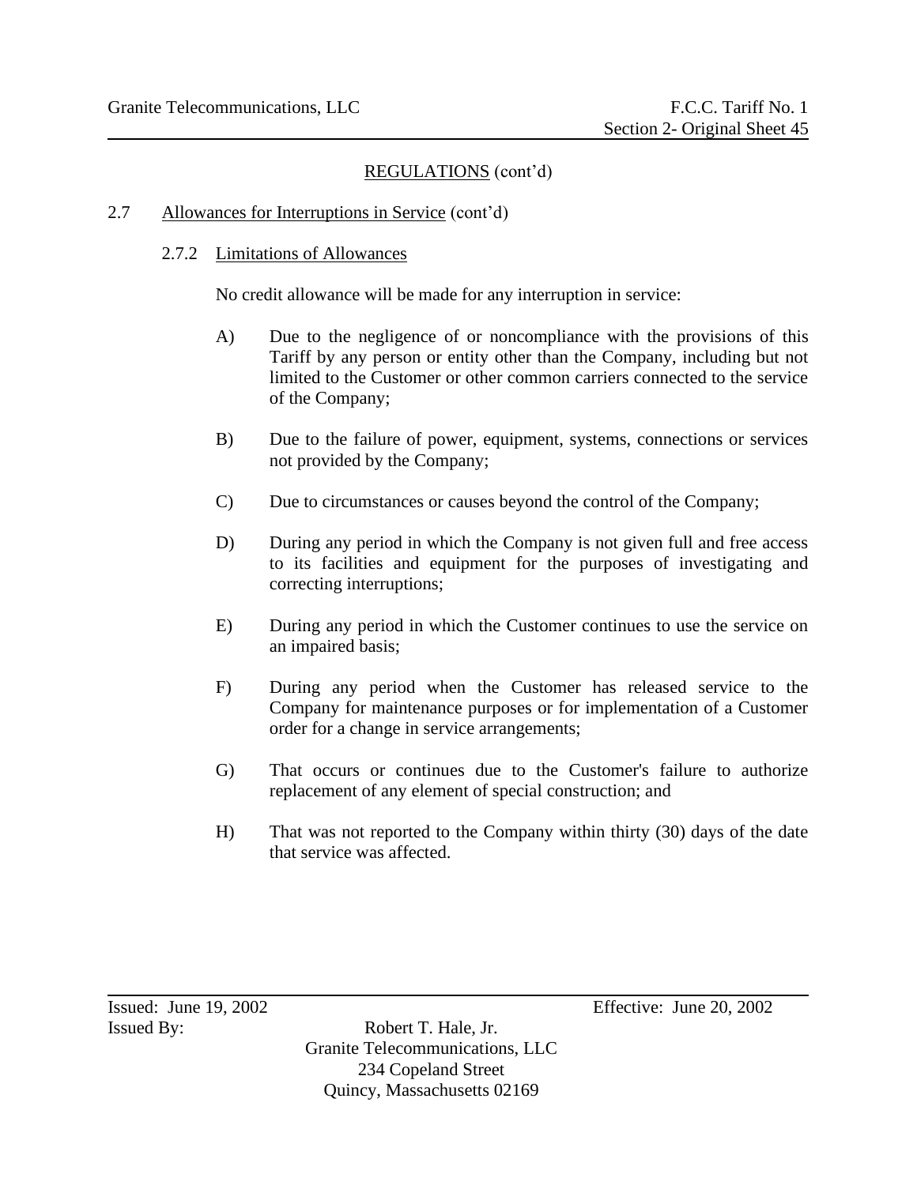## REGULATIONS (cont'd)

### 2.7 Allowances for Interruptions in Service (cont'd)

#### 2.7.2 Limitations of Allowances

No credit allowance will be made for any interruption in service:

A) Due to the negligence of or noncompliance with the provisions of this Tariff by any person or entity other than the Company, including but not limited to the Customer or other common carriers connected to the service of the Company;

B) Due to the failure of power, equipment, systems, connections or services not provided by the Company;

C) Due to circumstances or causes beyond the control of the Company;

D) During any period in which the Company is not given full and free access to its facilities and equipment for the purposes of investigating and correcting interruptions;

E) During any period in which the Customer continues to use the service on an impaired basis;

F) During any period when the Customer has released service to the Company for maintenance purposes or for implementation of a Customer order for a change in service arrangements;

G) That occurs or continues due to the Customer's failure to authorize replacement of any element of special construction; and

H) That was not reported to the Company within thirty (30) days of the date that service was affected.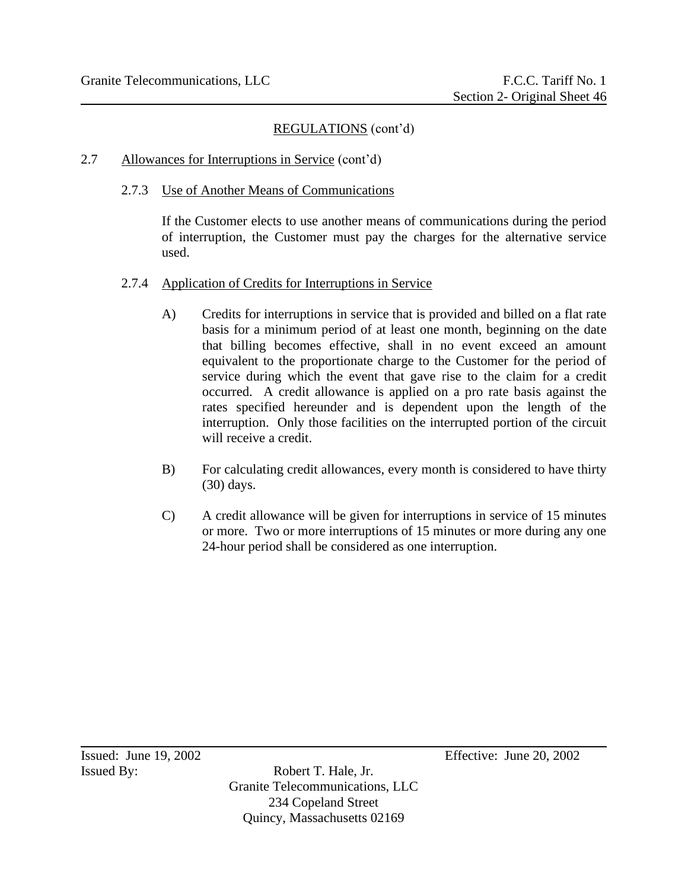## REGULATIONS (cont'd)

### 2.7 Allowances for Interruptions in Service (cont'd)

#### 2.7.3 Use of Another Means of Communications

If the Customer elects to use another means of communications during the period of interruption, the Customer must pay the charges for the alternative service used.

#### 2.7.4 Application of Credits for Interruptions in Service

A) Credits for interruptions in service that is provided and billed on a flat rate basis for a minimum period of at least one month, beginning on the date that billing becomes effective, shall in no event exceed an amount equivalent to the proportionate charge to the Customer for the period of service during which the event that gave rise to the claim for a credit occurred. A credit allowance is applied on a pro rate basis against the rates specified hereunder and is dependent upon the length of the interruption. Only those facilities on the interrupted portion of the circuit will receive a credit.

B) For calculating credit allowances, every month is considered to have thirty (30) days.

C) A credit allowance will be given for interruptions in service of 15 minutes or more. Two or more interruptions of 15 minutes or more during any one 24-hour period shall be considered as one interruption.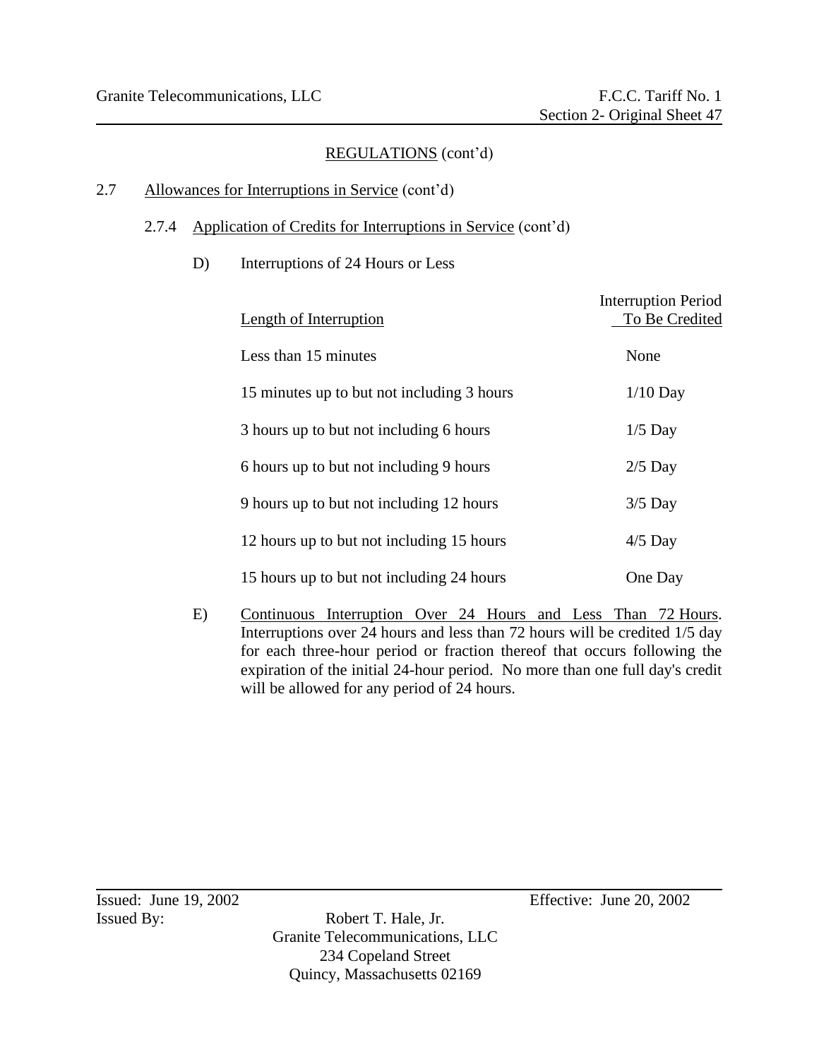## REGULATIONS (cont'd)

2.7 Allowances for Interruptions in Service (cont'd)

2.7.4 Application of Credits for Interruptions in Service (cont'd)

D) Interruptions of 24 Hours or Less

| Length of Interruption | Interruption Period To Be Credited |
|---|---|
| Less than 15 minutes | None |
| 15 minutes up to but not including 3 hours | 1/10 Day |
| 3 hours up to but not including 6 hours | 1/5 Day |
| 6 hours up to but not including 9 hours | 2/5 Day |
| 9 hours up to but not including 12 hours | 3/5 Day |
| 12 hours up to but not including 15 hours | 4/5 Day |
| 15 hours up to but not including 24 hours | One Day |

E) Continuous Interruption Over 24 Hours and Less Than 72 Hours. Interruptions over 24 hours and less than 72 hours will be credited 1/5 day for each three-hour period or fraction thereof that occurs following the expiration of the initial 24-hour period. No more than one full day's credit will be allowed for any period of 24 hours.

Issued: June 19, 2002 Effective: June 20, 2002

Issued By: Robert T. Hale, Jr.
Granite Telecommunications, LLC
234 Copeland Street
Quincy, Massachusetts 02169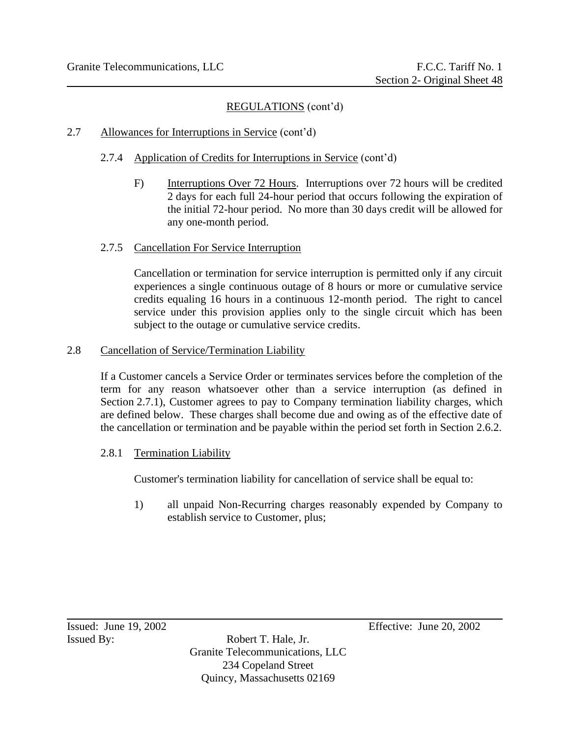REGULATIONS (cont'd)

2.7 Allowances for Interruptions in Service (cont'd)

2.7.4 Application of Credits for Interruptions in Service (cont'd)

F) Interruptions Over 72 Hours. Interruptions over 72 hours will be credited 2 days for each full 24-hour period that occurs following the expiration of the initial 72-hour period. No more than 30 days credit will be allowed for any one-month period.

2.7.5 Cancellation For Service Interruption

Cancellation or termination for service interruption is permitted only if any circuit experiences a single continuous outage of 8 hours or more or cumulative service credits equaling 16 hours in a continuous 12-month period. The right to cancel service under this provision applies only to the single circuit which has been subject to the outage or cumulative service credits.

2.8 Cancellation of Service/Termination Liability

If a Customer cancels a Service Order or terminates services before the completion of the term for any reason whatsoever other than a service interruption (as defined in Section 2.7.1), Customer agrees to pay to Company termination liability charges, which are defined below. These charges shall become due and owing as of the effective date of the cancellation or termination and be payable within the period set forth in Section 2.6.2.

2.8.1 Termination Liability

Customer's termination liability for cancellation of service shall be equal to:

1) all unpaid Non-Recurring charges reasonably expended by Company to establish service to Customer, plus;

Issued: June 19, 2002 Effective: June 20, 2002

Issued By: Robert T. Hale, Jr.
Granite Telecommunications, LLC
234 Copeland Street
Quincy, Massachusetts 02169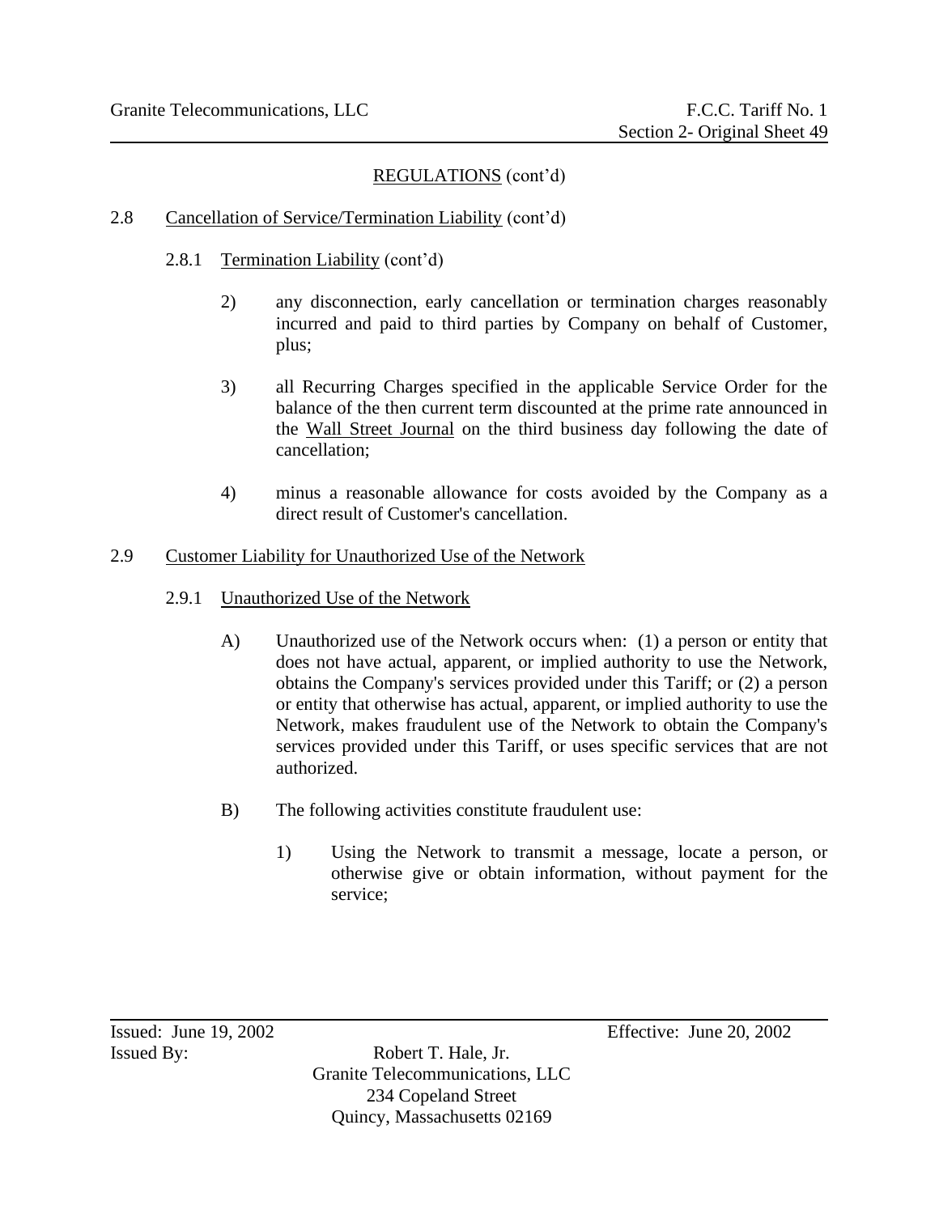REGULATIONS (cont'd)

2.8 Cancellation of Service/Termination Liability (cont'd)

2.8.1 Termination Liability (cont'd)

2) any disconnection, early cancellation or termination charges reasonably incurred and paid to third parties by Company on behalf of Customer, plus;

3) all Recurring Charges specified in the applicable Service Order for the balance of the then current term discounted at the prime rate announced in the Wall Street Journal on the third business day following the date of cancellation;

4) minus a reasonable allowance for costs avoided by the Company as a direct result of Customer's cancellation.

2.9 Customer Liability for Unauthorized Use of the Network

2.9.1 Unauthorized Use of the Network

A) Unauthorized use of the Network occurs when: (1) a person or entity that does not have actual, apparent, or implied authority to use the Network, obtains the Company's services provided under this Tariff; or (2) a person or entity that otherwise has actual, apparent, or implied authority to use the Network, makes fraudulent use of the Network to obtain the Company's services provided under this Tariff, or uses specific services that are not authorized.

B) The following activities constitute fraudulent use:

1) Using the Network to transmit a message, locate a person, or otherwise give or obtain information, without payment for the service;

Issued: June 19, 2002 Effective: June 20, 2002

Issued By: Robert T. Hale, Jr.
Granite Telecommunications, LLC
234 Copeland Street
Quincy, Massachusetts 02169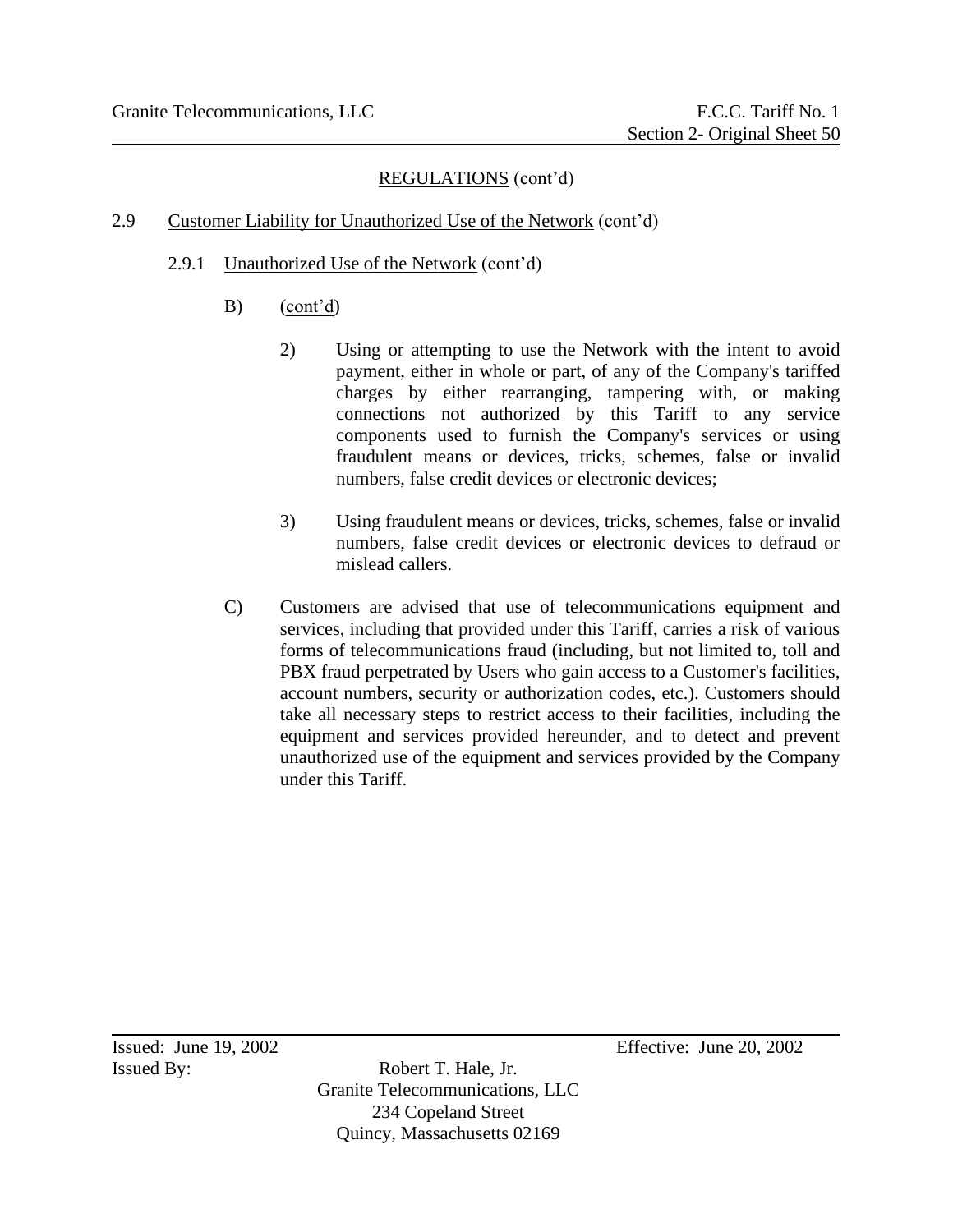## REGULATIONS (cont'd)

### 2.9 Customer Liability for Unauthorized Use of the Network (cont'd)

#### 2.9.1 Unauthorized Use of the Network (cont'd)

B) (cont'd)

2) Using or attempting to use the Network with the intent to avoid payment, either in whole or part, of any of the Company's tariffed charges by either rearranging, tampering with, or making connections not authorized by this Tariff to any service components used to furnish the Company's services or using fraudulent means or devices, tricks, schemes, false or invalid numbers, false credit devices or electronic devices;

3) Using fraudulent means or devices, tricks, schemes, false or invalid numbers, false credit devices or electronic devices to defraud or mislead callers.

C) Customers are advised that use of telecommunications equipment and services, including that provided under this Tariff, carries a risk of various forms of telecommunications fraud (including, but not limited to, toll and PBX fraud perpetrated by Users who gain access to a Customer's facilities, account numbers, security or authorization codes, etc.). Customers should take all necessary steps to restrict access to their facilities, including the equipment and services provided hereunder, and to detect and prevent unauthorized use of the equipment and services provided by the Company under this Tariff.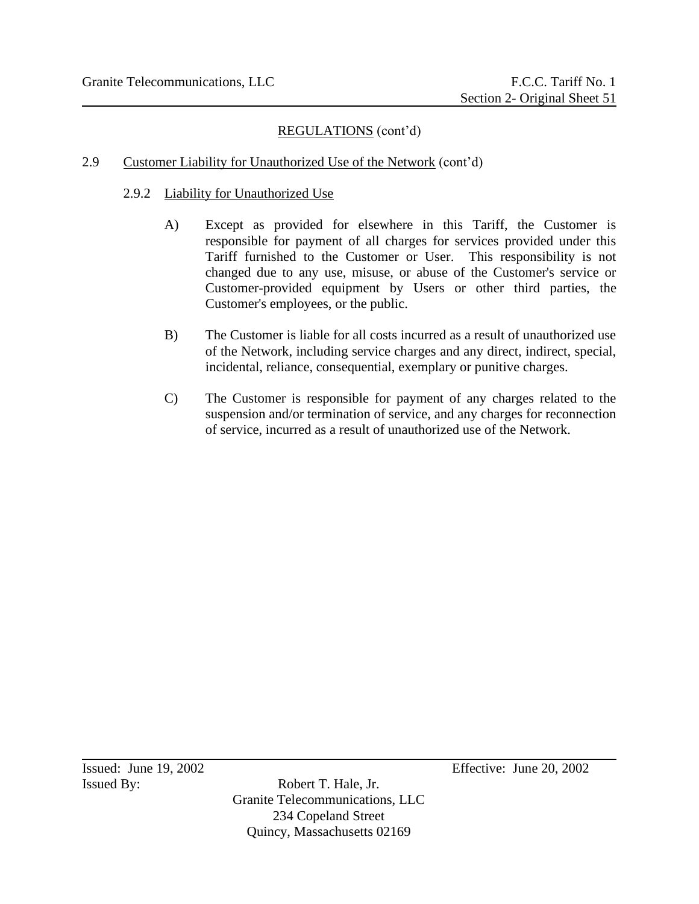## REGULATIONS (cont'd)

### 2.9 Customer Liability for Unauthorized Use of the Network (cont'd)

#### 2.9.2 Liability for Unauthorized Use

A) Except as provided for elsewhere in this Tariff, the Customer is responsible for payment of all charges for services provided under this Tariff furnished to the Customer or User. This responsibility is not changed due to any use, misuse, or abuse of the Customer's service or Customer-provided equipment by Users or other third parties, the Customer's employees, or the public.

B) The Customer is liable for all costs incurred as a result of unauthorized use of the Network, including service charges and any direct, indirect, special, incidental, reliance, consequential, exemplary or punitive charges.

C) The Customer is responsible for payment of any charges related to the suspension and/or termination of service, and any charges for reconnection of service, incurred as a result of unauthorized use of the Network.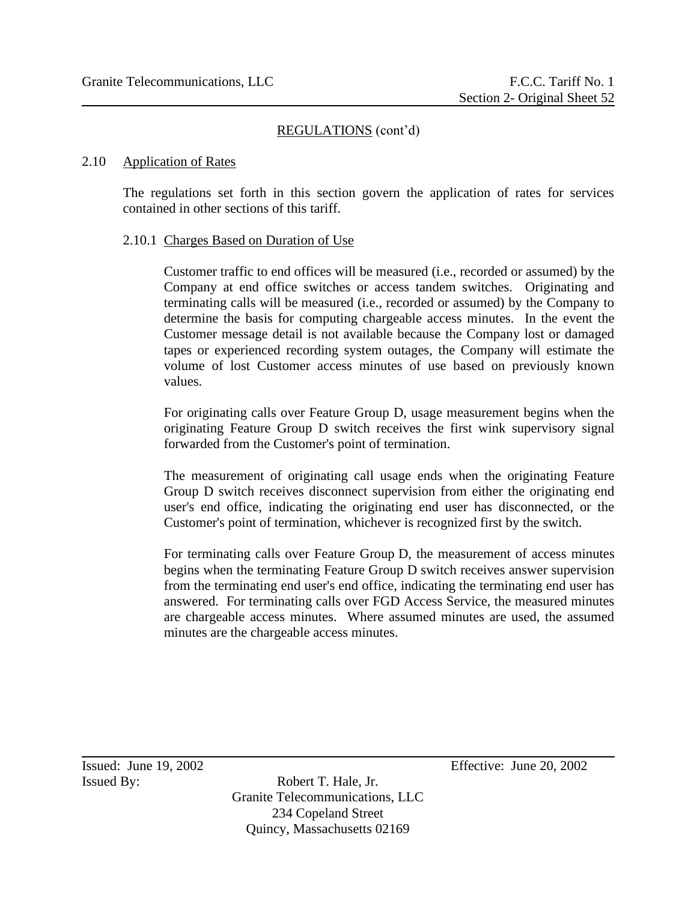REGULATIONS (cont'd)

## 2.10 Application of Rates

The regulations set forth in this section govern the application of rates for services contained in other sections of this tariff.

### 2.10.1 Charges Based on Duration of Use

Customer traffic to end offices will be measured (i.e., recorded or assumed) by the Company at end office switches or access tandem switches. Originating and terminating calls will be measured (i.e., recorded or assumed) by the Company to determine the basis for computing chargeable access minutes. In the event the Customer message detail is not available because the Company lost or damaged tapes or experienced recording system outages, the Company will estimate the volume of lost Customer access minutes of use based on previously known values.

For originating calls over Feature Group D, usage measurement begins when the originating Feature Group D switch receives the first wink supervisory signal forwarded from the Customer's point of termination.

The measurement of originating call usage ends when the originating Feature Group D switch receives disconnect supervision from either the originating end user's end office, indicating the originating end user has disconnected, or the Customer's point of termination, whichever is recognized first by the switch.

For terminating calls over Feature Group D, the measurement of access minutes begins when the terminating Feature Group D switch receives answer supervision from the terminating end user's end office, indicating the terminating end user has answered. For terminating calls over FGD Access Service, the measured minutes are chargeable access minutes. Where assumed minutes are used, the assumed minutes are the chargeable access minutes.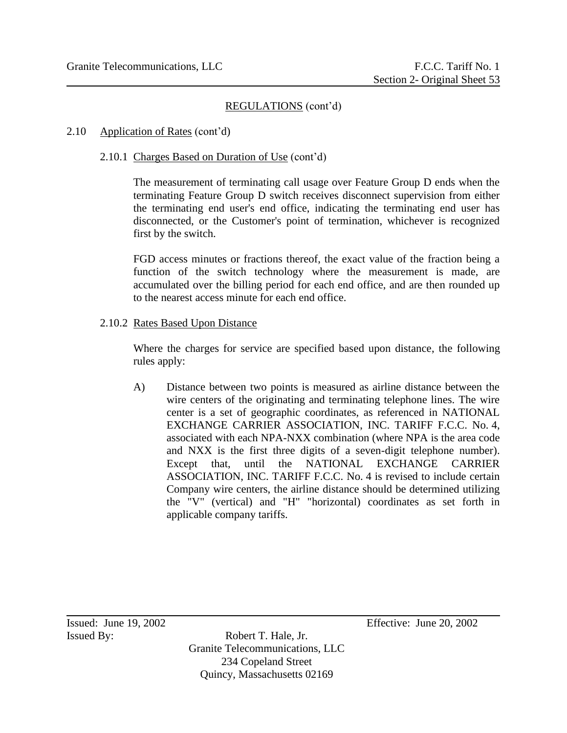REGULATIONS (cont'd)

2.10 Application of Rates (cont'd)

2.10.1 Charges Based on Duration of Use (cont'd)

The measurement of terminating call usage over Feature Group D ends when the terminating Feature Group D switch receives disconnect supervision from either the terminating end user's end office, indicating the terminating end user has disconnected, or the Customer's point of termination, whichever is recognized first by the switch.

FGD access minutes or fractions thereof, the exact value of the fraction being a function of the switch technology where the measurement is made, are accumulated over the billing period for each end office, and are then rounded up to the nearest access minute for each end office.

2.10.2 Rates Based Upon Distance

Where the charges for service are specified based upon distance, the following rules apply:

A) Distance between two points is measured as airline distance between the wire centers of the originating and terminating telephone lines. The wire center is a set of geographic coordinates, as referenced in NATIONAL EXCHANGE CARRIER ASSOCIATION, INC. TARIFF F.C.C. No. 4, associated with each NPA-NXX combination (where NPA is the area code and NXX is the first three digits of a seven-digit telephone number). Except that, until the NATIONAL EXCHANGE CARRIER ASSOCIATION, INC. TARIFF F.C.C. No. 4 is revised to include certain Company wire centers, the airline distance should be determined utilizing the "V" (vertical) and "H" "horizontal) coordinates as set forth in applicable company tariffs.

Issued: June 19, 2002 Effective: June 20, 2002

Issued By: Robert T. Hale, Jr.
Granite Telecommunications, LLC
234 Copeland Street
Quincy, Massachusetts 02169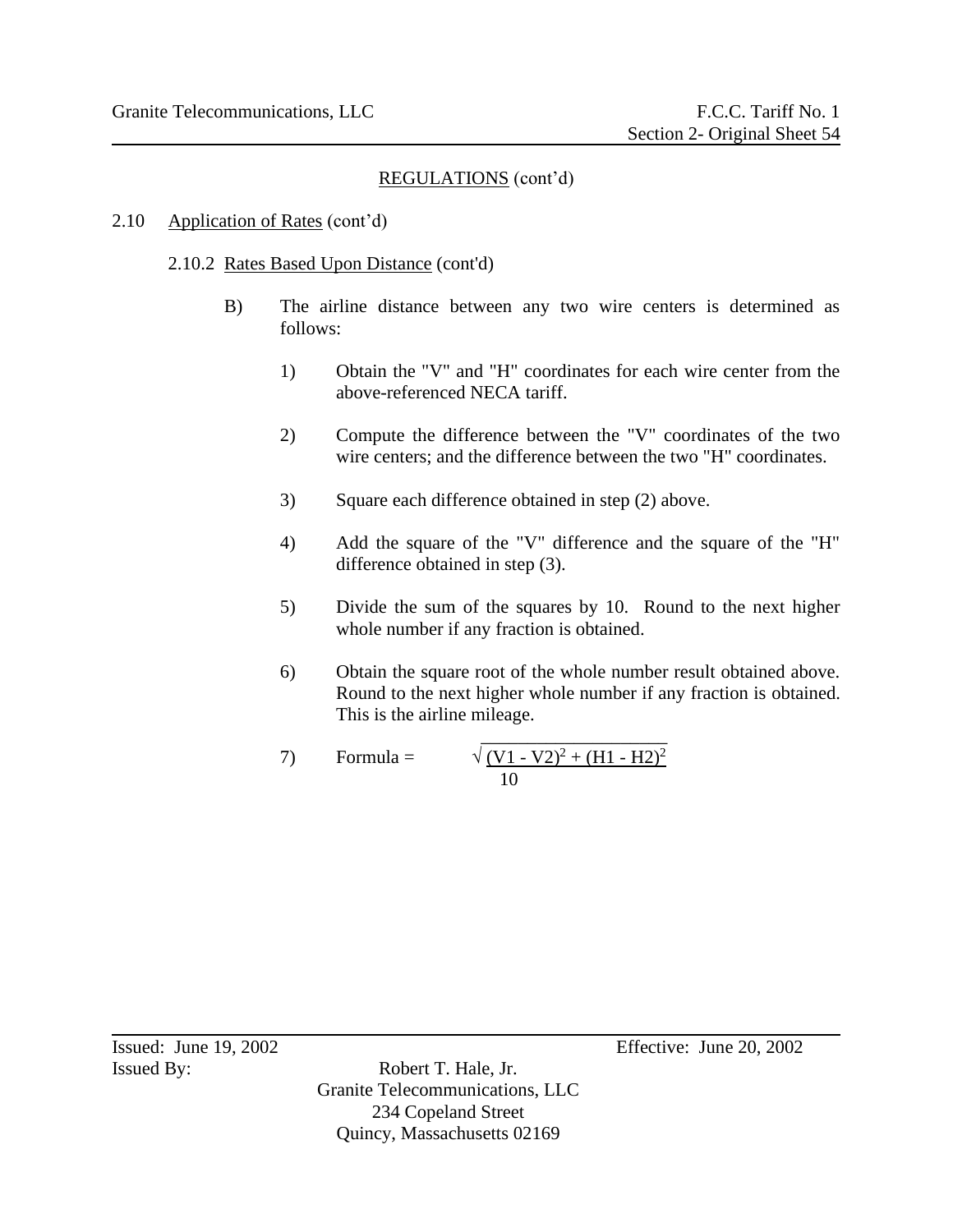## REGULATIONS (cont'd)

### 2.10 Application of Rates (cont'd)

#### 2.10.2 Rates Based Upon Distance (cont'd)

B) The airline distance between any two wire centers is determined as follows:

1) Obtain the "V" and "H" coordinates for each wire center from the above-referenced NECA tariff.

2) Compute the difference between the "V" coordinates of the two wire centers; and the difference between the two "H" coordinates.

3) Square each difference obtained in step (2) above.

4) Add the square of the "V" difference and the square of the "H" difference obtained in step (3).

5) Divide the sum of the squares by 10. Round to the next higher whole number if any fraction is obtained.

6) Obtain the square root of the whole number result obtained above. Round to the next higher whole number if any fraction is obtained. This is the airline mileage.

7) Formula = $\sqrt{\dfrac{(V1 - V2)^2 + (H1 - H2)^2}{10}}$

Issued: June 19, 2002

Effective: June 20, 2002

Issued By: Robert T. Hale, Jr.
Granite Telecommunications, LLC
234 Copeland Street
Quincy, Massachusetts 02169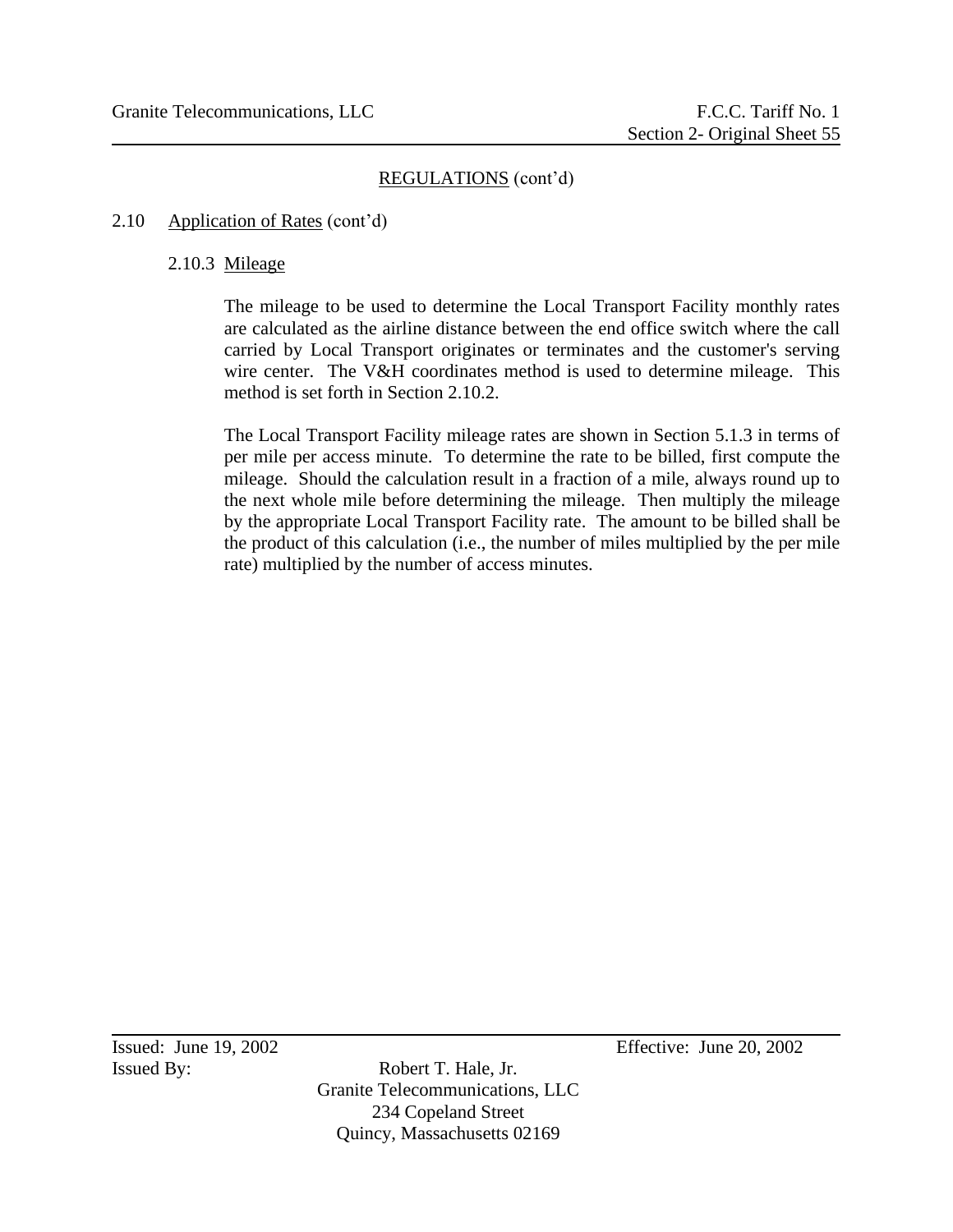## REGULATIONS (cont'd)

### 2.10 Application of Rates (cont'd)

#### 2.10.3 Mileage

The mileage to be used to determine the Local Transport Facility monthly rates are calculated as the airline distance between the end office switch where the call carried by Local Transport originates or terminates and the customer's serving wire center. The V&H coordinates method is used to determine mileage. This method is set forth in Section 2.10.2.

The Local Transport Facility mileage rates are shown in Section 5.1.3 in terms of per mile per access minute. To determine the rate to be billed, first compute the mileage. Should the calculation result in a fraction of a mile, always round up to the next whole mile before determining the mileage. Then multiply the mileage by the appropriate Local Transport Facility rate. The amount to be billed shall be the product of this calculation (i.e., the number of miles multiplied by the per mile rate) multiplied by the number of access minutes.

Issued: June 19, 2002 Effective: June 20, 2002

Issued By: Robert T. Hale, Jr.
Granite Telecommunications, LLC
234 Copeland Street
Quincy, Massachusetts 02169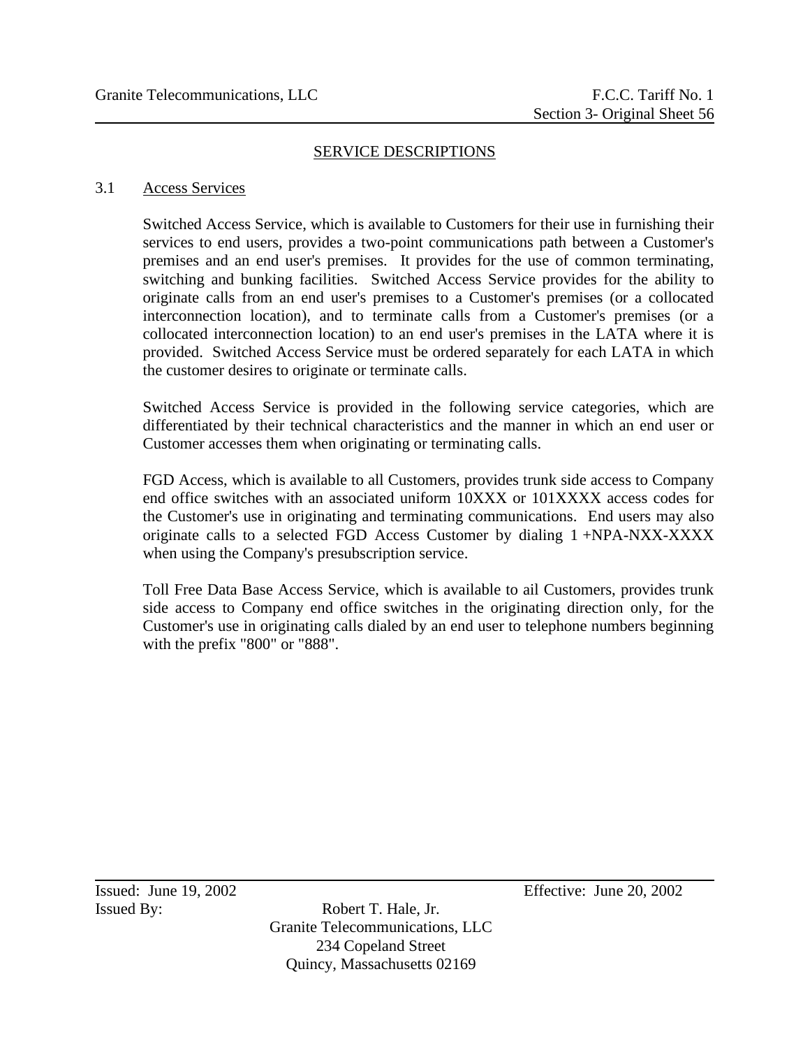## SERVICE DESCRIPTIONS

### 3.1 Access Services

Switched Access Service, which is available to Customers for their use in furnishing their services to end users, provides a two-point communications path between a Customer's premises and an end user's premises. It provides for the use of common terminating, switching and bunking facilities. Switched Access Service provides for the ability to originate calls from an end user's premises to a Customer's premises (or a collocated interconnection location), and to terminate calls from a Customer's premises (or a collocated interconnection location) to an end user's premises in the LATA where it is provided. Switched Access Service must be ordered separately for each LATA in which the customer desires to originate or terminate calls.

Switched Access Service is provided in the following service categories, which are differentiated by their technical characteristics and the manner in which an end user or Customer accesses them when originating or terminating calls.

FGD Access, which is available to all Customers, provides trunk side access to Company end office switches with an associated uniform 10XXX or 101XXXX access codes for the Customer's use in originating and terminating communications. End users may also originate calls to a selected FGD Access Customer by dialing 1 +NPA-NXX-XXXX when using the Company's presubscription service.

Toll Free Data Base Access Service, which is available to ail Customers, provides trunk side access to Company end office switches in the originating direction only, for the Customer's use in originating calls dialed by an end user to telephone numbers beginning with the prefix "800" or "888".

Issued: June 19, 2002

Effective: June 20, 2002

Issued By: Robert T. Hale, Jr.
Granite Telecommunications, LLC
234 Copeland Street
Quincy, Massachusetts 02169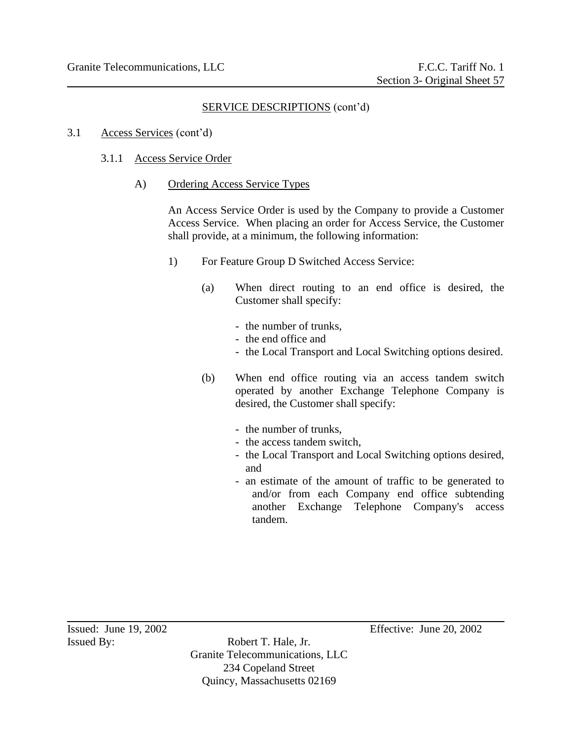SERVICE DESCRIPTIONS (cont'd)

3.1 Access Services (cont'd)

3.1.1 Access Service Order

A) Ordering Access Service Types

An Access Service Order is used by the Company to provide a Customer Access Service. When placing an order for Access Service, the Customer shall provide, at a minimum, the following information:

1) For Feature Group D Switched Access Service:

(a) When direct routing to an end office is desired, the Customer shall specify:

- the number of trunks,
- the end office and
- the Local Transport and Local Switching options desired.

(b) When end office routing via an access tandem switch operated by another Exchange Telephone Company is desired, the Customer shall specify:

- the number of trunks,
- the access tandem switch,
- the Local Transport and Local Switching options desired, and
- an estimate of the amount of traffic to be generated to and/or from each Company end office subtending another Exchange Telephone Company's access tandem.

Issued: June 19, 2002 Effective: June 20, 2002

Issued By: Robert T. Hale, Jr.
Granite Telecommunications, LLC
234 Copeland Street
Quincy, Massachusetts 02169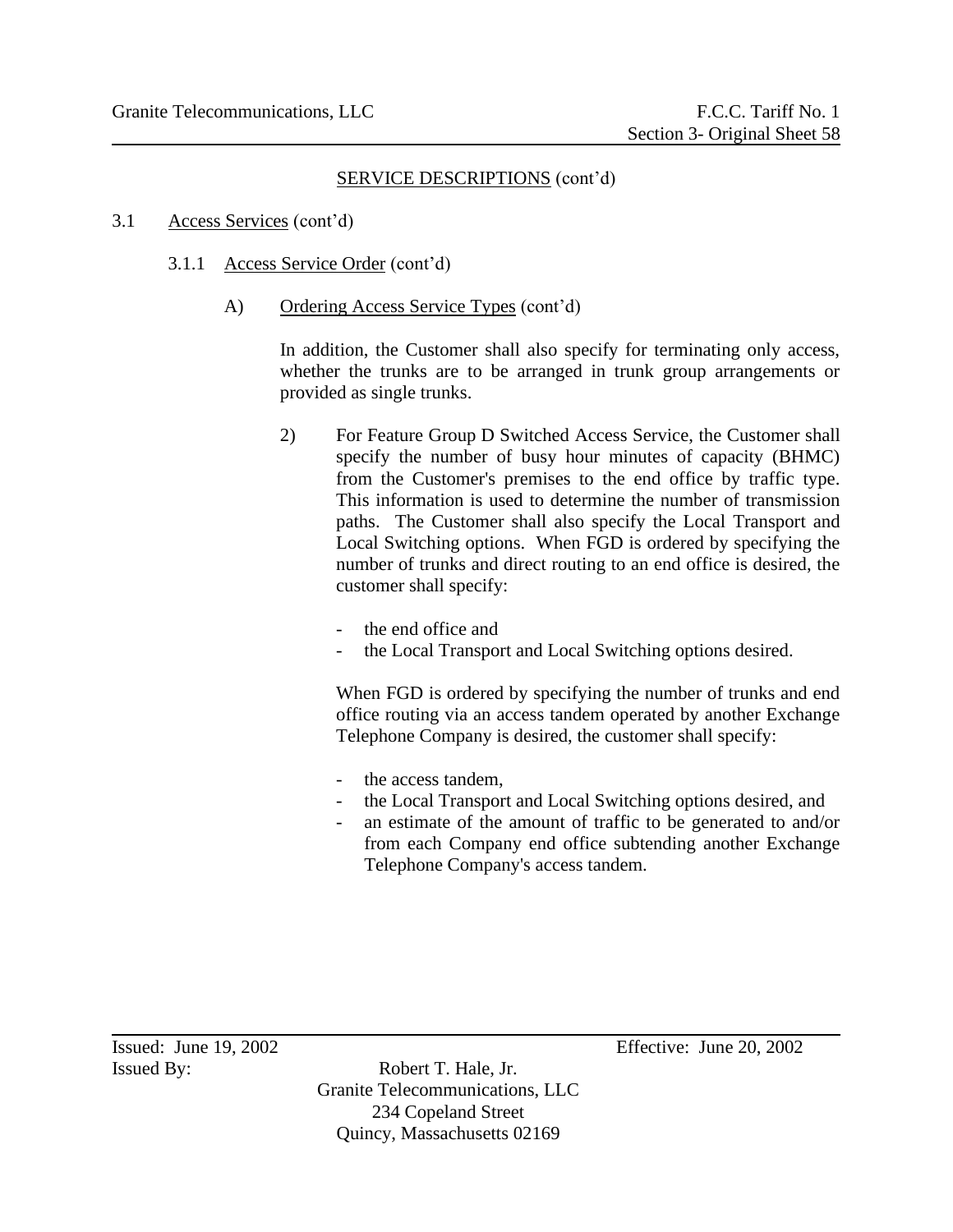SERVICE DESCRIPTIONS (cont'd)

3.1 Access Services (cont'd)

3.1.1 Access Service Order (cont'd)

A) Ordering Access Service Types (cont'd)

In addition, the Customer shall also specify for terminating only access, whether the trunks are to be arranged in trunk group arrangements or provided as single trunks.

2) For Feature Group D Switched Access Service, the Customer shall specify the number of busy hour minutes of capacity (BHMC) from the Customer's premises to the end office by traffic type. This information is used to determine the number of transmission paths. The Customer shall also specify the Local Transport and Local Switching options. When FGD is ordered by specifying the number of trunks and direct routing to an end office is desired, the customer shall specify:

- the end office and
- the Local Transport and Local Switching options desired.

When FGD is ordered by specifying the number of trunks and end office routing via an access tandem operated by another Exchange Telephone Company is desired, the customer shall specify:

- the access tandem,
- the Local Transport and Local Switching options desired, and
- an estimate of the amount of traffic to be generated to and/or from each Company end office subtending another Exchange Telephone Company's access tandem.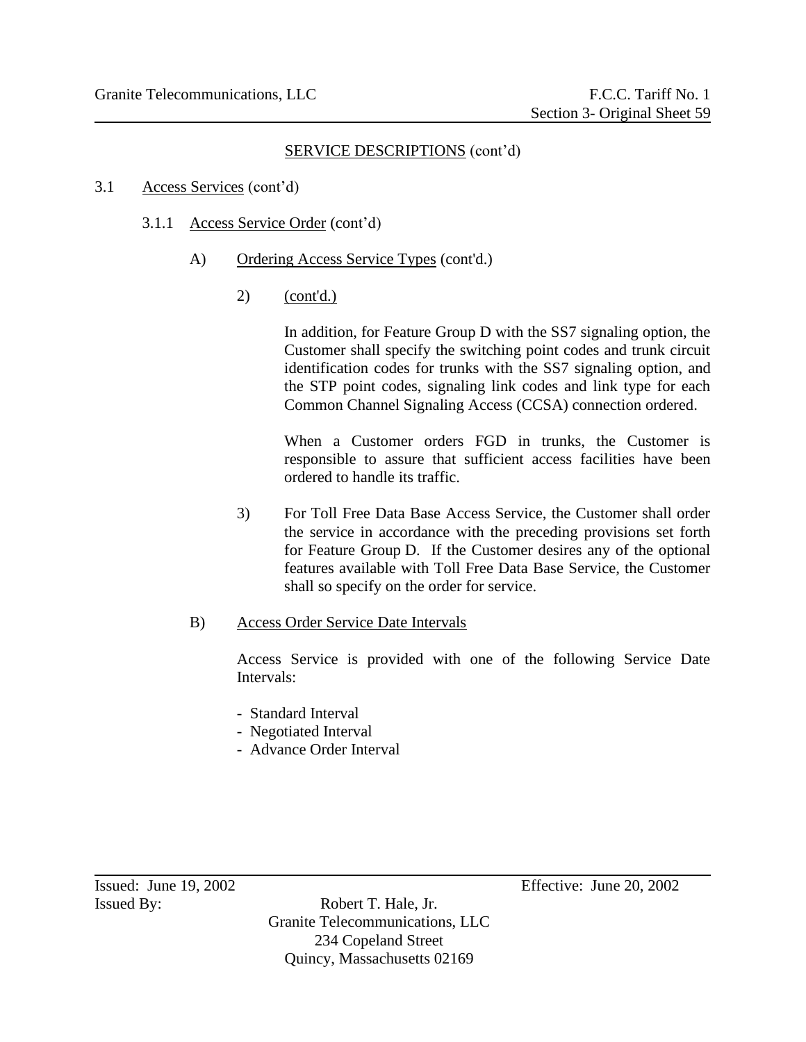## SERVICE DESCRIPTIONS (cont'd)

3.1 Access Services (cont'd)

3.1.1 Access Service Order (cont'd)

A) Ordering Access Service Types (cont'd.)

2) (cont'd.)

In addition, for Feature Group D with the SS7 signaling option, the Customer shall specify the switching point codes and trunk circuit identification codes for trunks with the SS7 signaling option, and the STP point codes, signaling link codes and link type for each Common Channel Signaling Access (CCSA) connection ordered.

When a Customer orders FGD in trunks, the Customer is responsible to assure that sufficient access facilities have been ordered to handle its traffic.

3) For Toll Free Data Base Access Service, the Customer shall order the service in accordance with the preceding provisions set forth for Feature Group D. If the Customer desires any of the optional features available with Toll Free Data Base Service, the Customer shall so specify on the order for service.

B) Access Order Service Date Intervals

Access Service is provided with one of the following Service Date Intervals:

- Standard Interval
- Negotiated Interval
- Advance Order Interval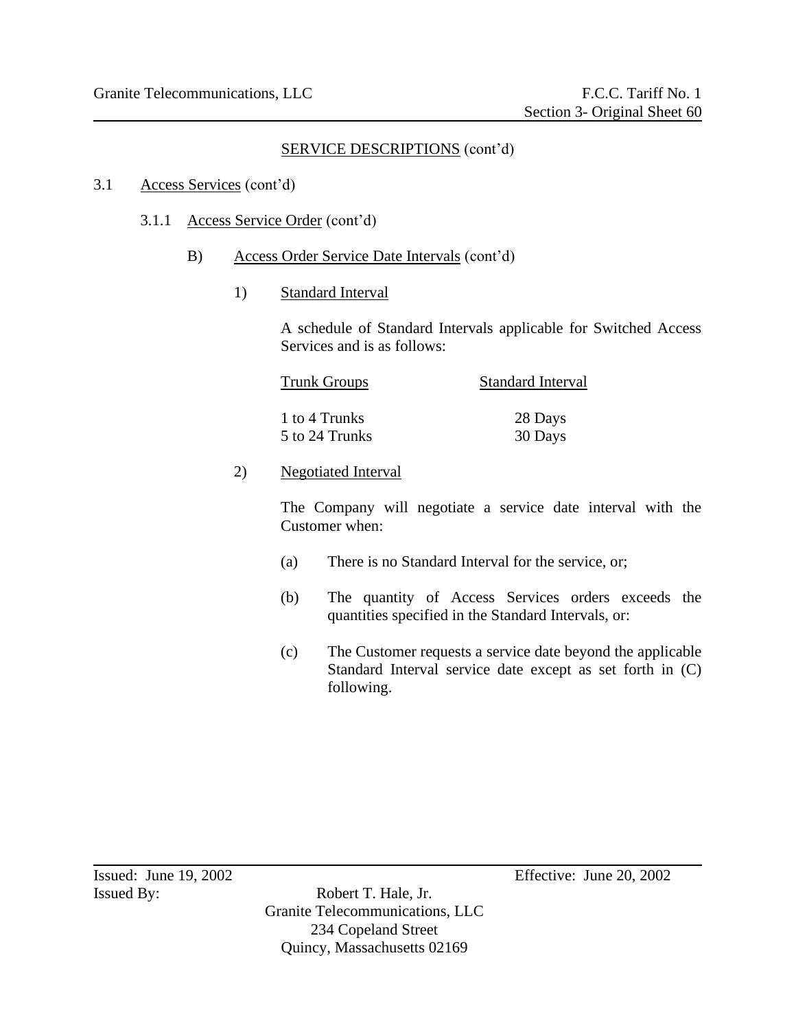## SERVICE DESCRIPTIONS (cont'd)

3.1 Access Services (cont'd)

3.1.1 Access Service Order (cont'd)

B) Access Order Service Date Intervals (cont'd)

1) Standard Interval

A schedule of Standard Intervals applicable for Switched Access Services and is as follows:

| Trunk Groups | Standard Interval |
|---|---|
| 1 to 4 Trunks | 28 Days |
| 5 to 24 Trunks | 30 Days |

2) Negotiated Interval

The Company will negotiate a service date interval with the Customer when:

(a) There is no Standard Interval for the service, or;

(b) The quantity of Access Services orders exceeds the quantities specified in the Standard Intervals, or:

(c) The Customer requests a service date beyond the applicable Standard Interval service date except as set forth in (C) following.

Issued: June 19, 2002 Effective: June 20, 2002

Issued By: Robert T. Hale, Jr.
Granite Telecommunications, LLC
234 Copeland Street
Quincy, Massachusetts 02169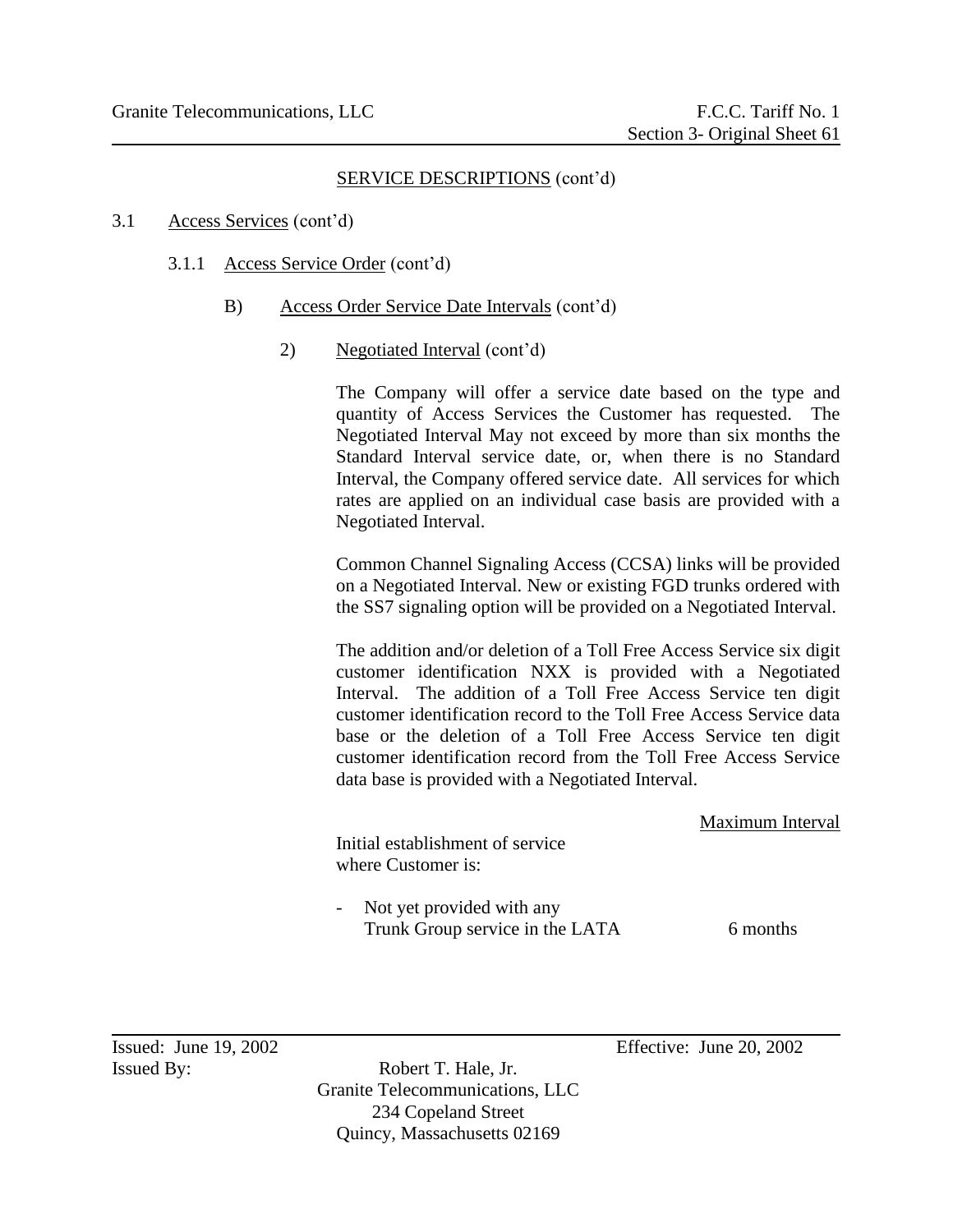## SERVICE DESCRIPTIONS (cont'd)

3.1 Access Services (cont'd)

3.1.1 Access Service Order (cont'd)

B) Access Order Service Date Intervals (cont'd)

2) Negotiated Interval (cont'd)

The Company will offer a service date based on the type and quantity of Access Services the Customer has requested. The Negotiated Interval May not exceed by more than six months the Standard Interval service date, or, when there is no Standard Interval, the Company offered service date. All services for which rates are applied on an individual case basis are provided with a Negotiated Interval.

Common Channel Signaling Access (CCSA) links will be provided on a Negotiated Interval. New or existing FGD trunks ordered with the SS7 signaling option will be provided on a Negotiated Interval.

The addition and/or deletion of a Toll Free Access Service six digit customer identification NXX is provided with a Negotiated Interval. The addition of a Toll Free Access Service ten digit customer identification record to the Toll Free Access Service data base or the deletion of a Toll Free Access Service ten digit customer identification record from the Toll Free Access Service data base is provided with a Negotiated Interval.

| Initial establishment of service where Customer is: | Maximum Interval |
|---|---|
| - Not yet provided with any Trunk Group service in the LATA | 6 months |

Issued: June 19, 2002 Effective: June 20, 2002

Issued By: Robert T. Hale, Jr.
Granite Telecommunications, LLC
234 Copeland Street
Quincy, Massachusetts 02169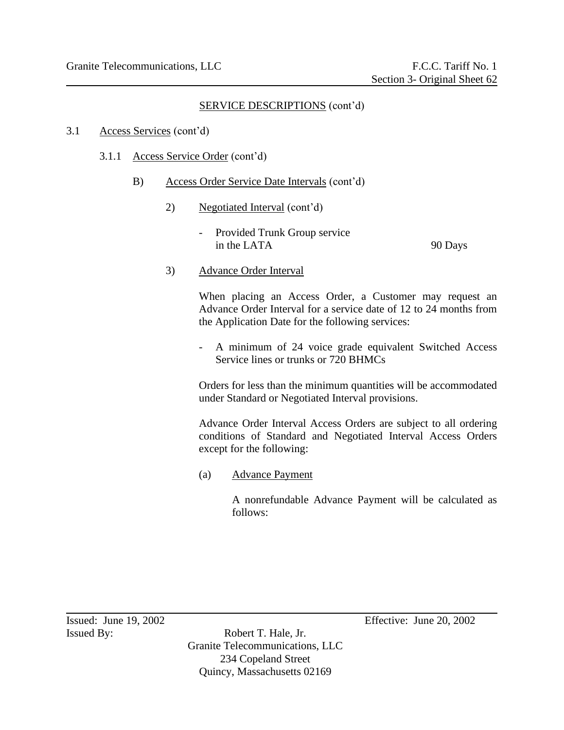SERVICE DESCRIPTIONS (cont'd)

3.1 Access Services (cont'd)

3.1.1 Access Service Order (cont'd)

B) Access Order Service Date Intervals (cont'd)

2) Negotiated Interval (cont'd)

- Provided Trunk Group service in the LATA — 90 Days

3) Advance Order Interval

When placing an Access Order, a Customer may request an Advance Order Interval for a service date of 12 to 24 months from the Application Date for the following services:

- A minimum of 24 voice grade equivalent Switched Access Service lines or trunks or 720 BHMCs

Orders for less than the minimum quantities will be accommodated under Standard or Negotiated Interval provisions.

Advance Order Interval Access Orders are subject to all ordering conditions of Standard and Negotiated Interval Access Orders except for the following:

(a) Advance Payment

A nonrefundable Advance Payment will be calculated as follows:

Issued: June 19, 2002 Effective: June 20, 2002

Issued By: Robert T. Hale, Jr.
Granite Telecommunications, LLC
234 Copeland Street
Quincy, Massachusetts 02169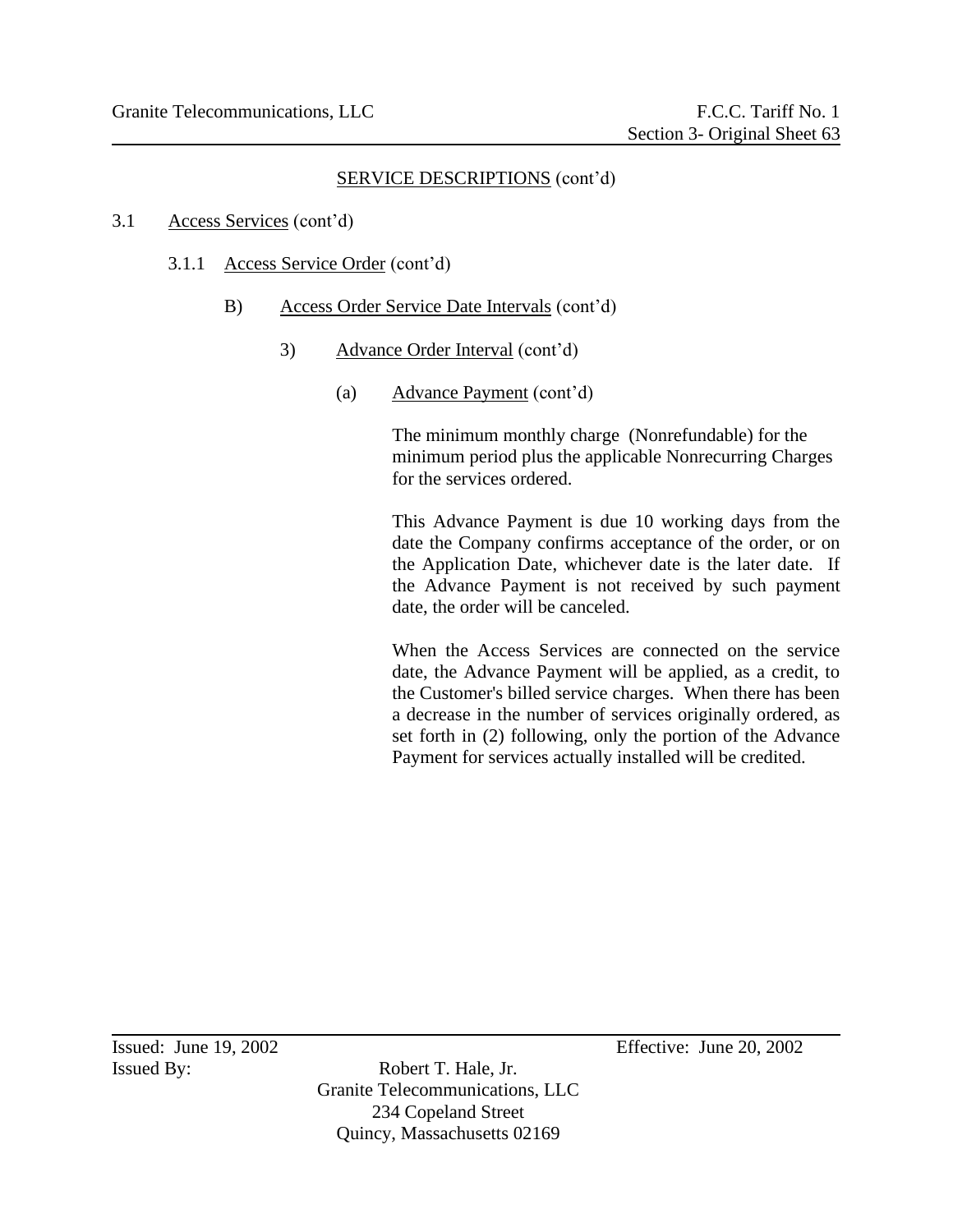SERVICE DESCRIPTIONS (cont'd)

3.1 Access Services (cont'd)

3.1.1 Access Service Order (cont'd)

B) Access Order Service Date Intervals (cont'd)

3) Advance Order Interval (cont'd)

(a) Advance Payment (cont'd)

The minimum monthly charge (Nonrefundable) for the minimum period plus the applicable Nonrecurring Charges for the services ordered.

This Advance Payment is due 10 working days from the date the Company confirms acceptance of the order, or on the Application Date, whichever date is the later date. If the Advance Payment is not received by such payment date, the order will be canceled.

When the Access Services are connected on the service date, the Advance Payment will be applied, as a credit, to the Customer's billed service charges. When there has been a decrease in the number of services originally ordered, as set forth in (2) following, only the portion of the Advance Payment for services actually installed will be credited.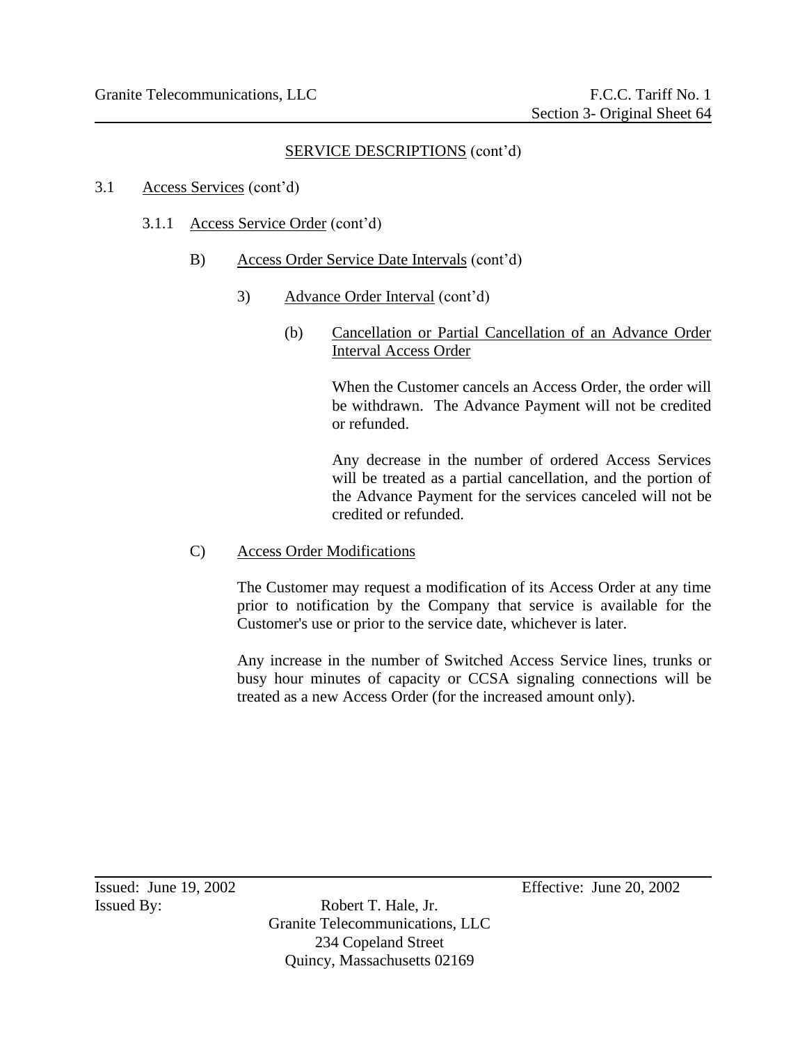SERVICE DESCRIPTIONS (cont'd)

3.1 Access Services (cont'd)

3.1.1 Access Service Order (cont'd)

B) Access Order Service Date Intervals (cont'd)

3) Advance Order Interval (cont'd)

(b) Cancellation or Partial Cancellation of an Advance Order Interval Access Order

When the Customer cancels an Access Order, the order will be withdrawn. The Advance Payment will not be credited or refunded.

Any decrease in the number of ordered Access Services will be treated as a partial cancellation, and the portion of the Advance Payment for the services canceled will not be credited or refunded.

C) Access Order Modifications

The Customer may request a modification of its Access Order at any time prior to notification by the Company that service is available for the Customer's use or prior to the service date, whichever is later.

Any increase in the number of Switched Access Service lines, trunks or busy hour minutes of capacity or CCSA signaling connections will be treated as a new Access Order (for the increased amount only).

Issued: June 19, 2002 Effective: June 20, 2002

Issued By: Robert T. Hale, Jr.
Granite Telecommunications, LLC
234 Copeland Street
Quincy, Massachusetts 02169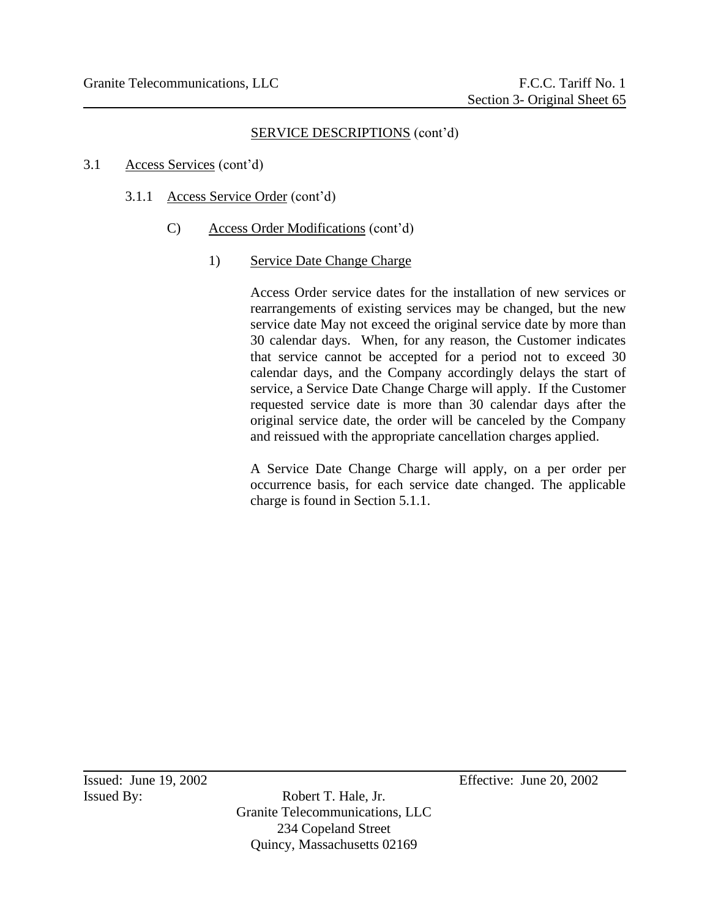## SERVICE DESCRIPTIONS (cont'd)

3.1 Access Services (cont'd)

3.1.1 Access Service Order (cont'd)

C) Access Order Modifications (cont'd)

1) Service Date Change Charge

Access Order service dates for the installation of new services or rearrangements of existing services may be changed, but the new service date May not exceed the original service date by more than 30 calendar days. When, for any reason, the Customer indicates that service cannot be accepted for a period not to exceed 30 calendar days, and the Company accordingly delays the start of service, a Service Date Change Charge will apply. If the Customer requested service date is more than 30 calendar days after the original service date, the order will be canceled by the Company and reissued with the appropriate cancellation charges applied.

A Service Date Change Charge will apply, on a per order per occurrence basis, for each service date changed. The applicable charge is found in Section 5.1.1.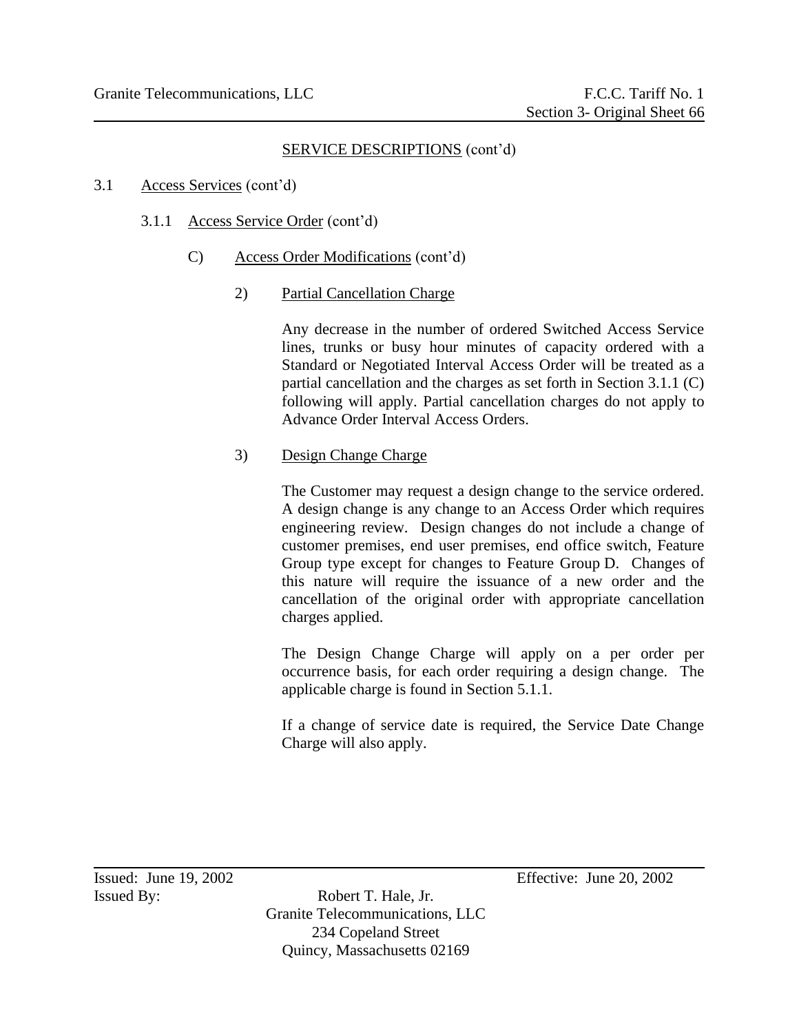SERVICE DESCRIPTIONS (cont'd)

3.1 Access Services (cont'd)

3.1.1 Access Service Order (cont'd)

C) Access Order Modifications (cont'd)

2) Partial Cancellation Charge

Any decrease in the number of ordered Switched Access Service lines, trunks or busy hour minutes of capacity ordered with a Standard or Negotiated Interval Access Order will be treated as a partial cancellation and the charges as set forth in Section 3.1.1 (C) following will apply. Partial cancellation charges do not apply to Advance Order Interval Access Orders.

3) Design Change Charge

The Customer may request a design change to the service ordered. A design change is any change to an Access Order which requires engineering review. Design changes do not include a change of customer premises, end user premises, end office switch, Feature Group type except for changes to Feature Group D. Changes of this nature will require the issuance of a new order and the cancellation of the original order with appropriate cancellation charges applied.

The Design Change Charge will apply on a per order per occurrence basis, for each order requiring a design change. The applicable charge is found in Section 5.1.1.

If a change of service date is required, the Service Date Change Charge will also apply.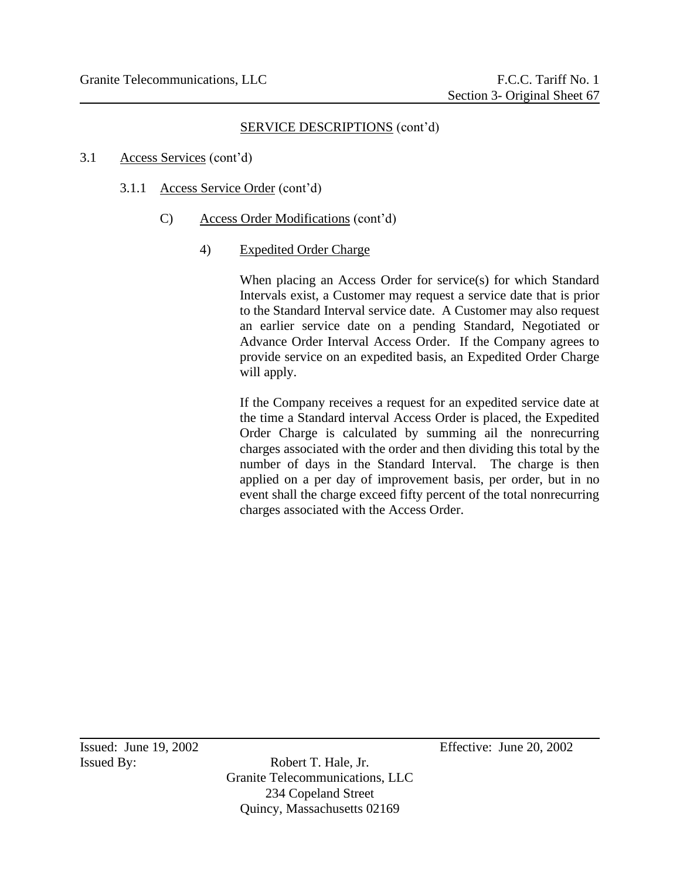SERVICE DESCRIPTIONS (cont'd)

3.1 Access Services (cont'd)

3.1.1 Access Service Order (cont'd)

C) Access Order Modifications (cont'd)

4) Expedited Order Charge

When placing an Access Order for service(s) for which Standard Intervals exist, a Customer may request a service date that is prior to the Standard Interval service date. A Customer may also request an earlier service date on a pending Standard, Negotiated or Advance Order Interval Access Order. If the Company agrees to provide service on an expedited basis, an Expedited Order Charge will apply.

If the Company receives a request for an expedited service date at the time a Standard interval Access Order is placed, the Expedited Order Charge is calculated by summing ail the nonrecurring charges associated with the order and then dividing this total by the number of days in the Standard Interval. The charge is then applied on a per day of improvement basis, per order, but in no event shall the charge exceed fifty percent of the total nonrecurring charges associated with the Access Order.

Issued: June 19, 2002 Effective: June 20, 2002

Issued By: Robert T. Hale, Jr.
Granite Telecommunications, LLC
234 Copeland Street
Quincy, Massachusetts 02169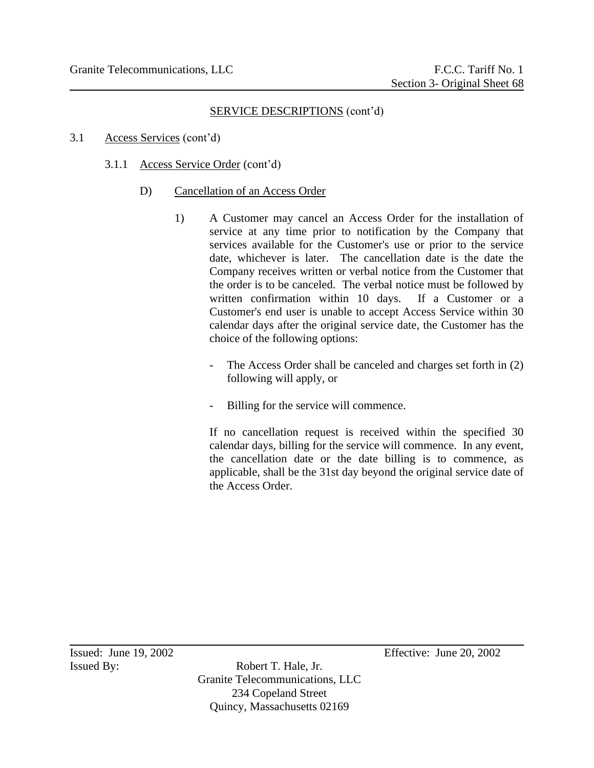SERVICE DESCRIPTIONS (cont'd)

3.1 Access Services (cont'd)

3.1.1 Access Service Order (cont'd)

D) Cancellation of an Access Order

1) A Customer may cancel an Access Order for the installation of service at any time prior to notification by the Company that services available for the Customer's use or prior to the service date, whichever is later. The cancellation date is the date the Company receives written or verbal notice from the Customer that the order is to be canceled. The verbal notice must be followed by written confirmation within 10 days. If a Customer or a Customer's end user is unable to accept Access Service within 30 calendar days after the original service date, the Customer has the choice of the following options:

- The Access Order shall be canceled and charges set forth in (2) following will apply, or
- Billing for the service will commence.

If no cancellation request is received within the specified 30 calendar days, billing for the service will commence. In any event, the cancellation date or the date billing is to commence, as applicable, shall be the 31st day beyond the original service date of the Access Order.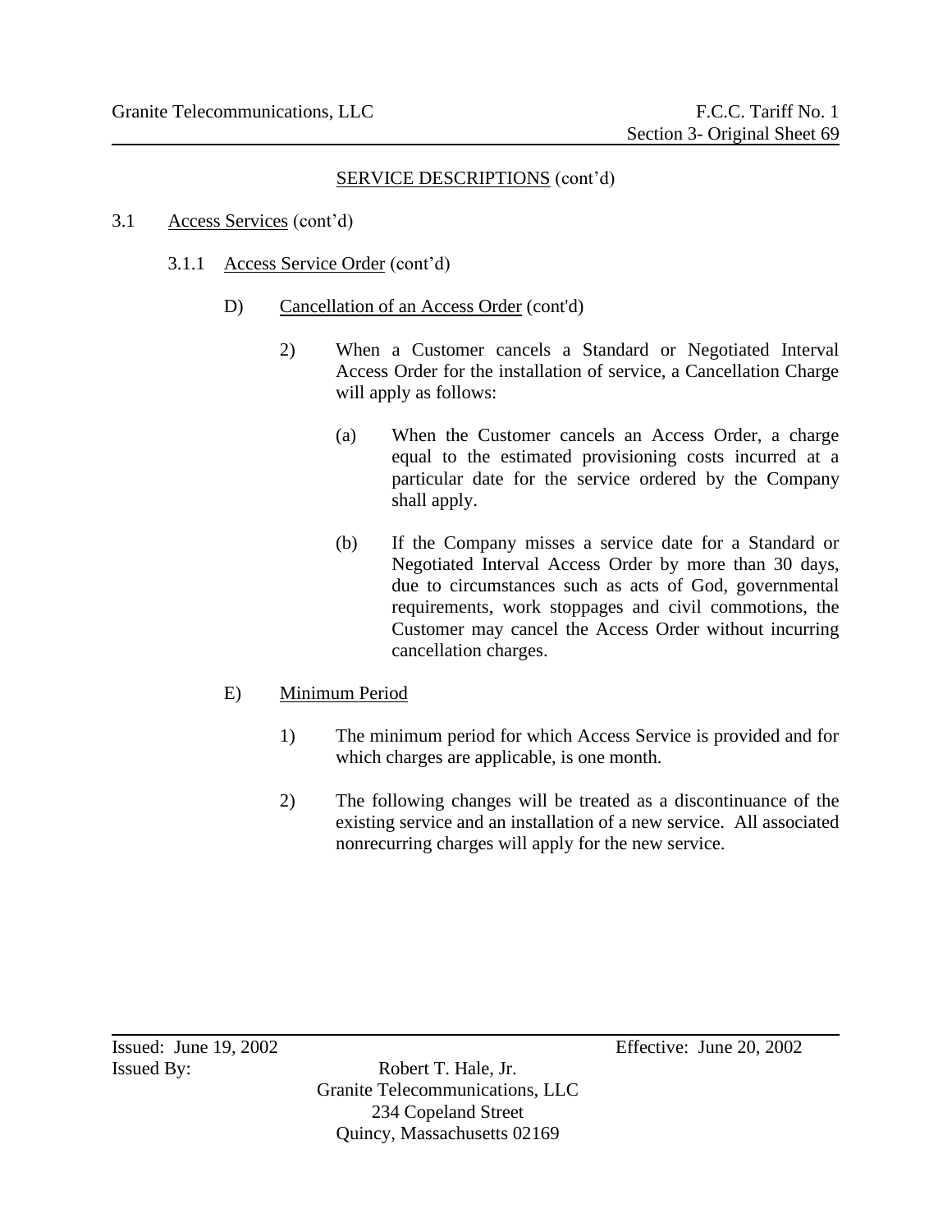## SERVICE DESCRIPTIONS (cont'd)

3.1 Access Services (cont'd)

3.1.1 Access Service Order (cont'd)

D) Cancellation of an Access Order (cont'd)

2) When a Customer cancels a Standard or Negotiated Interval Access Order for the installation of service, a Cancellation Charge will apply as follows:

(a) When the Customer cancels an Access Order, a charge equal to the estimated provisioning costs incurred at a particular date for the service ordered by the Company shall apply.

(b) If the Company misses a service date for a Standard or Negotiated Interval Access Order by more than 30 days, due to circumstances such as acts of God, governmental requirements, work stoppages and civil commotions, the Customer may cancel the Access Order without incurring cancellation charges.

E) Minimum Period

1) The minimum period for which Access Service is provided and for which charges are applicable, is one month.

2) The following changes will be treated as a discontinuance of the existing service and an installation of a new service. All associated nonrecurring charges will apply for the new service.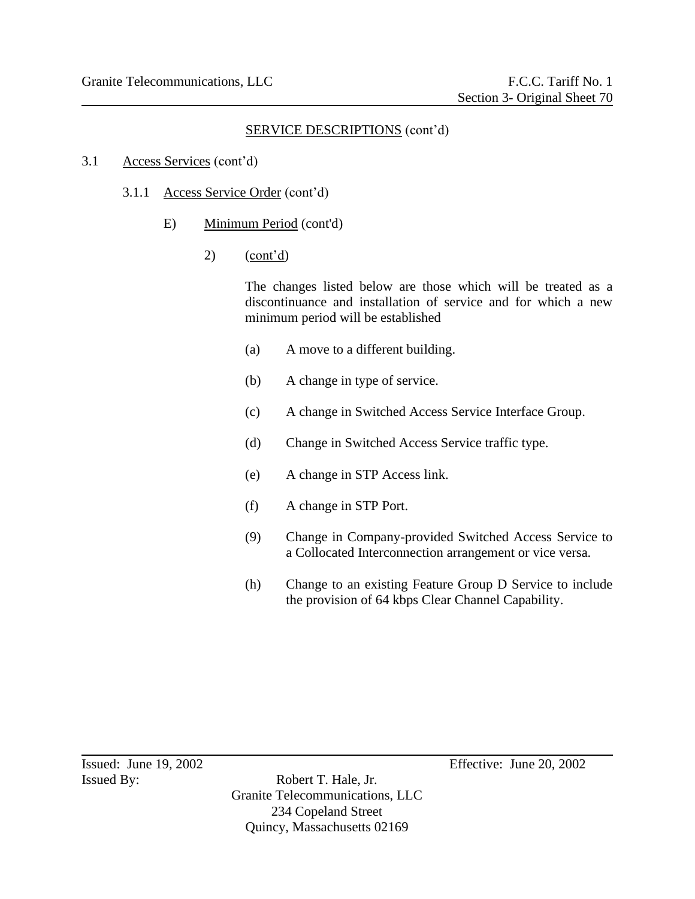SERVICE DESCRIPTIONS (cont'd)

3.1 Access Services (cont'd)

3.1.1 Access Service Order (cont'd)

E) Minimum Period (cont'd)

2) (cont'd)

The changes listed below are those which will be treated as a discontinuance and installation of service and for which a new minimum period will be established

(a) A move to a different building.

(b) A change in type of service.

(c) A change in Switched Access Service Interface Group.

(d) Change in Switched Access Service traffic type.

(e) A change in STP Access link.

(f) A change in STP Port.

(9) Change in Company-provided Switched Access Service to a Collocated Interconnection arrangement or vice versa.

(h) Change to an existing Feature Group D Service to include the provision of 64 kbps Clear Channel Capability.

Issued: June 19, 2002 Effective: June 20, 2002

Issued By: Robert T. Hale, Jr.
Granite Telecommunications, LLC
234 Copeland Street
Quincy, Massachusetts 02169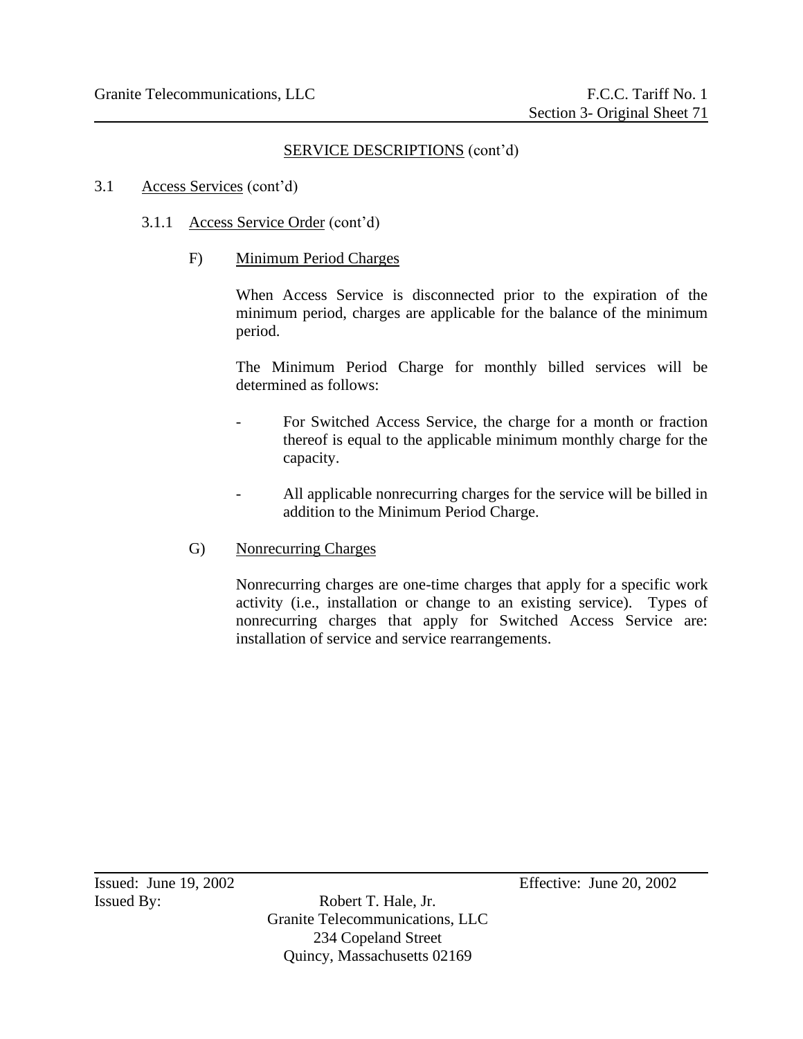## SERVICE DESCRIPTIONS (cont'd)

3.1 Access Services (cont'd)

3.1.1 Access Service Order (cont'd)

F) Minimum Period Charges

When Access Service is disconnected prior to the expiration of the minimum period, charges are applicable for the balance of the minimum period.

The Minimum Period Charge for monthly billed services will be determined as follows:

- For Switched Access Service, the charge for a month or fraction thereof is equal to the applicable minimum monthly charge for the capacity.

- All applicable nonrecurring charges for the service will be billed in addition to the Minimum Period Charge.

G) Nonrecurring Charges

Nonrecurring charges are one-time charges that apply for a specific work activity (i.e., installation or change to an existing service). Types of nonrecurring charges that apply for Switched Access Service are: installation of service and service rearrangements.

Issued: June 19, 2002 Effective: June 20, 2002

Issued By: Robert T. Hale, Jr.
Granite Telecommunications, LLC
234 Copeland Street
Quincy, Massachusetts 02169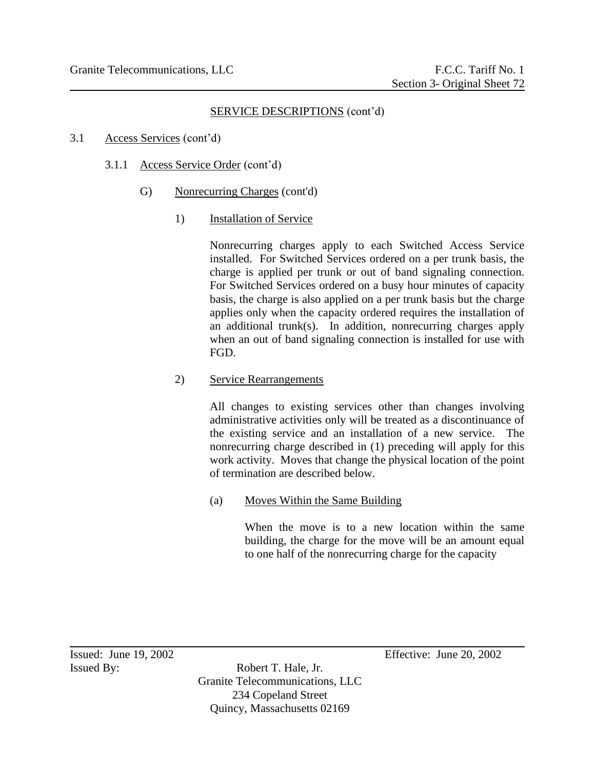SERVICE DESCRIPTIONS (cont'd)

3.1 Access Services (cont'd)

3.1.1 Access Service Order (cont'd)

G) Nonrecurring Charges (cont'd)

1) Installation of Service

Nonrecurring charges apply to each Switched Access Service installed. For Switched Services ordered on a per trunk basis, the charge is applied per trunk or out of band signaling connection. For Switched Services ordered on a busy hour minutes of capacity basis, the charge is also applied on a per trunk basis but the charge applies only when the capacity ordered requires the installation of an additional trunk(s). In addition, nonrecurring charges apply when an out of band signaling connection is installed for use with FGD.

2) Service Rearrangements

All changes to existing services other than changes involving administrative activities only will be treated as a discontinuance of the existing service and an installation of a new service. The nonrecurring charge described in (1) preceding will apply for this work activity. Moves that change the physical location of the point of termination are described below.

(a) Moves Within the Same Building

When the move is to a new location within the same building, the charge for the move will be an amount equal to one half of the nonrecurring charge for the capacity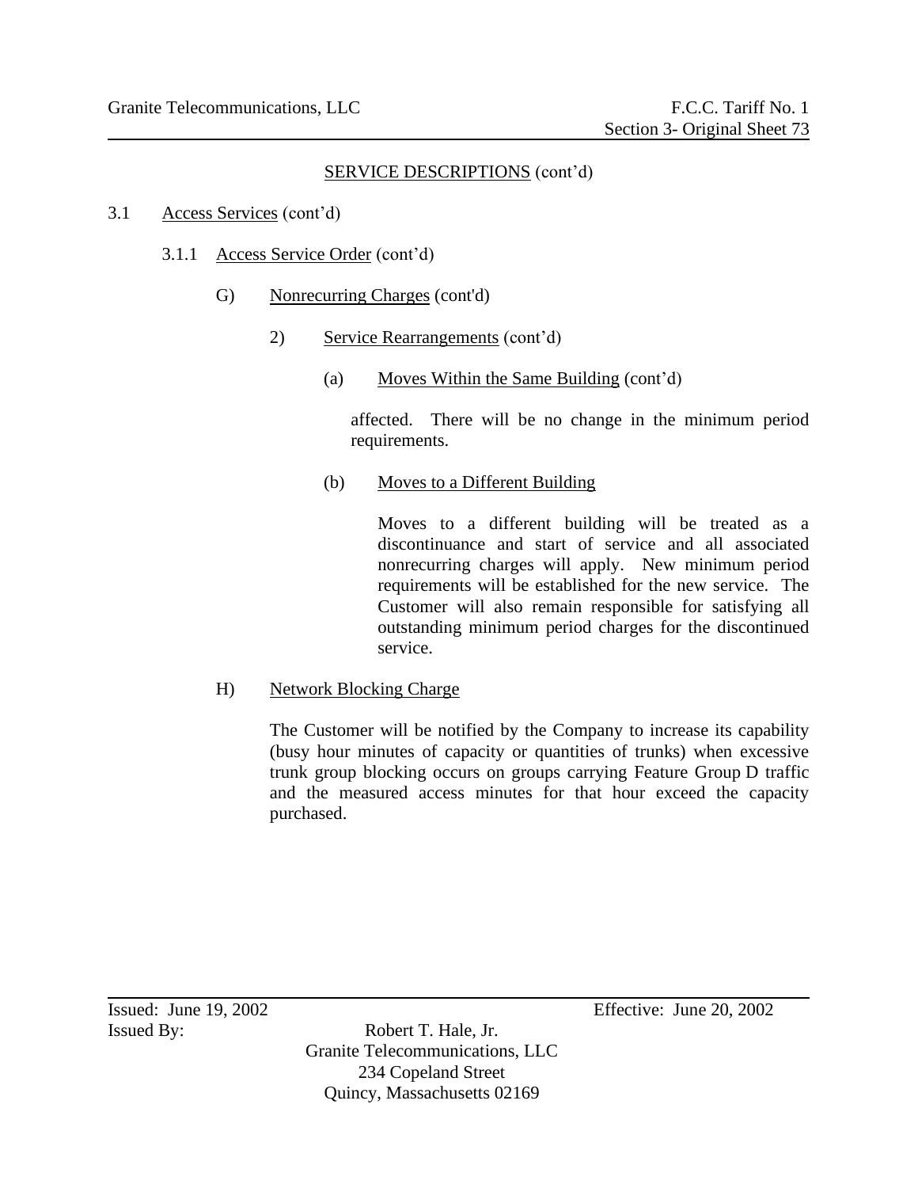SERVICE DESCRIPTIONS (cont'd)

3.1 Access Services (cont'd)

3.1.1 Access Service Order (cont'd)

G) Nonrecurring Charges (cont'd)

2) Service Rearrangements (cont'd)

(a) Moves Within the Same Building (cont'd)

affected. There will be no change in the minimum period requirements.

(b) Moves to a Different Building

Moves to a different building will be treated as a discontinuance and start of service and all associated nonrecurring charges will apply. New minimum period requirements will be established for the new service. The Customer will also remain responsible for satisfying all outstanding minimum period charges for the discontinued service.

H) Network Blocking Charge

The Customer will be notified by the Company to increase its capability (busy hour minutes of capacity or quantities of trunks) when excessive trunk group blocking occurs on groups carrying Feature Group D traffic and the measured access minutes for that hour exceed the capacity purchased.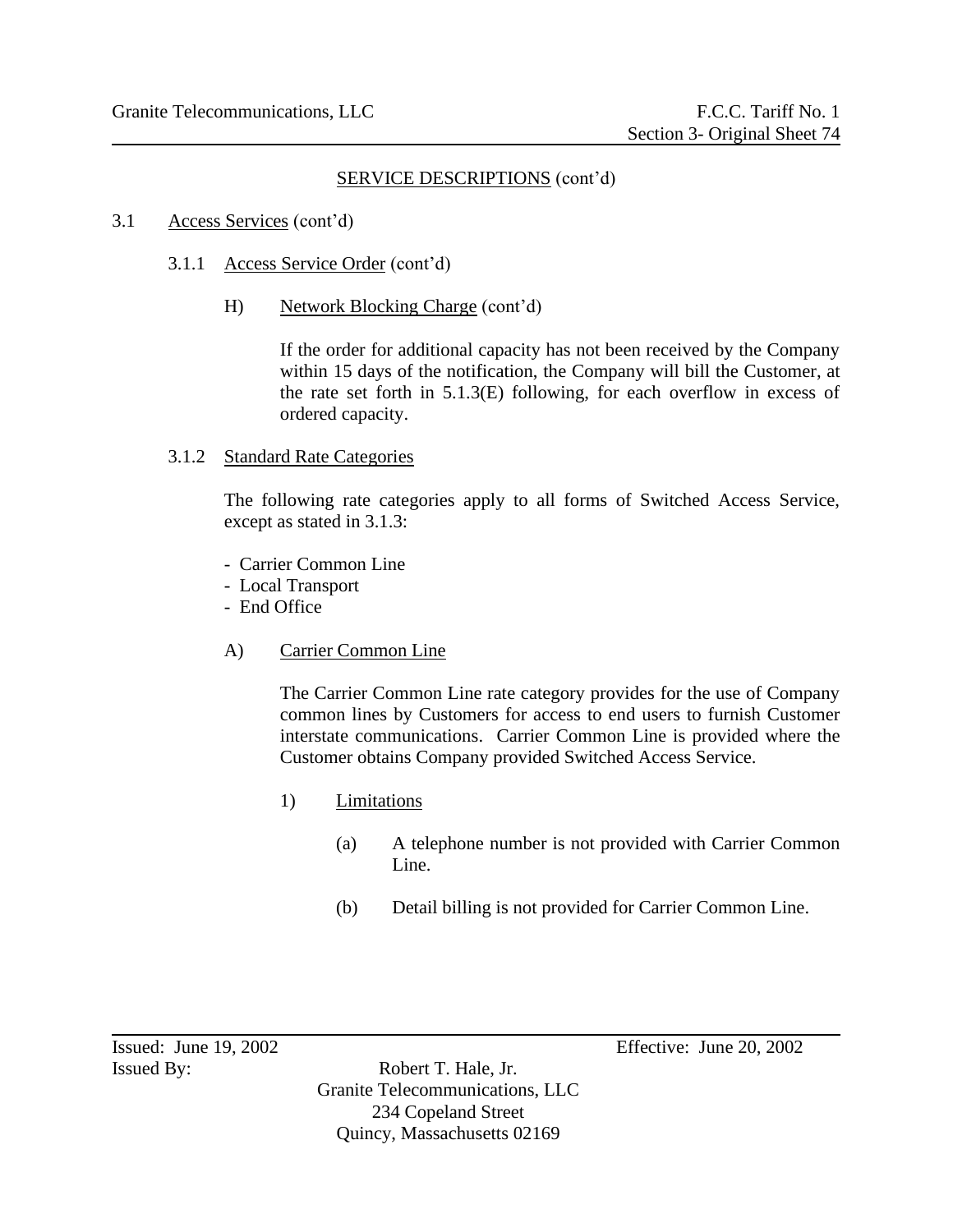SERVICE DESCRIPTIONS (cont'd)

3.1 Access Services (cont'd)

3.1.1 Access Service Order (cont'd)

H) Network Blocking Charge (cont'd)

If the order for additional capacity has not been received by the Company within 15 days of the notification, the Company will bill the Customer, at the rate set forth in 5.1.3(E) following, for each overflow in excess of ordered capacity.

3.1.2 Standard Rate Categories

The following rate categories apply to all forms of Switched Access Service, except as stated in 3.1.3:

- Carrier Common Line
- Local Transport
- End Office

A) Carrier Common Line

The Carrier Common Line rate category provides for the use of Company common lines by Customers for access to end users to furnish Customer interstate communications. Carrier Common Line is provided where the Customer obtains Company provided Switched Access Service.

1) Limitations

(a) A telephone number is not provided with Carrier Common Line.

(b) Detail billing is not provided for Carrier Common Line.

Issued: June 19, 2002 Effective: June 20, 2002

Issued By: Robert T. Hale, Jr.
Granite Telecommunications, LLC
234 Copeland Street
Quincy, Massachusetts 02169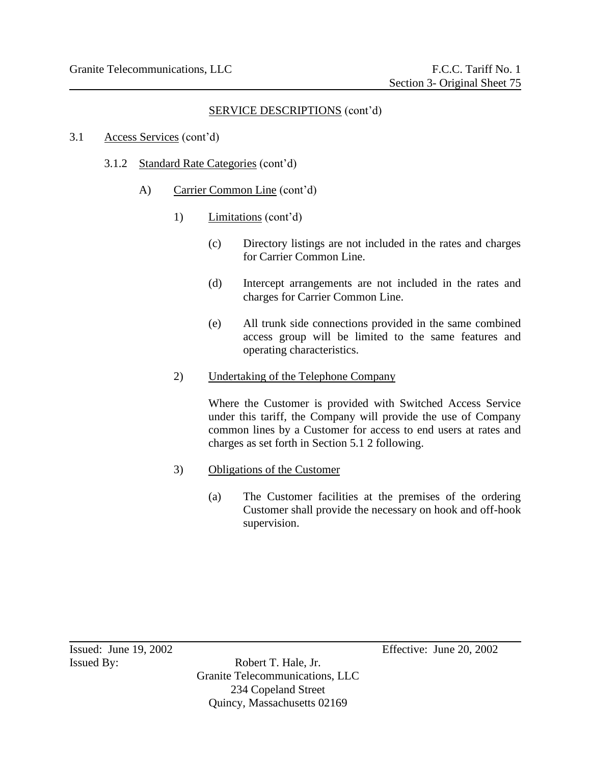SERVICE DESCRIPTIONS (cont'd)

3.1 Access Services (cont'd)

3.1.2 Standard Rate Categories (cont'd)

A) Carrier Common Line (cont'd)

1) Limitations (cont'd)

(c) Directory listings are not included in the rates and charges for Carrier Common Line.

(d) Intercept arrangements are not included in the rates and charges for Carrier Common Line.

(e) All trunk side connections provided in the same combined access group will be limited to the same features and operating characteristics.

2) Undertaking of the Telephone Company

Where the Customer is provided with Switched Access Service under this tariff, the Company will provide the use of Company common lines by a Customer for access to end users at rates and charges as set forth in Section 5.1 2 following.

3) Obligations of the Customer

(a) The Customer facilities at the premises of the ordering Customer shall provide the necessary on hook and off-hook supervision.

Issued: June 19, 2002 Effective: June 20, 2002

Issued By: Robert T. Hale, Jr.
Granite Telecommunications, LLC
234 Copeland Street
Quincy, Massachusetts 02169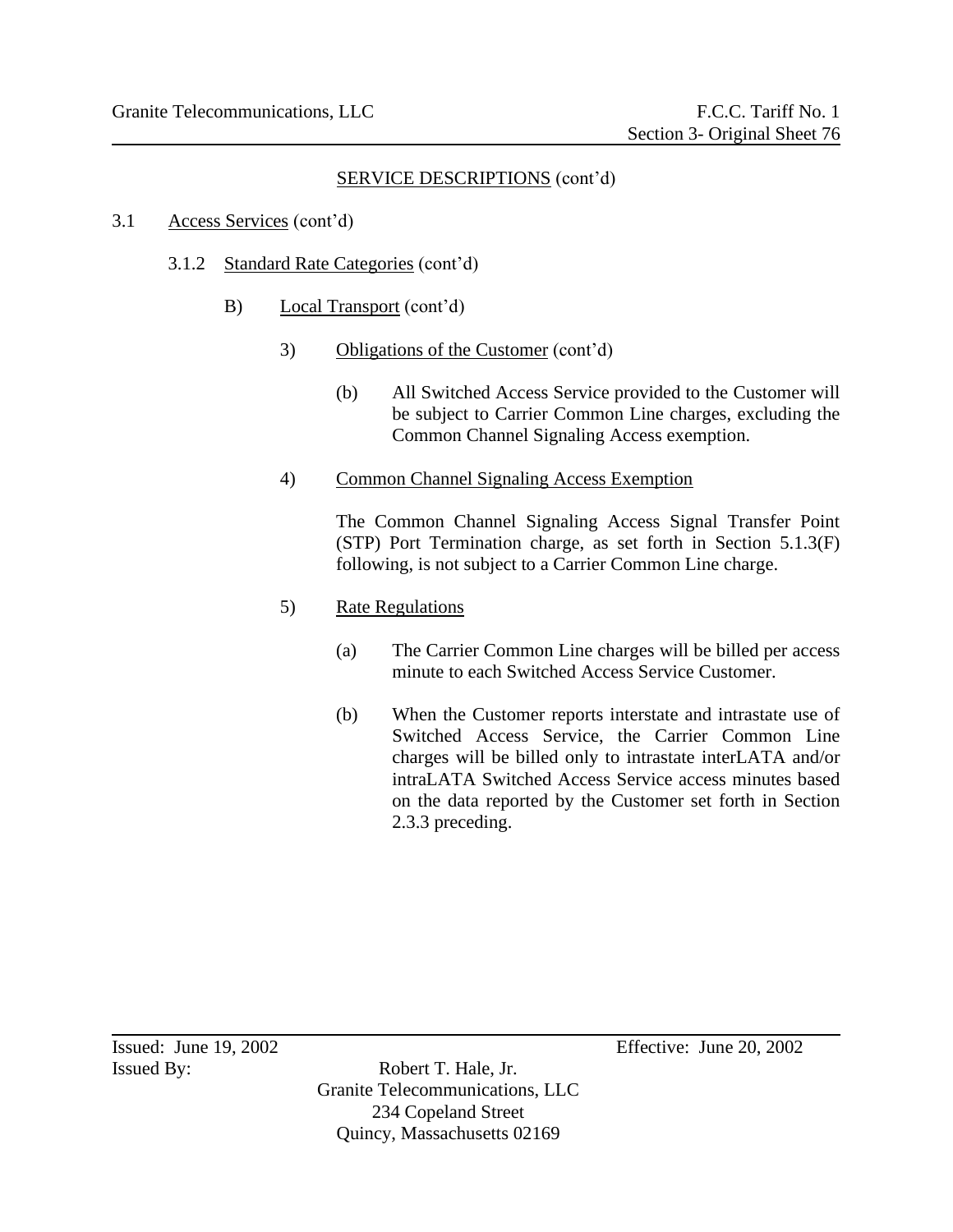## SERVICE DESCRIPTIONS (cont'd)

3.1 Access Services (cont'd)

3.1.2 Standard Rate Categories (cont'd)

B) Local Transport (cont'd)

3) Obligations of the Customer (cont'd)

(b) All Switched Access Service provided to the Customer will be subject to Carrier Common Line charges, excluding the Common Channel Signaling Access exemption.

4) Common Channel Signaling Access Exemption

The Common Channel Signaling Access Signal Transfer Point (STP) Port Termination charge, as set forth in Section 5.1.3(F) following, is not subject to a Carrier Common Line charge.

5) Rate Regulations

(a) The Carrier Common Line charges will be billed per access minute to each Switched Access Service Customer.

(b) When the Customer reports interstate and intrastate use of Switched Access Service, the Carrier Common Line charges will be billed only to intrastate interLATA and/or intraLATA Switched Access Service access minutes based on the data reported by the Customer set forth in Section 2.3.3 preceding.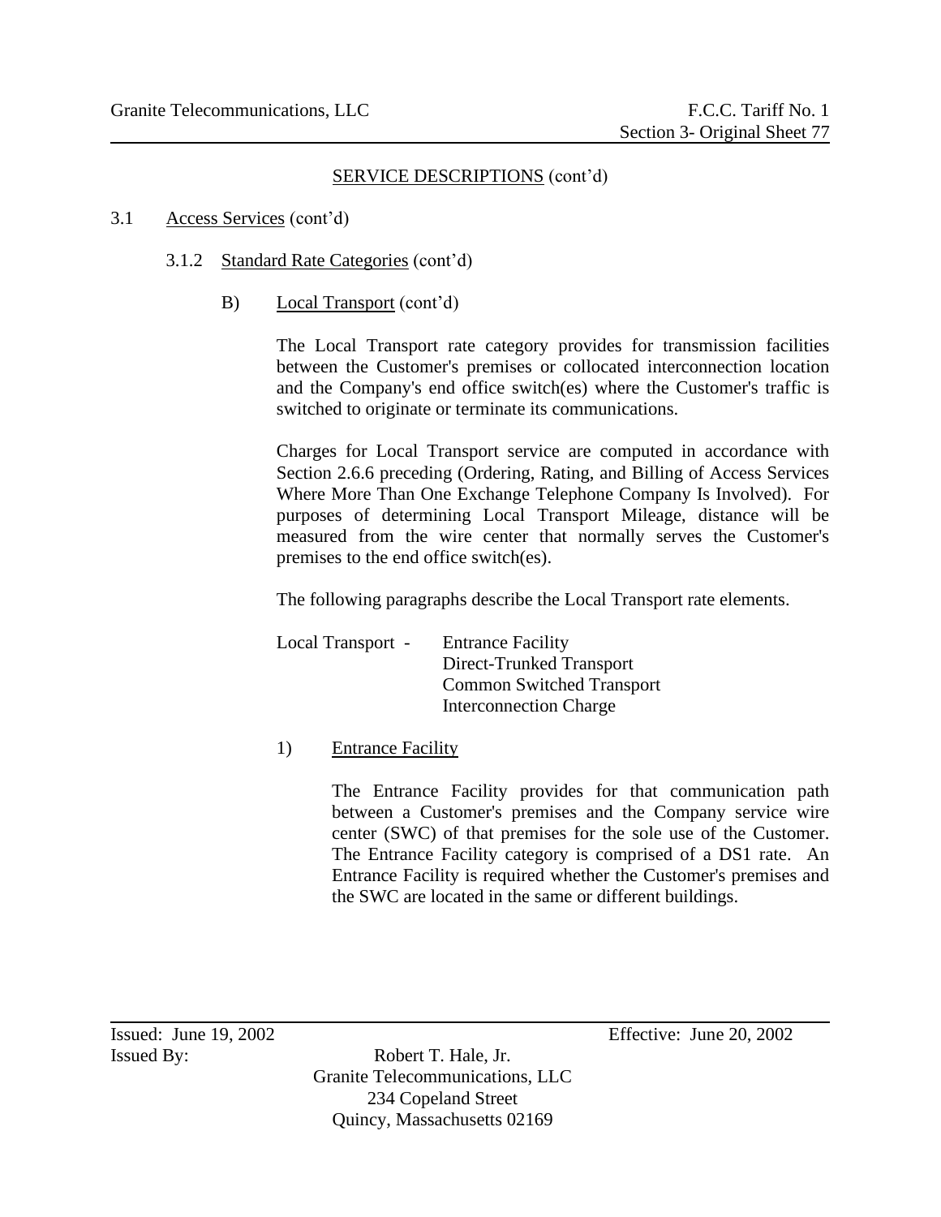## SERVICE DESCRIPTIONS (cont'd)

3.1 Access Services (cont'd)

3.1.2 Standard Rate Categories (cont'd)

B) Local Transport (cont'd)

The Local Transport rate category provides for transmission facilities between the Customer's premises or collocated interconnection location and the Company's end office switch(es) where the Customer's traffic is switched to originate or terminate its communications.

Charges for Local Transport service are computed in accordance with Section 2.6.6 preceding (Ordering, Rating, and Billing of Access Services Where More Than One Exchange Telephone Company Is Involved). For purposes of determining Local Transport Mileage, distance will be measured from the wire center that normally serves the Customer's premises to the end office switch(es).

The following paragraphs describe the Local Transport rate elements.

Local Transport -
- Entrance Facility
- Direct-Trunked Transport
- Common Switched Transport
- Interconnection Charge

1) Entrance Facility

The Entrance Facility provides for that communication path between a Customer's premises and the Company service wire center (SWC) of that premises for the sole use of the Customer. The Entrance Facility category is comprised of a DS1 rate. An Entrance Facility is required whether the Customer's premises and the SWC are located in the same or different buildings.

Issued: June 19, 2002 Effective: June 20, 2002

Issued By: Robert T. Hale, Jr.
Granite Telecommunications, LLC
234 Copeland Street
Quincy, Massachusetts 02169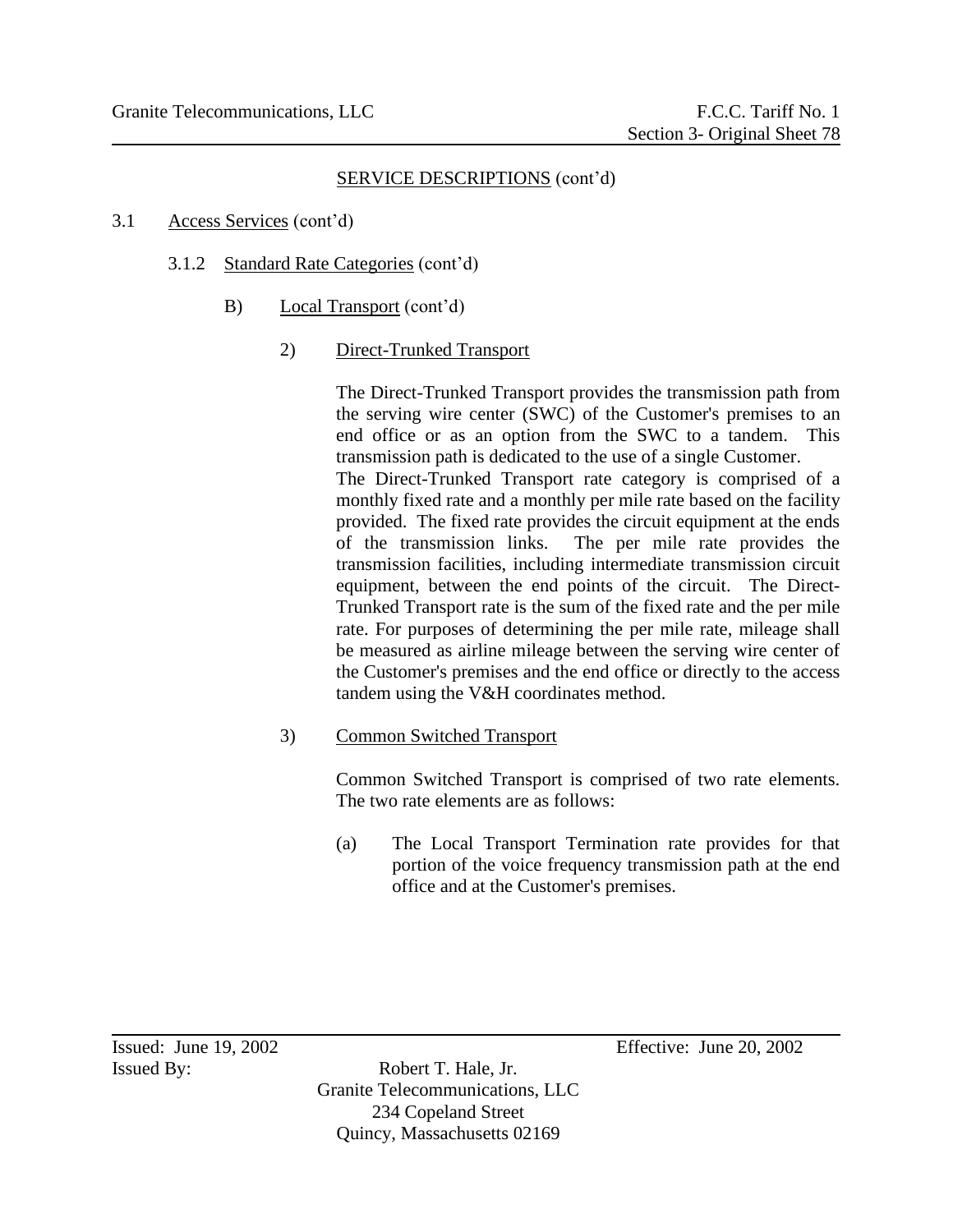SERVICE DESCRIPTIONS (cont'd)

3.1 Access Services (cont'd)

3.1.2 Standard Rate Categories (cont'd)

B) Local Transport (cont'd)

2) Direct-Trunked Transport

The Direct-Trunked Transport provides the transmission path from the serving wire center (SWC) of the Customer's premises to an end office or as an option from the SWC to a tandem. This transmission path is dedicated to the use of a single Customer.

The Direct-Trunked Transport rate category is comprised of a monthly fixed rate and a monthly per mile rate based on the facility provided. The fixed rate provides the circuit equipment at the ends of the transmission links. The per mile rate provides the transmission facilities, including intermediate transmission circuit equipment, between the end points of the circuit. The Direct-Trunked Transport rate is the sum of the fixed rate and the per mile rate. For purposes of determining the per mile rate, mileage shall be measured as airline mileage between the serving wire center of the Customer's premises and the end office or directly to the access tandem using the V&H coordinates method.

3) Common Switched Transport

Common Switched Transport is comprised of two rate elements. The two rate elements are as follows:

(a) The Local Transport Termination rate provides for that portion of the voice frequency transmission path at the end office and at the Customer's premises.

Issued: June 19, 2002 Effective: June 20, 2002

Issued By: Robert T. Hale, Jr.
Granite Telecommunications, LLC
234 Copeland Street
Quincy, Massachusetts 02169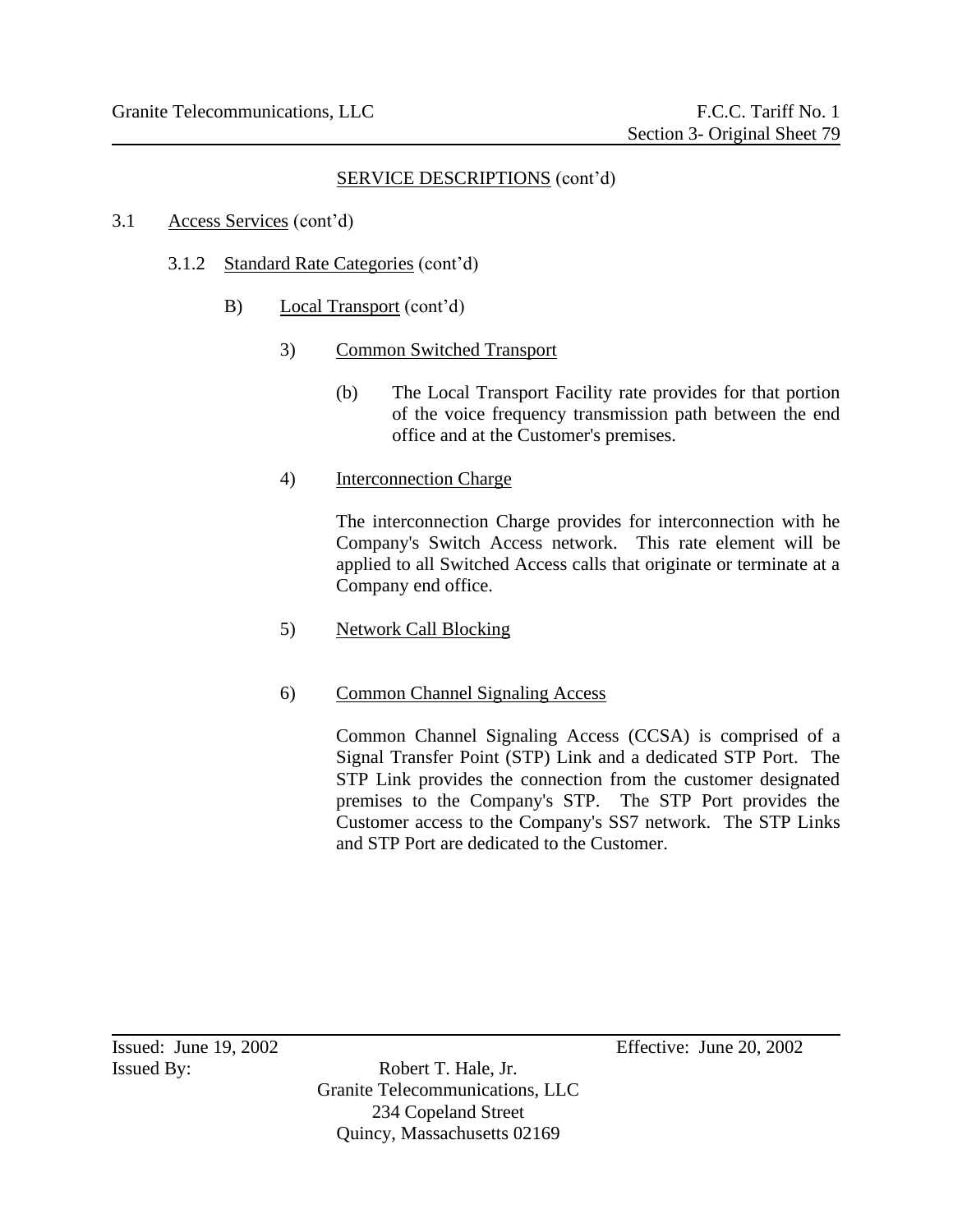## SERVICE DESCRIPTIONS (cont'd)

3.1 Access Services (cont'd)

3.1.2 Standard Rate Categories (cont'd)

B) Local Transport (cont'd)

3) Common Switched Transport

(b) The Local Transport Facility rate provides for that portion of the voice frequency transmission path between the end office and at the Customer's premises.

4) Interconnection Charge

The interconnection Charge provides for interconnection with he Company's Switch Access network. This rate element will be applied to all Switched Access calls that originate or terminate at a Company end office.

5) Network Call Blocking

6) Common Channel Signaling Access

Common Channel Signaling Access (CCSA) is comprised of a Signal Transfer Point (STP) Link and a dedicated STP Port. The STP Link provides the connection from the customer designated premises to the Company's STP. The STP Port provides the Customer access to the Company's SS7 network. The STP Links and STP Port are dedicated to the Customer.

Issued: June 19, 2002 Effective: June 20, 2002

Issued By: Robert T. Hale, Jr.
Granite Telecommunications, LLC
234 Copeland Street
Quincy, Massachusetts 02169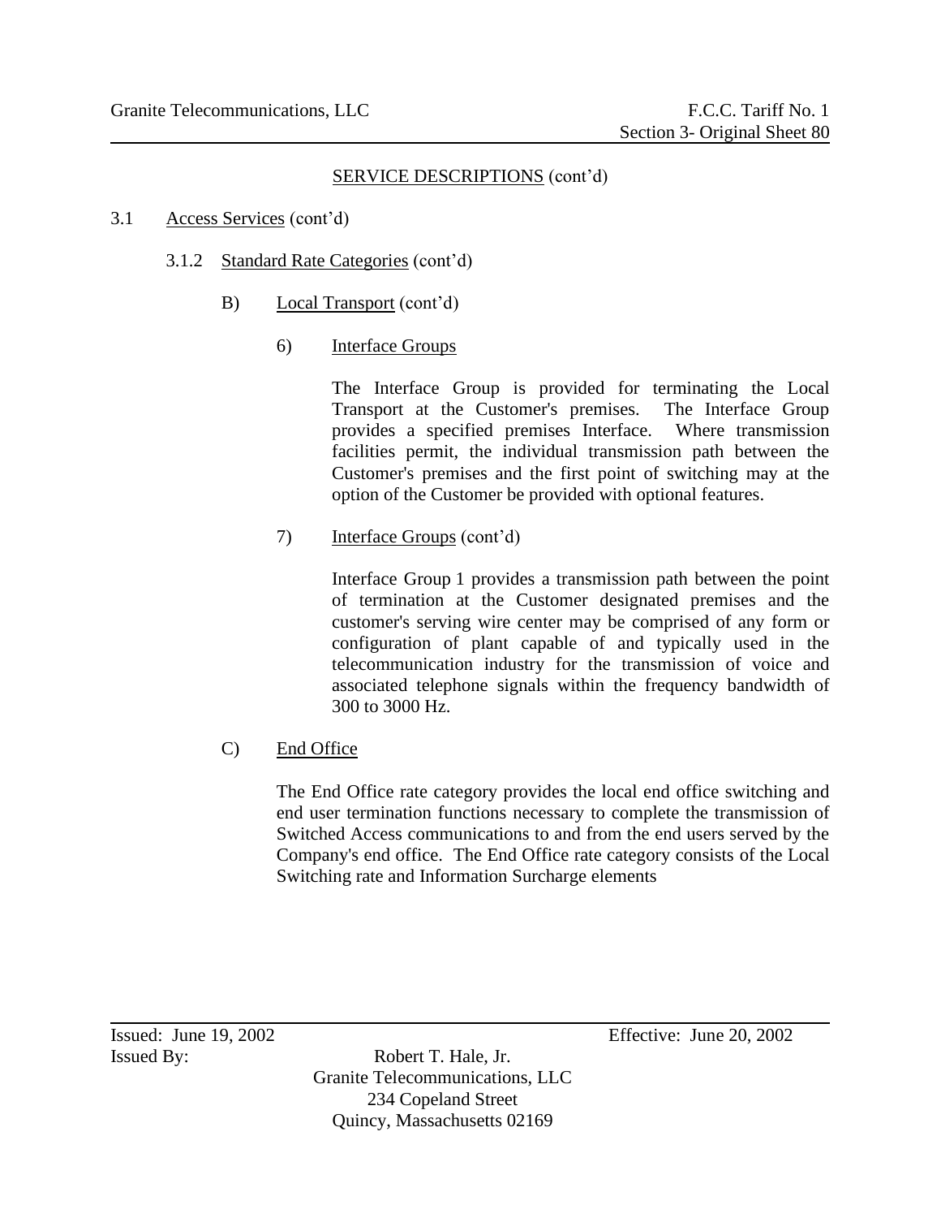SERVICE DESCRIPTIONS (cont'd)

3.1 Access Services (cont'd)

3.1.2 Standard Rate Categories (cont'd)

B) Local Transport (cont'd)

6) Interface Groups

The Interface Group is provided for terminating the Local Transport at the Customer's premises. The Interface Group provides a specified premises Interface. Where transmission facilities permit, the individual transmission path between the Customer's premises and the first point of switching may at the option of the Customer be provided with optional features.

7) Interface Groups (cont'd)

Interface Group 1 provides a transmission path between the point of termination at the Customer designated premises and the customer's serving wire center may be comprised of any form or configuration of plant capable of and typically used in the telecommunication industry for the transmission of voice and associated telephone signals within the frequency bandwidth of 300 to 3000 Hz.

C) End Office

The End Office rate category provides the local end office switching and end user termination functions necessary to complete the transmission of Switched Access communications to and from the end users served by the Company's end office. The End Office rate category consists of the Local Switching rate and Information Surcharge elements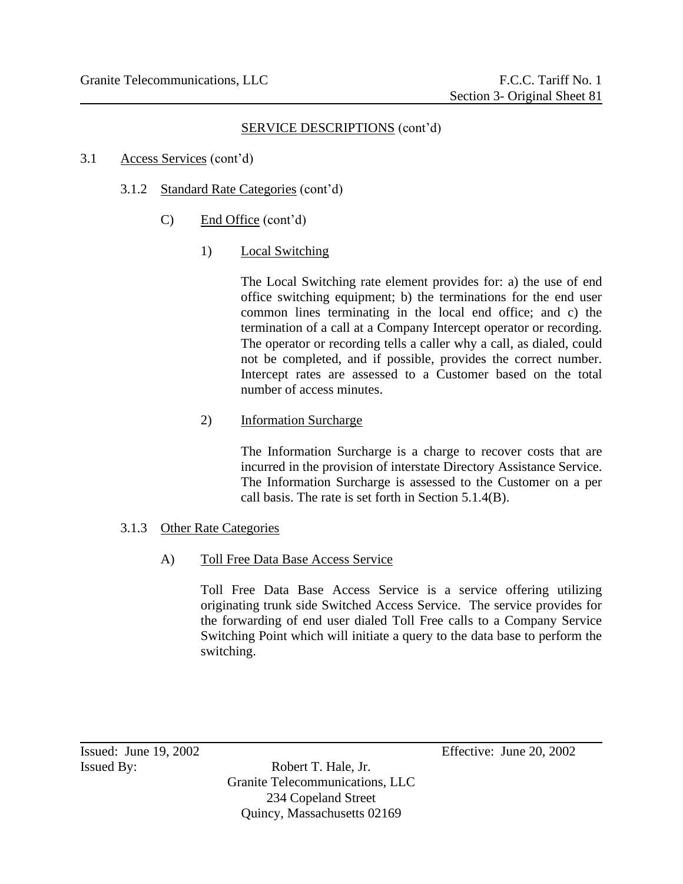## SERVICE DESCRIPTIONS (cont'd)

### 3.1 Access Services (cont'd)

#### 3.1.2 Standard Rate Categories (cont'd)

C) End Office (cont'd)

1) Local Switching

The Local Switching rate element provides for: a) the use of end office switching equipment; b) the terminations for the end user common lines terminating in the local end office; and c) the termination of a call at a Company Intercept operator or recording. The operator or recording tells a caller why a call, as dialed, could not be completed, and if possible, provides the correct number. Intercept rates are assessed to a Customer based on the total number of access minutes.

2) Information Surcharge

The Information Surcharge is a charge to recover costs that are incurred in the provision of interstate Directory Assistance Service. The Information Surcharge is assessed to the Customer on a per call basis. The rate is set forth in Section 5.1.4(B).

#### 3.1.3 Other Rate Categories

A) Toll Free Data Base Access Service

Toll Free Data Base Access Service is a service offering utilizing originating trunk side Switched Access Service. The service provides for the forwarding of end user dialed Toll Free calls to a Company Service Switching Point which will initiate a query to the data base to perform the switching.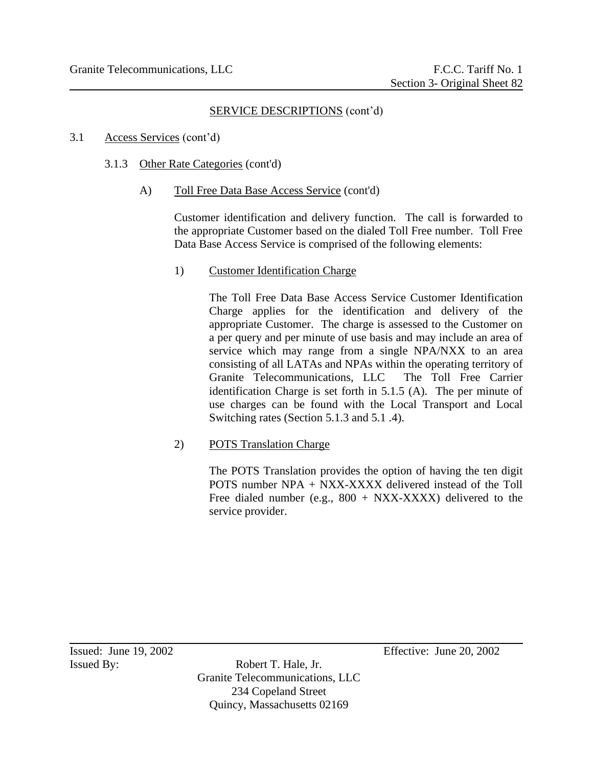SERVICE DESCRIPTIONS (cont'd)

3.1 Access Services (cont'd)

3.1.3 Other Rate Categories (cont'd)

A) Toll Free Data Base Access Service (cont'd)

Customer identification and delivery function. The call is forwarded to the appropriate Customer based on the dialed Toll Free number. Toll Free Data Base Access Service is comprised of the following elements:

1) Customer Identification Charge

The Toll Free Data Base Access Service Customer Identification Charge applies for the identification and delivery of the appropriate Customer. The charge is assessed to the Customer on a per query and per minute of use basis and may include an area of service which may range from a single NPA/NXX to an area consisting of all LATAs and NPAs within the operating territory of Granite Telecommunications, LLC The Toll Free Carrier identification Charge is set forth in 5.1.5 (A). The per minute of use charges can be found with the Local Transport and Local Switching rates (Section 5.1.3 and 5.1 .4).

2) POTS Translation Charge

The POTS Translation provides the option of having the ten digit POTS number NPA + NXX-XXXX delivered instead of the Toll Free dialed number (e.g., 800 + NXX-XXXX) delivered to the service provider.

Issued: June 19, 2002 Effective: June 20, 2002

Issued By: Robert T. Hale, Jr.
Granite Telecommunications, LLC
234 Copeland Street
Quincy, Massachusetts 02169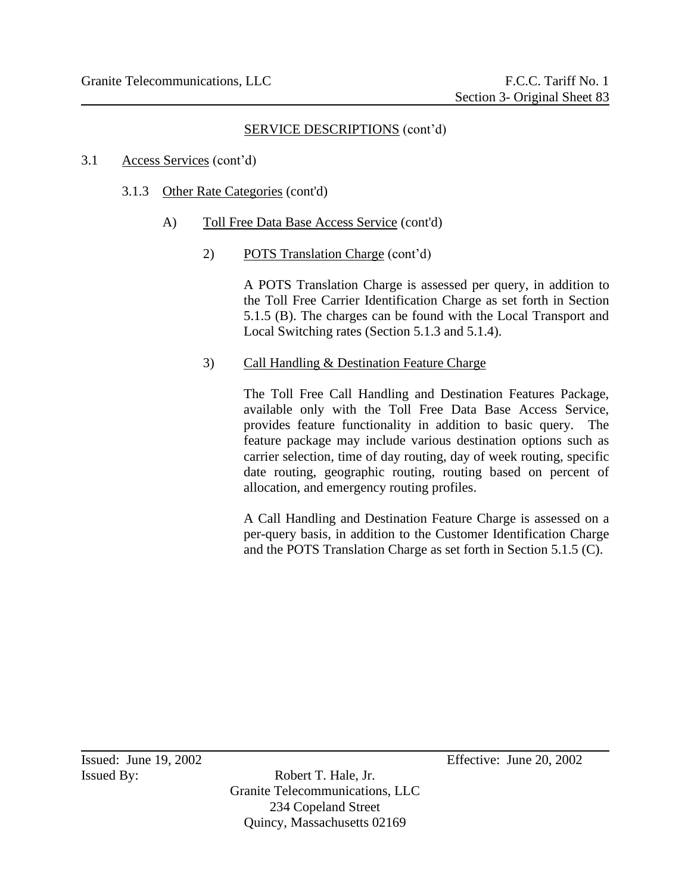## SERVICE DESCRIPTIONS (cont'd)

3.1 Access Services (cont'd)

3.1.3 Other Rate Categories (cont'd)

A) Toll Free Data Base Access Service (cont'd)

2) POTS Translation Charge (cont'd)

A POTS Translation Charge is assessed per query, in addition to the Toll Free Carrier Identification Charge as set forth in Section 5.1.5 (B). The charges can be found with the Local Transport and Local Switching rates (Section 5.1.3 and 5.1.4).

3) Call Handling & Destination Feature Charge

The Toll Free Call Handling and Destination Features Package, available only with the Toll Free Data Base Access Service, provides feature functionality in addition to basic query. The feature package may include various destination options such as carrier selection, time of day routing, day of week routing, specific date routing, geographic routing, routing based on percent of allocation, and emergency routing profiles.

A Call Handling and Destination Feature Charge is assessed on a per-query basis, in addition to the Customer Identification Charge and the POTS Translation Charge as set forth in Section 5.1.5 (C).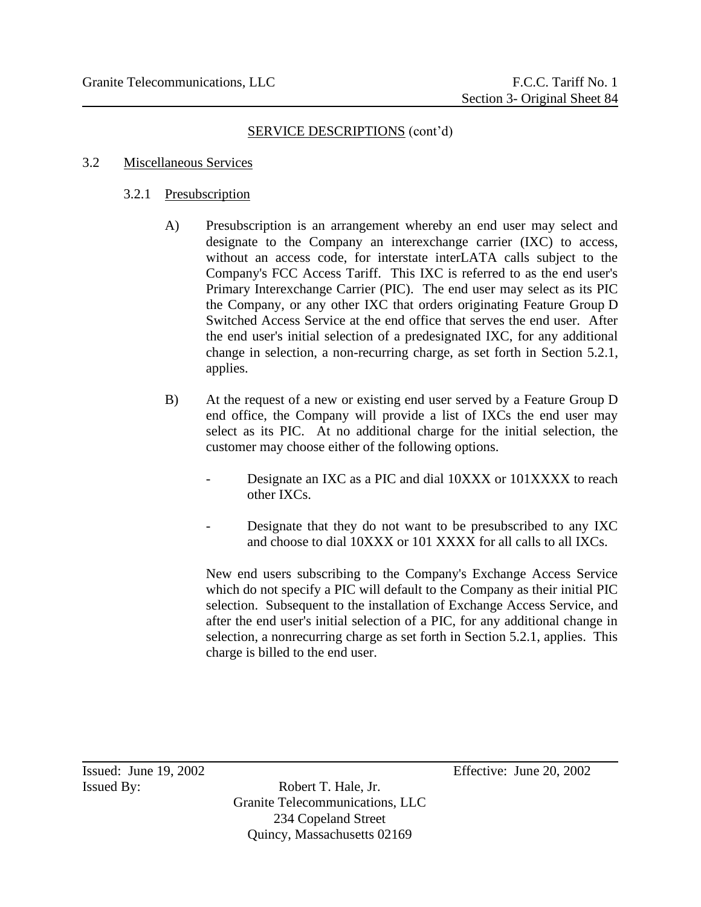## SERVICE DESCRIPTIONS (cont'd)

### 3.2 Miscellaneous Services

#### 3.2.1 Presubscription

A) Presubscription is an arrangement whereby an end user may select and designate to the Company an interexchange carrier (IXC) to access, without an access code, for interstate interLATA calls subject to the Company's FCC Access Tariff. This IXC is referred to as the end user's Primary Interexchange Carrier (PIC). The end user may select as its PIC the Company, or any other IXC that orders originating Feature Group D Switched Access Service at the end office that serves the end user. After the end user's initial selection of a predesignated IXC, for any additional change in selection, a non-recurring charge, as set forth in Section 5.2.1, applies.

B) At the request of a new or existing end user served by a Feature Group D end office, the Company will provide a list of IXCs the end user may select as its PIC. At no additional charge for the initial selection, the customer may choose either of the following options.

- Designate an IXC as a PIC and dial 10XXX or 101XXXX to reach other IXCs.
- Designate that they do not want to be presubscribed to any IXC and choose to dial 10XXX or 101 XXXX for all calls to all IXCs.

New end users subscribing to the Company's Exchange Access Service which do not specify a PIC will default to the Company as their initial PIC selection. Subsequent to the installation of Exchange Access Service, and after the end user's initial selection of a PIC, for any additional change in selection, a nonrecurring charge as set forth in Section 5.2.1, applies. This charge is billed to the end user.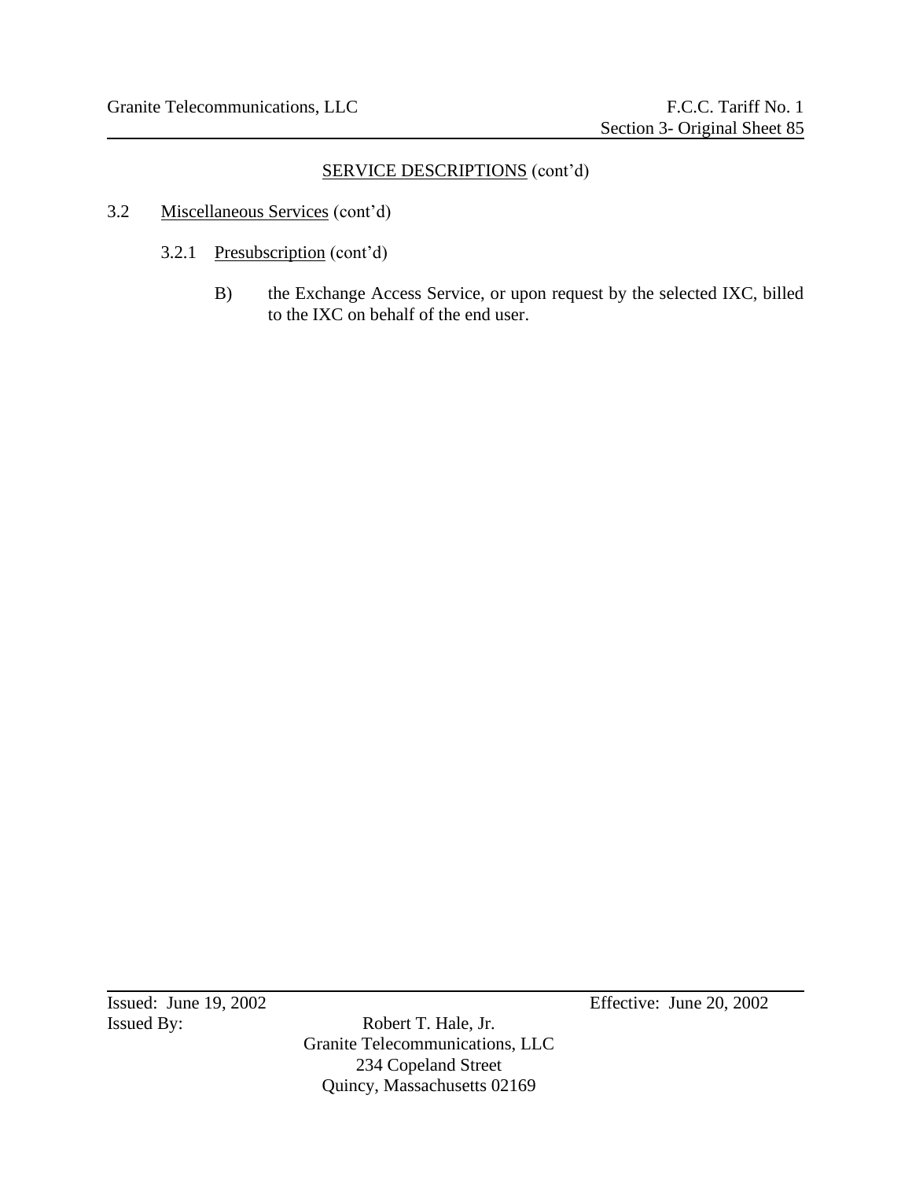SERVICE DESCRIPTIONS (cont'd)

3.2 Miscellaneous Services (cont'd)

3.2.1 Presubscription (cont'd)

B) the Exchange Access Service, or upon request by the selected IXC, billed to the IXC on behalf of the end user.

Issued: June 19, 2002 Effective: June 20, 2002

Issued By: Robert T. Hale, Jr.
Granite Telecommunications, LLC
234 Copeland Street
Quincy, Massachusetts 02169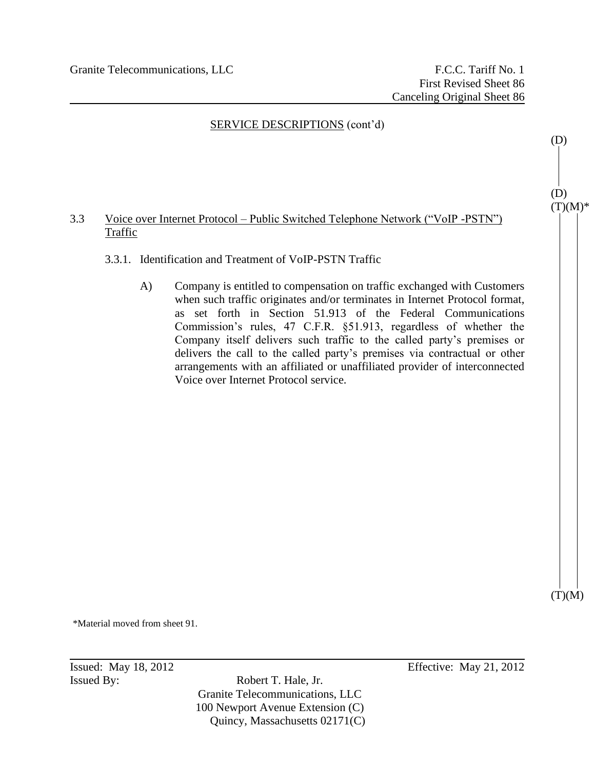SERVICE DESCRIPTIONS (cont'd)

(D)

(D)

(T)(M)*

## 3.3 Voice over Internet Protocol – Public Switched Telephone Network ("VoIP -PSTN") Traffic

### 3.3.1. Identification and Treatment of VoIP-PSTN Traffic

A) Company is entitled to compensation on traffic exchanged with Customers when such traffic originates and/or terminates in Internet Protocol format, as set forth in Section 51.913 of the Federal Communications Commission's rules, 47 C.F.R. §51.913, regardless of whether the Company itself delivers such traffic to the called party's premises or delivers the call to the called party's premises via contractual or other arrangements with an affiliated or unaffiliated provider of interconnected Voice over Internet Protocol service.

(T)(M)

*Material moved from sheet 91.

Issued: May 18, 2012

Effective: May 21, 2012

Issued By: Robert T. Hale, Jr.
Granite Telecommunications, LLC
100 Newport Avenue Extension (C)
Quincy, Massachusetts 02171(C)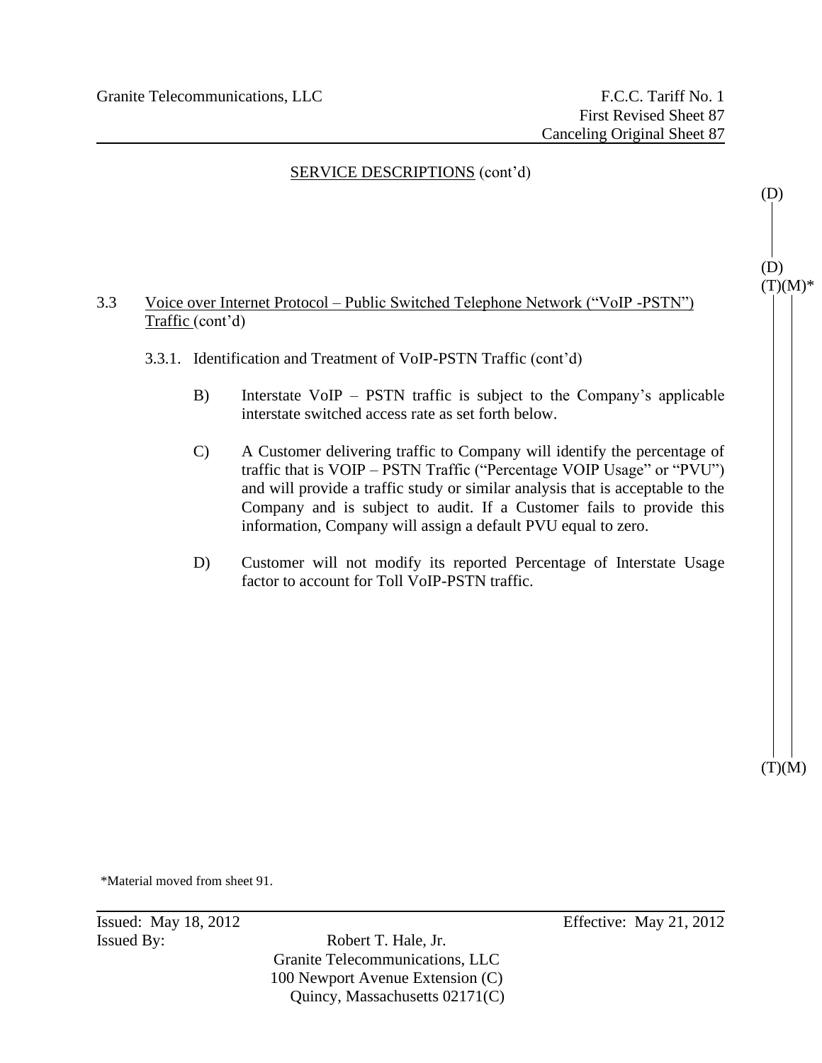Granite Telecommunications, LLC

F.C.C. Tariff No. 1
First Revised Sheet 87
Canceling Original Sheet 87

SERVICE DESCRIPTIONS (cont'd)

(D)

(D)
(T)(M)*

3.3 Voice over Internet Protocol – Public Switched Telephone Network ("VoIP -PSTN") Traffic (cont'd)

3.3.1. Identification and Treatment of VoIP-PSTN Traffic (cont'd)

B) Interstate VoIP – PSTN traffic is subject to the Company's applicable interstate switched access rate as set forth below.

C) A Customer delivering traffic to Company will identify the percentage of traffic that is VOIP – PSTN Traffic ("Percentage VOIP Usage" or "PVU") and will provide a traffic study or similar analysis that is acceptable to the Company and is subject to audit. If a Customer fails to provide this information, Company will assign a default PVU equal to zero.

D) Customer will not modify its reported Percentage of Interstate Usage factor to account for Toll VoIP-PSTN traffic.

(T)(M)

*Material moved from sheet 91.

Issued: May 18, 2012

Effective: May 21, 2012

Issued By: Robert T. Hale, Jr.
Granite Telecommunications, LLC
100 Newport Avenue Extension (C)
Quincy, Massachusetts 02171(C)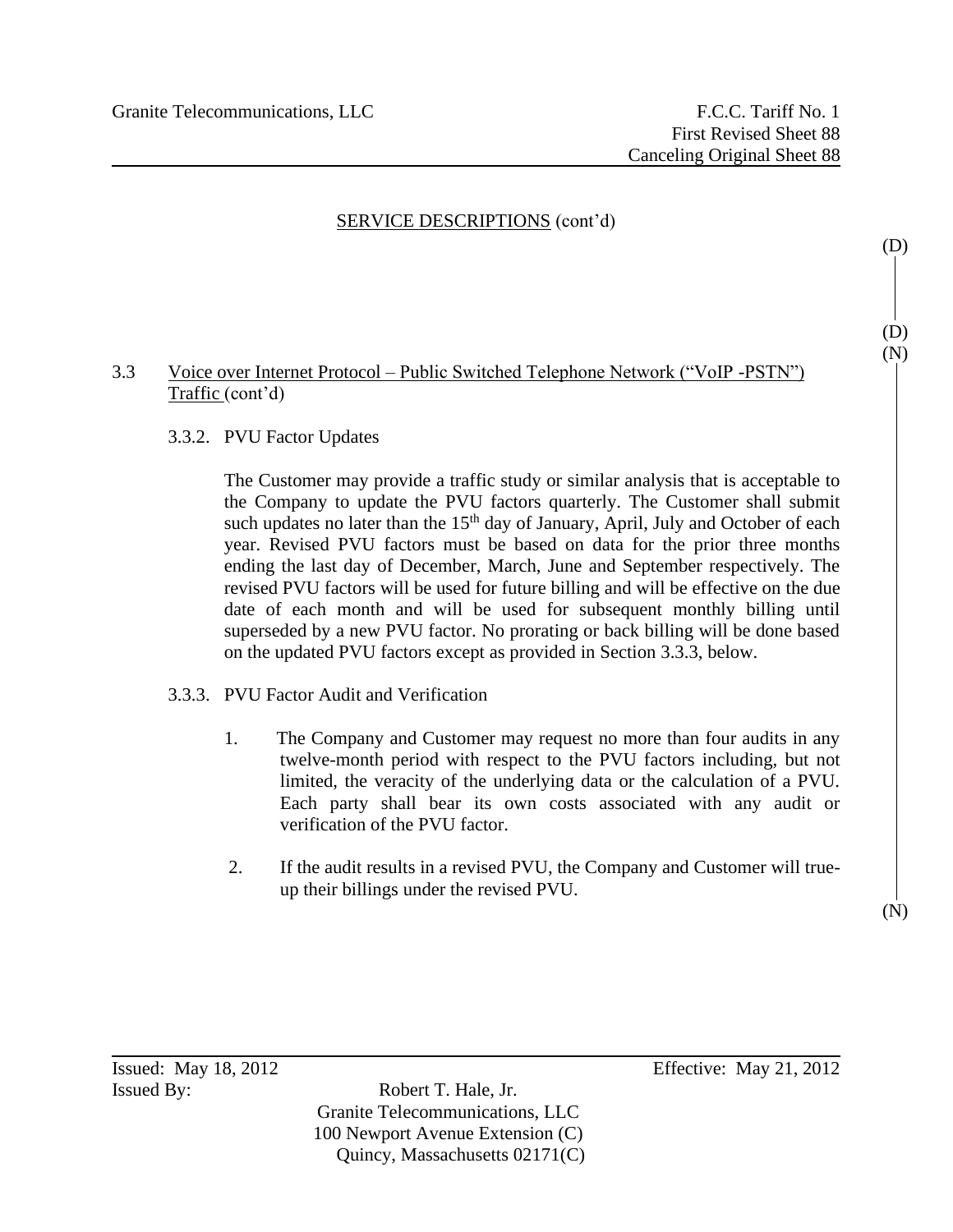SERVICE DESCRIPTIONS (cont'd)

(D)

(D)

(N)

3.3 Voice over Internet Protocol – Public Switched Telephone Network ("VoIP -PSTN") Traffic (cont'd)

3.3.2. PVU Factor Updates

The Customer may provide a traffic study or similar analysis that is acceptable to the Company to update the PVU factors quarterly. The Customer shall submit such updates no later than the 15th day of January, April, July and October of each year. Revised PVU factors must be based on data for the prior three months ending the last day of December, March, June and September respectively. The revised PVU factors will be used for future billing and will be effective on the due date of each month and will be used for subsequent monthly billing until superseded by a new PVU factor. No prorating or back billing will be done based on the updated PVU factors except as provided in Section 3.3.3, below.

3.3.3. PVU Factor Audit and Verification

1. The Company and Customer may request no more than four audits in any twelve-month period with respect to the PVU factors including, but not limited, the veracity of the underlying data or the calculation of a PVU. Each party shall bear its own costs associated with any audit or verification of the PVU factor.

2. If the audit results in a revised PVU, the Company and Customer will true-up their billings under the revised PVU.

(N)

Issued: May 18, 2012 Effective: May 21, 2012

Issued By: Robert T. Hale, Jr.
Granite Telecommunications, LLC
100 Newport Avenue Extension (C)
Quincy, Massachusetts 02171(C)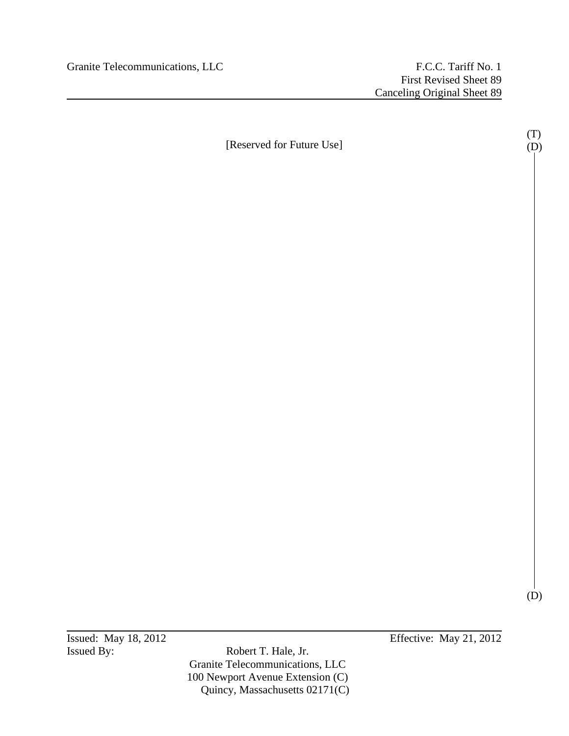[Reserved for Future Use] (T) (D)

(D)

Issued: May 18, 2012 Effective: May 21, 2012

Issued By: Robert T. Hale, Jr.
Granite Telecommunications, LLC
100 Newport Avenue Extension (C)
Quincy, Massachusetts 02171(C)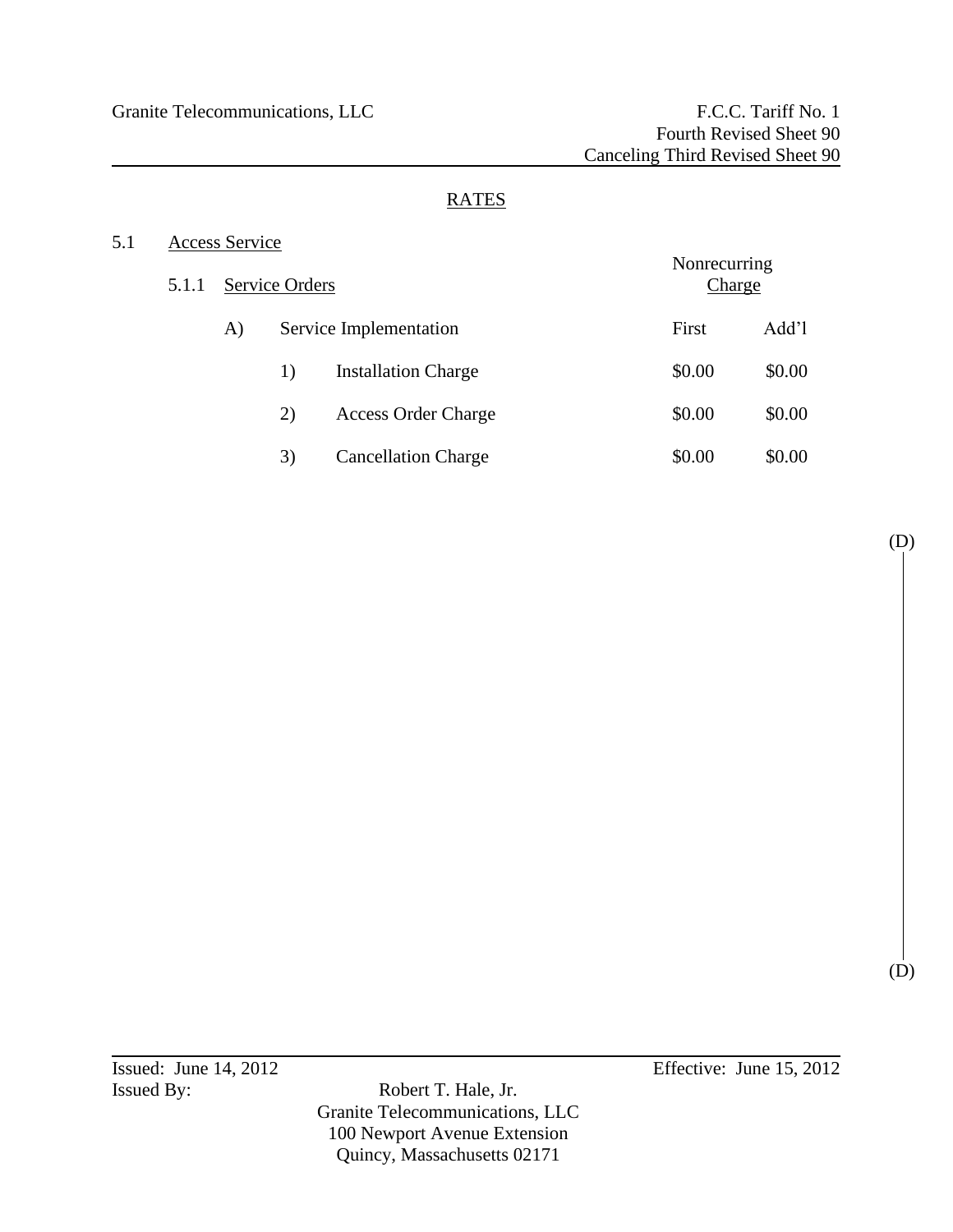Granite Telecommunications, LLC

F.C.C. Tariff No. 1
Fourth Revised Sheet 90
Canceling Third Revised Sheet 90

## RATES

5.1 Access Service

5.1.1 Service Orders

| | | Nonrecurring Charge | |
|---|---|---|---|
| A) | Service Implementation | First | Add'l |
| 1) | Installation Charge | $0.00 | $0.00 |
| 2) | Access Order Charge | $0.00 | $0.00 |
| 3) | Cancellation Charge | $0.00 | $0.00 |

(D)

(D)

Issued: June 14, 2012

Effective: June 15, 2012

Issued By:

Robert T. Hale, Jr.
Granite Telecommunications, LLC
100 Newport Avenue Extension
Quincy, Massachusetts 02171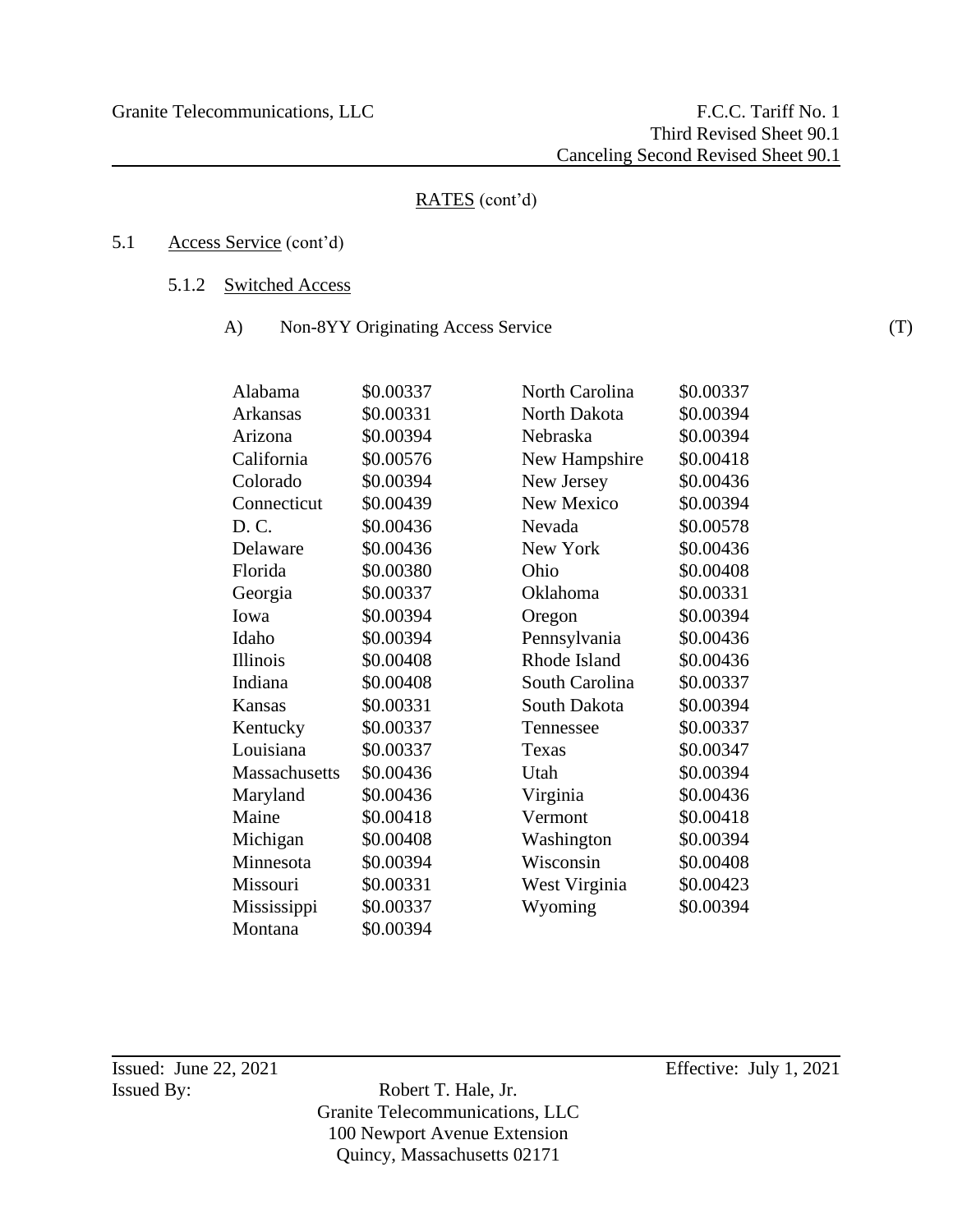RATES (cont'd)

5.1 Access Service (cont'd)

5.1.2 Switched Access

A) Non-8YY Originating Access Service (T)

| State | Rate | State | Rate |
|---|---|---|---|
| Alabama | $0.00337 | North Carolina | $0.00337 |
| Arkansas | $0.00331 | North Dakota | $0.00394 |
| Arizona | $0.00394 | Nebraska | $0.00394 |
| California | $0.00576 | New Hampshire | $0.00418 |
| Colorado | $0.00394 | New Jersey | $0.00436 |
| Connecticut | $0.00439 | New Mexico | $0.00394 |
| D. C. | $0.00436 | Nevada | $0.00578 |
| Delaware | $0.00436 | New York | $0.00436 |
| Florida | $0.00380 | Ohio | $0.00408 |
| Georgia | $0.00337 | Oklahoma | $0.00331 |
| Iowa | $0.00394 | Oregon | $0.00394 |
| Idaho | $0.00394 | Pennsylvania | $0.00436 |
| Illinois | $0.00408 | Rhode Island | $0.00436 |
| Indiana | $0.00408 | South Carolina | $0.00337 |
| Kansas | $0.00331 | South Dakota | $0.00394 |
| Kentucky | $0.00337 | Tennessee | $0.00337 |
| Louisiana | $0.00337 | Texas | $0.00347 |
| Massachusetts | $0.00436 | Utah | $0.00394 |
| Maryland | $0.00436 | Virginia | $0.00436 |
| Maine | $0.00418 | Vermont | $0.00418 |
| Michigan | $0.00408 | Washington | $0.00394 |
| Minnesota | $0.00394 | Wisconsin | $0.00408 |
| Missouri | $0.00331 | West Virginia | $0.00423 |
| Mississippi | $0.00337 | Wyoming | $0.00394 |
| Montana | $0.00394 | | |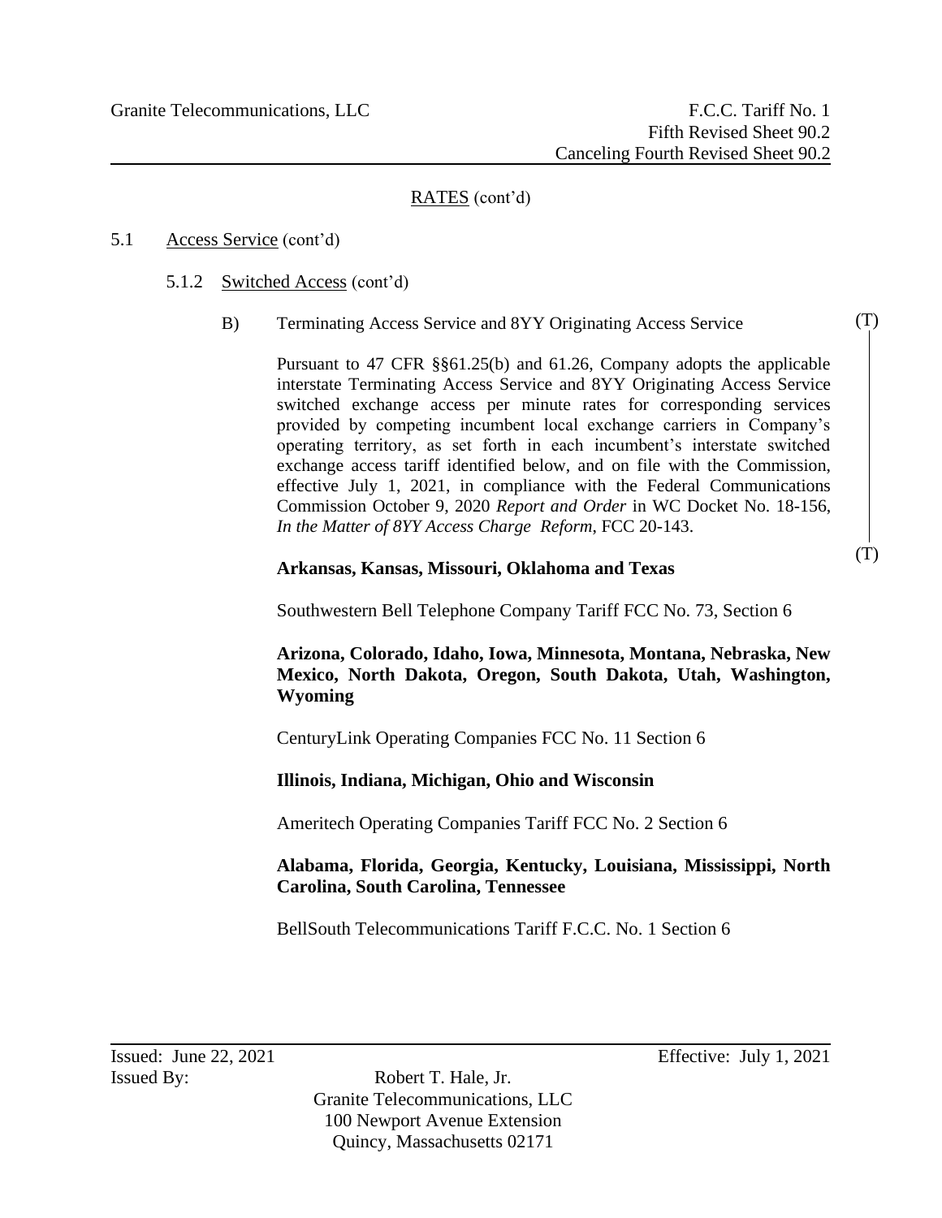## RATES (cont'd)

5.1 Access Service (cont'd)

5.1.2 Switched Access (cont'd)

B) Terminating Access Service and 8YY Originating Access Service (T)

Pursuant to 47 CFR §§61.25(b) and 61.26, Company adopts the applicable interstate Terminating Access Service and 8YY Originating Access Service switched exchange access per minute rates for corresponding services provided by competing incumbent local exchange carriers in Company's operating territory, as set forth in each incumbent's interstate switched exchange access tariff identified below, and on file with the Commission, effective July 1, 2021, in compliance with the Federal Communications Commission October 9, 2020 *Report and Order* in WC Docket No. 18-156, *In the Matter of 8YY Access Charge Reform*, FCC 20-143. (T)

**Arkansas, Kansas, Missouri, Oklahoma and Texas**

Southwestern Bell Telephone Company Tariff FCC No. 73, Section 6

**Arizona, Colorado, Idaho, Iowa, Minnesota, Montana, Nebraska, New Mexico, North Dakota, Oregon, South Dakota, Utah, Washington, Wyoming**

CenturyLink Operating Companies FCC No. 11 Section 6

**Illinois, Indiana, Michigan, Ohio and Wisconsin**

Ameritech Operating Companies Tariff FCC No. 2 Section 6

**Alabama, Florida, Georgia, Kentucky, Louisiana, Mississippi, North Carolina, South Carolina, Tennessee**

BellSouth Telecommunications Tariff F.C.C. No. 1 Section 6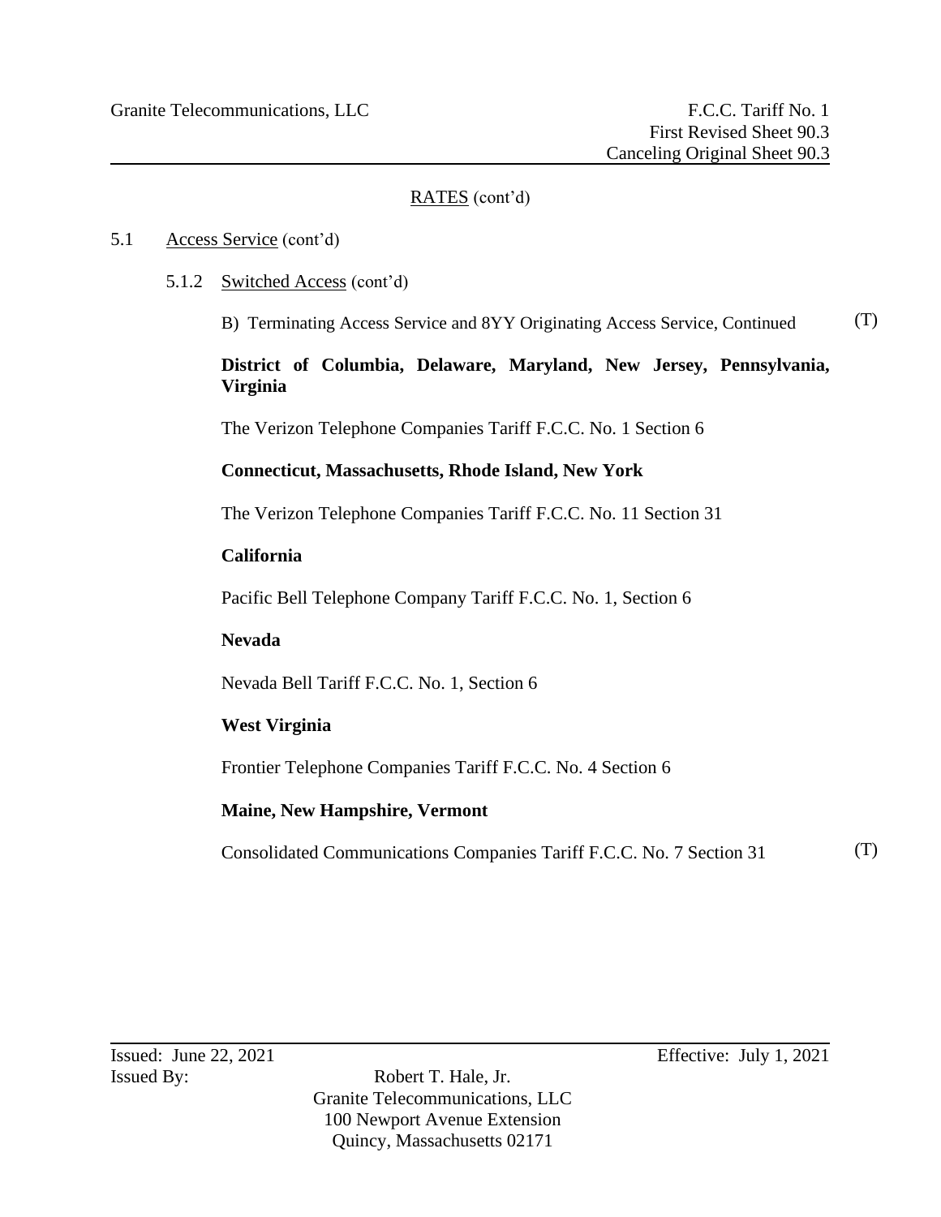RATES (cont'd)

5.1 Access Service (cont'd)

5.1.2 Switched Access (cont'd)

B) Terminating Access Service and 8YY Originating Access Service, Continued (T)

**District of Columbia, Delaware, Maryland, New Jersey, Pennsylvania, Virginia**

The Verizon Telephone Companies Tariff F.C.C. No. 1 Section 6

**Connecticut, Massachusetts, Rhode Island, New York**

The Verizon Telephone Companies Tariff F.C.C. No. 11 Section 31

**California**

Pacific Bell Telephone Company Tariff F.C.C. No. 1, Section 6

**Nevada**

Nevada Bell Tariff F.C.C. No. 1, Section 6

**West Virginia**

Frontier Telephone Companies Tariff F.C.C. No. 4 Section 6

**Maine, New Hampshire, Vermont**

Consolidated Communications Companies Tariff F.C.C. No. 7 Section 31 (T)

Issued: June 22, 2021 Effective: July 1, 2021

Issued By: Robert T. Hale, Jr.
Granite Telecommunications, LLC
100 Newport Avenue Extension
Quincy, Massachusetts 02171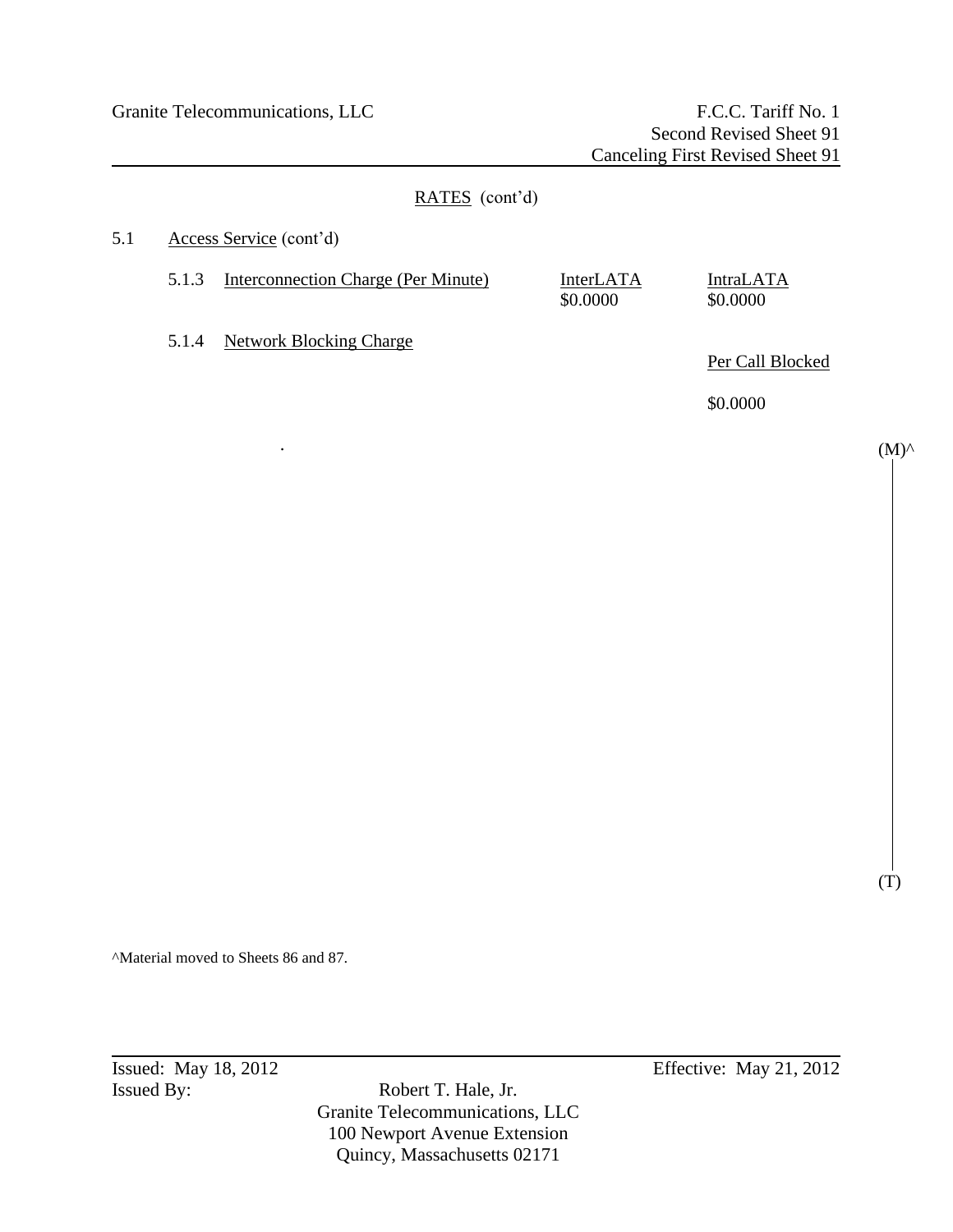Granite Telecommunications, LLC F.C.C. Tariff No. 1
Second Revised Sheet 91
Canceling First Revised Sheet 91

RATES (cont'd)

5.1 Access Service (cont'd)

5.1.3 Interconnection Charge (Per Minute)

| | InterLATA | IntraLATA |
|---|---|---|
| Interconnection Charge (Per Minute) | $0.0000 | $0.0000 |

5.1.4 Network Blocking Charge

| | Per Call Blocked |
|---|---|
| Network Blocking Charge | $0.0000 |

.

(M)^

(T)

^Material moved to Sheets 86 and 87.

Issued: May 18, 2012 Effective: May 21, 2012

Issued By: Robert T. Hale, Jr.
Granite Telecommunications, LLC
100 Newport Avenue Extension
Quincy, Massachusetts 02171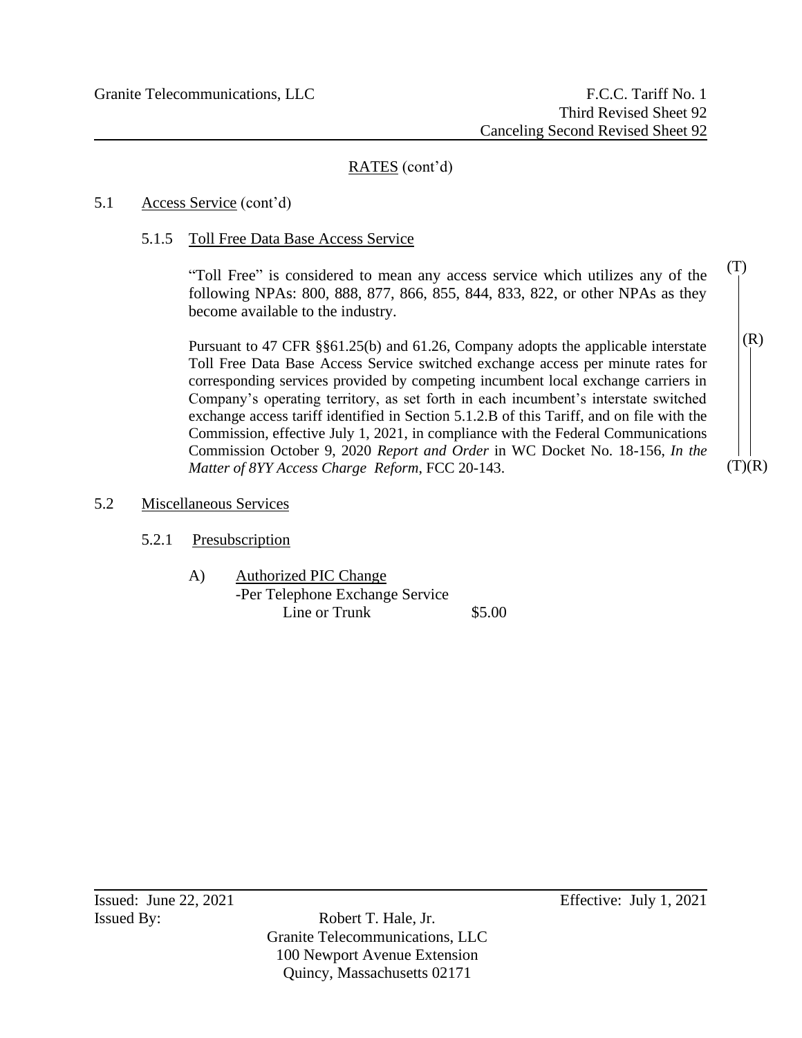RATES (cont'd)

5.1 Access Service (cont'd)

5.1.5 Toll Free Data Base Access Service

"Toll Free" is considered to mean any access service which utilizes any of the following NPAs: 800, 888, 877, 866, 855, 844, 833, 822, or other NPAs as they become available to the industry. (T)

Pursuant to 47 CFR §§61.25(b) and 61.26, Company adopts the applicable interstate Toll Free Data Base Access Service switched exchange access per minute rates for corresponding services provided by competing incumbent local exchange carriers in Company's operating territory, as set forth in each incumbent's interstate switched exchange access tariff identified in Section 5.1.2.B of this Tariff, and on file with the Commission, effective July 1, 2021, in compliance with the Federal Communications Commission October 9, 2020 *Report and Order* in WC Docket No. 18-156, *In the Matter of 8YY Access Charge Reform*, FCC 20-143. (R) (T)(R)

5.2 Miscellaneous Services

5.2.1 Presubscription

A) Authorized PIC Change
-Per Telephone Exchange Service
Line or Trunk $5.00

Issued: June 22, 2021 Effective: July 1, 2021

Issued By: Robert T. Hale, Jr.
Granite Telecommunications, LLC
100 Newport Avenue Extension
Quincy, Massachusetts 02171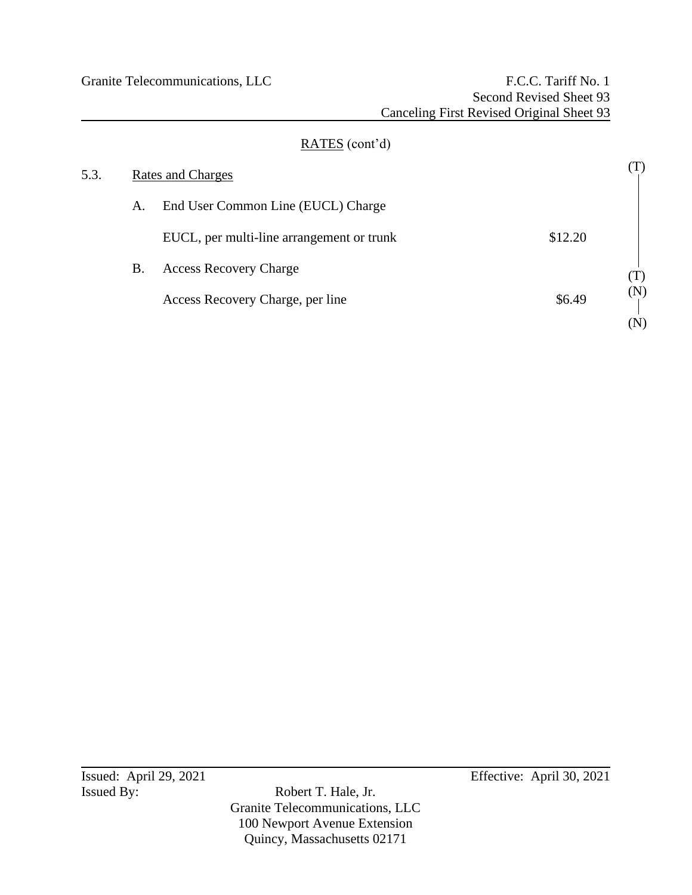## RATES (cont'd)

5.3. Rates and Charges (T)

A. End User Common Line (EUCL) Charge

| | |
|---|---|
| EUCL, per multi-line arrangement or trunk | $12.20 |

B. Access Recovery Charge (T)

| | |
|---|---|
| Access Recovery Charge, per line | $6.49 (N) |

(N)

Issued: April 29, 2021

Effective: April 30, 2021

Issued By: Robert T. Hale, Jr.
Granite Telecommunications, LLC
100 Newport Avenue Extension
Quincy, Massachusetts 02171